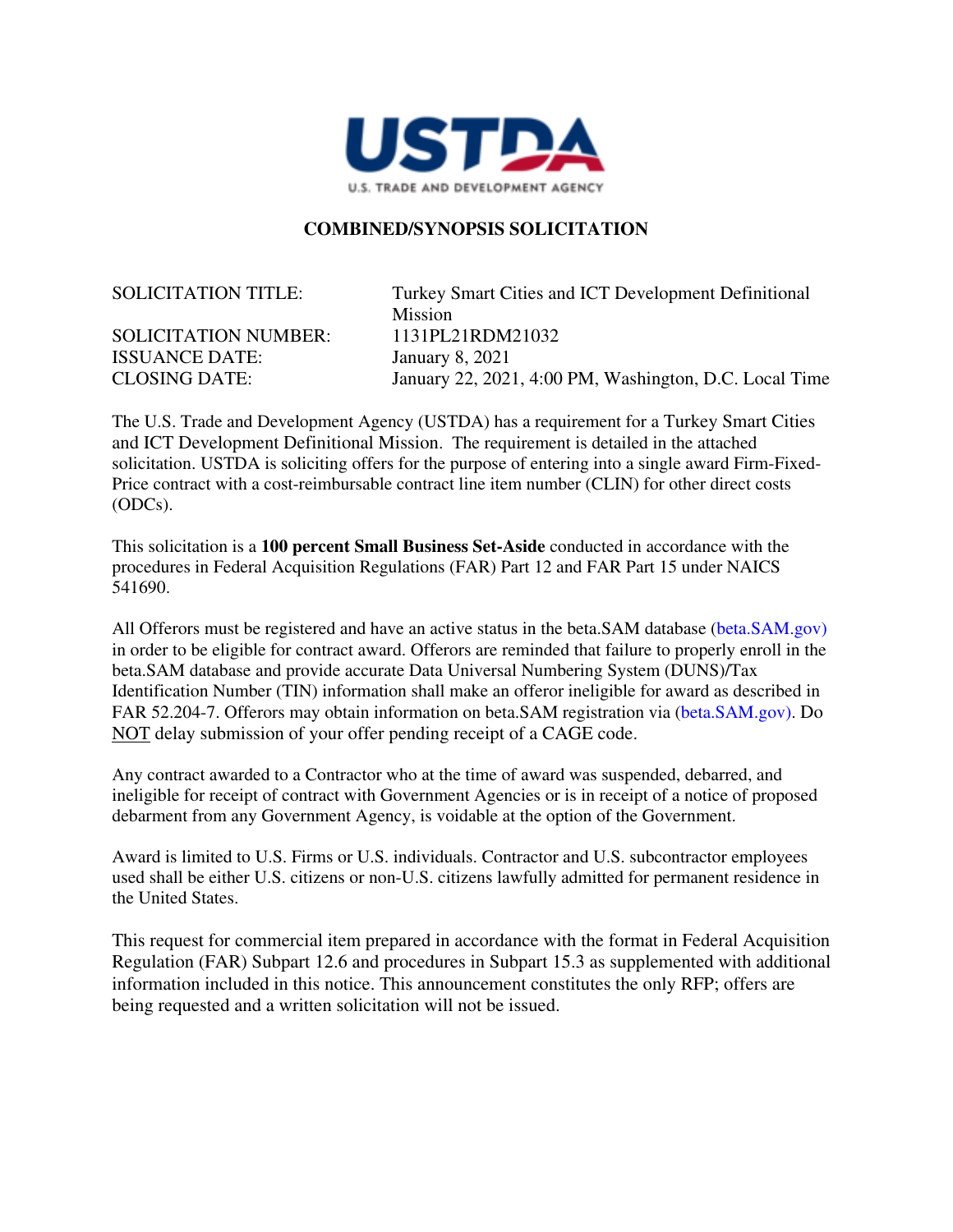USTDA

U.S. TRADE AND DEVELOPMENT AGENCY

# COMBINED/SYNOPSIS SOLICITATION

| | |
|---|---|
| SOLICITATION TITLE: | Turkey Smart Cities and ICT Development Definitional Mission |
| SOLICITATION NUMBER: | 1131PL21RDM21032 |
| ISSUANCE DATE: | January 8, 2021 |
| CLOSING DATE: | January 22, 2021, 4:00 PM, Washington, D.C. Local Time |

The U.S. Trade and Development Agency (USTDA) has a requirement for a Turkey Smart Cities and ICT Development Definitional Mission. The requirement is detailed in the attached solicitation. USTDA is soliciting offers for the purpose of entering into a single award Firm-Fixed-Price contract with a cost-reimbursable contract line item number (CLIN) for other direct costs (ODCs).

This solicitation is a **100 percent Small Business Set-Aside** conducted in accordance with the procedures in Federal Acquisition Regulations (FAR) Part 12 and FAR Part 15 under NAICS 541690.

All Offerors must be registered and have an active status in the beta.SAM database (beta.SAM.gov) in order to be eligible for contract award. Offerors are reminded that failure to properly enroll in the beta.SAM database and provide accurate Data Universal Numbering System (DUNS)/Tax Identification Number (TIN) information shall make an offeror ineligible for award as described in FAR 52.204-7. Offerors may obtain information on beta.SAM registration via (beta.SAM.gov). Do NOT delay submission of your offer pending receipt of a CAGE code.

Any contract awarded to a Contractor who at the time of award was suspended, debarred, and ineligible for receipt of contract with Government Agencies or is in receipt of a notice of proposed debarment from any Government Agency, is voidable at the option of the Government.

Award is limited to U.S. Firms or U.S. individuals. Contractor and U.S. subcontractor employees used shall be either U.S. citizens or non-U.S. citizens lawfully admitted for permanent residence in the United States.

This request for commercial item prepared in accordance with the format in Federal Acquisition Regulation (FAR) Subpart 12.6 and procedures in Subpart 15.3 as supplemented with additional information included in this notice. This announcement constitutes the only RFP; offers are being requested and a written solicitation will not be issued.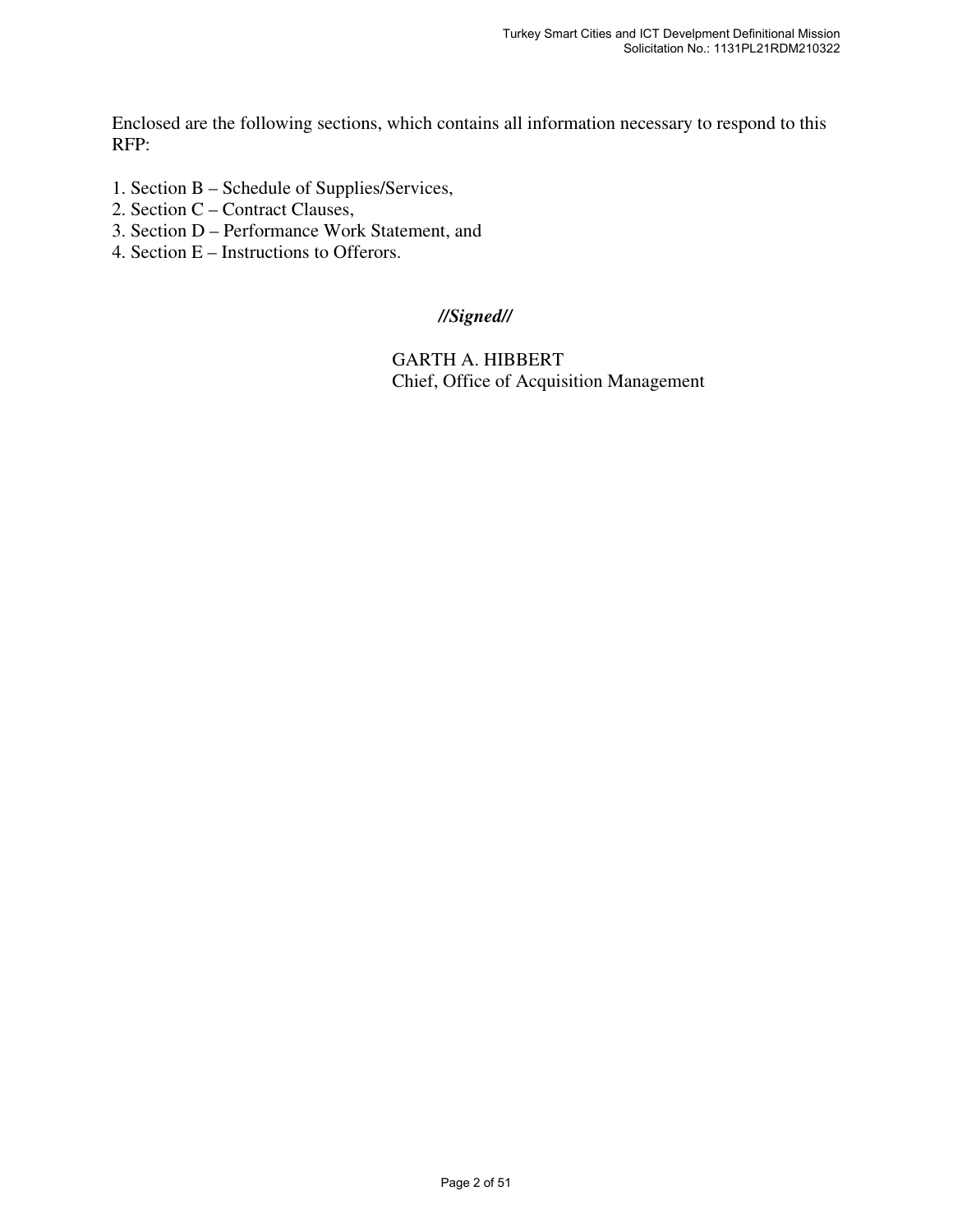Enclosed are the following sections, which contains all information necessary to respond to this RFP:

1. Section B – Schedule of Supplies/Services,
2. Section C – Contract Clauses,
3. Section D – Performance Work Statement, and
4. Section E – Instructions to Offerors.

***//Signed//***

GARTH A. HIBBERT
Chief, Office of Acquisition Management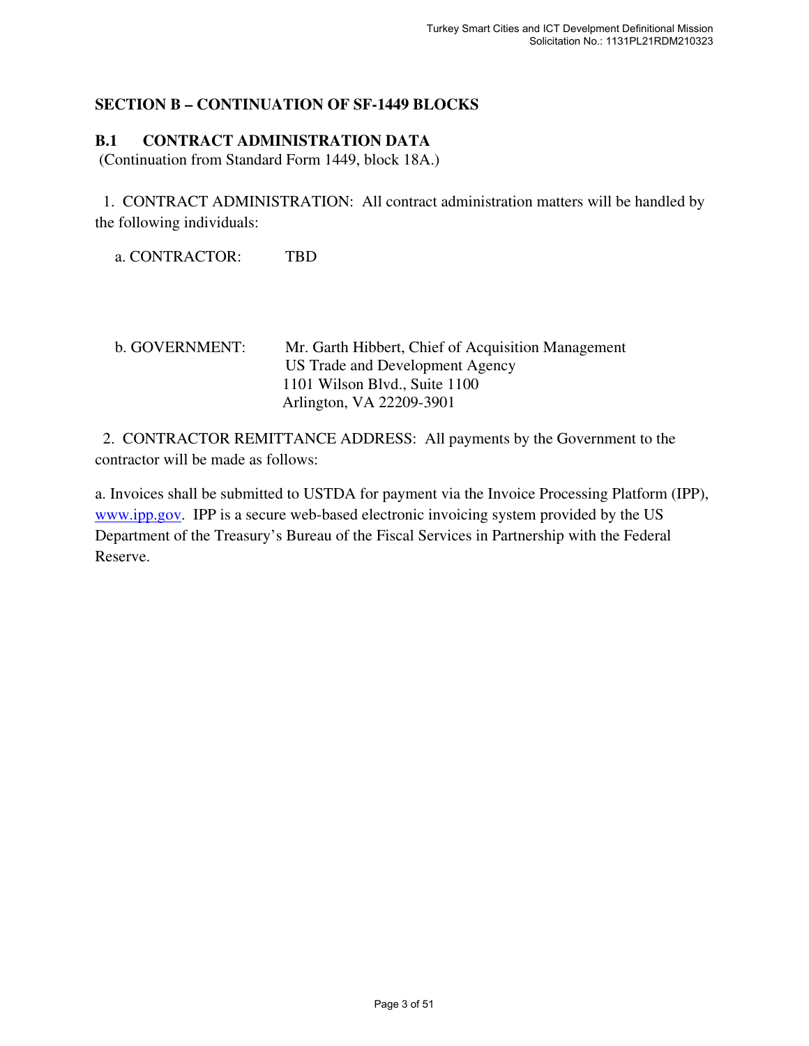## SECTION B – CONTINUATION OF SF-1449 BLOCKS

### B.1 CONTRACT ADMINISTRATION DATA

(Continuation from Standard Form 1449, block 18A.)

1. CONTRACT ADMINISTRATION: All contract administration matters will be handled by the following individuals:

a. CONTRACTOR: TBD

b. GOVERNMENT: Mr. Garth Hibbert, Chief of Acquisition Management
US Trade and Development Agency
1101 Wilson Blvd., Suite 1100
Arlington, VA 22209-3901

2. CONTRACTOR REMITTANCE ADDRESS: All payments by the Government to the contractor will be made as follows:

a. Invoices shall be submitted to USTDA for payment via the Invoice Processing Platform (IPP), www.ipp.gov. IPP is a secure web-based electronic invoicing system provided by the US Department of the Treasury's Bureau of the Fiscal Services in Partnership with the Federal Reserve.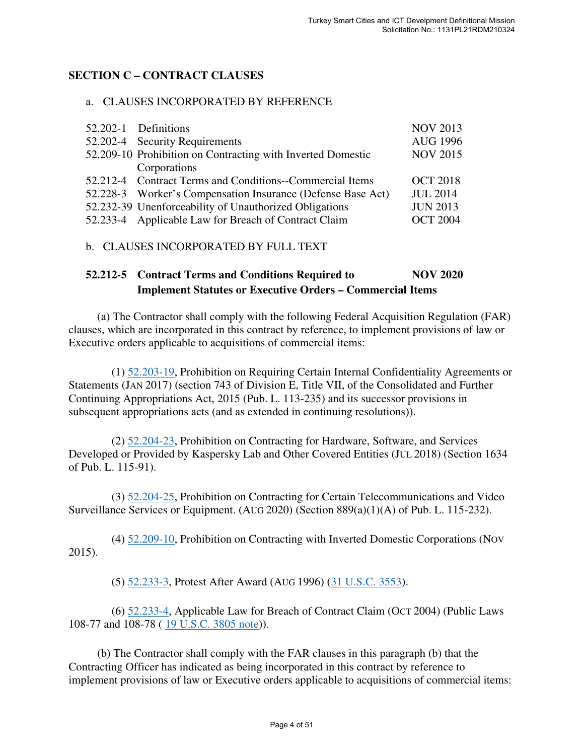## SECTION C – CONTRACT CLAUSES

a. CLAUSES INCORPORATED BY REFERENCE

| | | |
|---|---|---|
| 52.202-1 | Definitions | NOV 2013 |
| 52.202-4 | Security Requirements | AUG 1996 |
| 52.209-10 | Prohibition on Contracting with Inverted Domestic Corporations | NOV 2015 |
| 52.212-4 | Contract Terms and Conditions--Commercial Items | OCT 2018 |
| 52.228-3 | Worker's Compensation Insurance (Defense Base Act) | JUL 2014 |
| 52.232-39 | Unenforceability of Unauthorized Obligations | JUN 2013 |
| 52.233-4 | Applicable Law for Breach of Contract Claim | OCT 2004 |

b. CLAUSES INCORPORATED BY FULL TEXT

### 52.212-5 Contract Terms and Conditions Required to Implement Statutes or Executive Orders – Commercial Items NOV 2020

(a) The Contractor shall comply with the following Federal Acquisition Regulation (FAR) clauses, which are incorporated in this contract by reference, to implement provisions of law or Executive orders applicable to acquisitions of commercial items:

(1) 52.203-19, Prohibition on Requiring Certain Internal Confidentiality Agreements or Statements (JAN 2017) (section 743 of Division E, Title VII, of the Consolidated and Further Continuing Appropriations Act, 2015 (Pub. L. 113-235) and its successor provisions in subsequent appropriations acts (and as extended in continuing resolutions)).

(2) 52.204-23, Prohibition on Contracting for Hardware, Software, and Services Developed or Provided by Kaspersky Lab and Other Covered Entities (JUL 2018) (Section 1634 of Pub. L. 115-91).

(3) 52.204-25, Prohibition on Contracting for Certain Telecommunications and Video Surveillance Services or Equipment. (AUG 2020) (Section 889(a)(1)(A) of Pub. L. 115-232).

(4) 52.209-10, Prohibition on Contracting with Inverted Domestic Corporations (NOV 2015).

(5) 52.233-3, Protest After Award (AUG 1996) (31 U.S.C. 3553).

(6) 52.233-4, Applicable Law for Breach of Contract Claim (OCT 2004) (Public Laws 108-77 and 108-78 ( 19 U.S.C. 3805 note)).

(b) The Contractor shall comply with the FAR clauses in this paragraph (b) that the Contracting Officer has indicated as being incorporated in this contract by reference to implement provisions of law or Executive orders applicable to acquisitions of commercial items: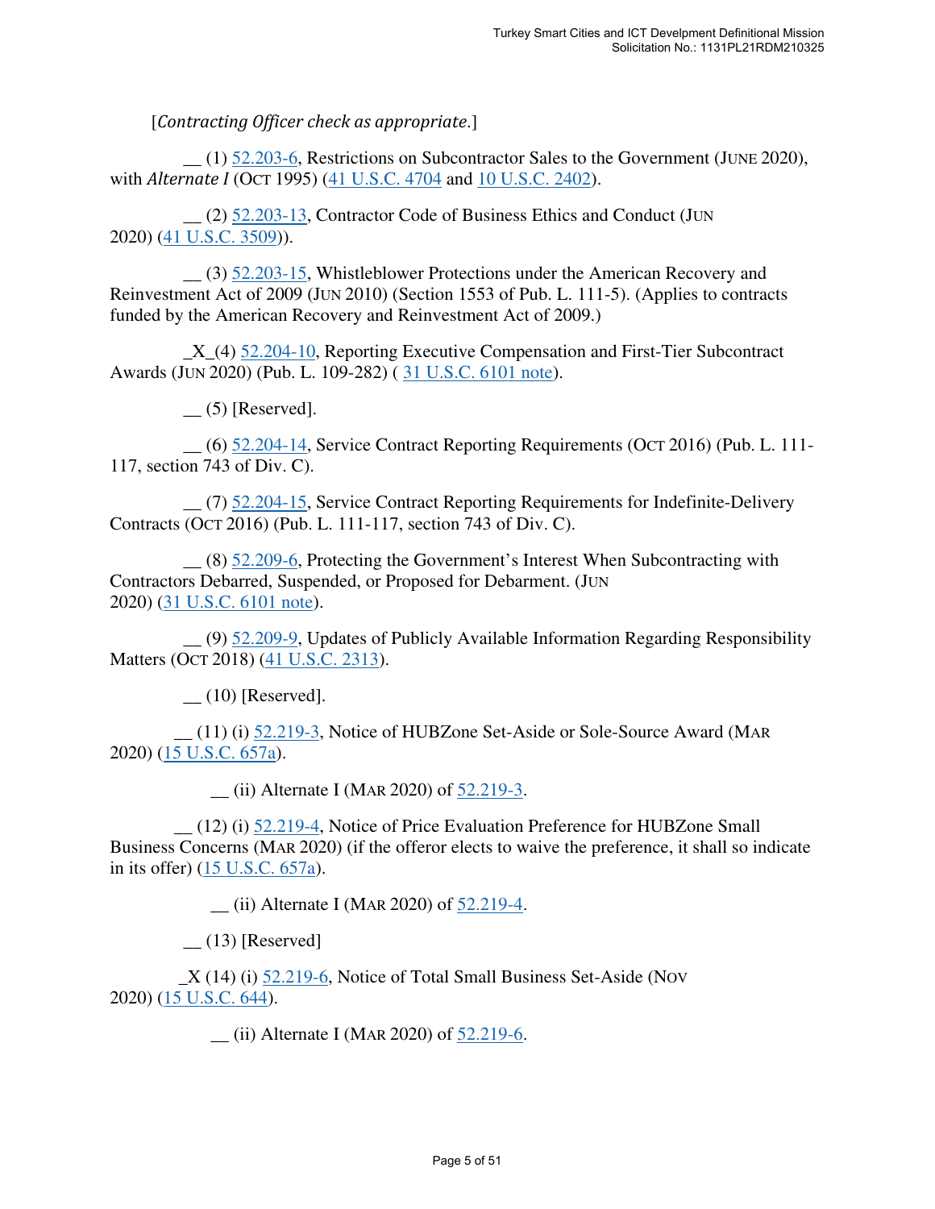[*Contracting Officer check as appropriate*.]

__ (1) 52.203-6, Restrictions on Subcontractor Sales to the Government (JUNE 2020), with *Alternate I* (OCT 1995) (41 U.S.C. 4704 and 10 U.S.C. 2402).

__ (2) 52.203-13, Contractor Code of Business Ethics and Conduct (JUN 2020) (41 U.S.C. 3509)).

__ (3) 52.203-15, Whistleblower Protections under the American Recovery and Reinvestment Act of 2009 (JUN 2010) (Section 1553 of Pub. L. 111-5). (Applies to contracts funded by the American Recovery and Reinvestment Act of 2009.)

_X_(4) 52.204-10, Reporting Executive Compensation and First-Tier Subcontract Awards (JUN 2020) (Pub. L. 109-282) ( 31 U.S.C. 6101 note).

__ (5) [Reserved].

__ (6) 52.204-14, Service Contract Reporting Requirements (OCT 2016) (Pub. L. 111-117, section 743 of Div. C).

__ (7) 52.204-15, Service Contract Reporting Requirements for Indefinite-Delivery Contracts (OCT 2016) (Pub. L. 111-117, section 743 of Div. C).

__ (8) 52.209-6, Protecting the Government's Interest When Subcontracting with Contractors Debarred, Suspended, or Proposed for Debarment. (JUN 2020) (31 U.S.C. 6101 note).

__ (9) 52.209-9, Updates of Publicly Available Information Regarding Responsibility Matters (OCT 2018) (41 U.S.C. 2313).

__ (10) [Reserved].

__ (11) (i) 52.219-3, Notice of HUBZone Set-Aside or Sole-Source Award (MAR 2020) (15 U.S.C. 657a).

__ (ii) Alternate I (MAR 2020) of 52.219-3.

__ (12) (i) 52.219-4, Notice of Price Evaluation Preference for HUBZone Small Business Concerns (MAR 2020) (if the offeror elects to waive the preference, it shall so indicate in its offer) (15 U.S.C. 657a).

__ (ii) Alternate I (MAR 2020) of 52.219-4.

__ (13) [Reserved]

_X (14) (i) 52.219-6, Notice of Total Small Business Set-Aside (NOV 2020) (15 U.S.C. 644).

__ (ii) Alternate I (MAR 2020) of 52.219-6.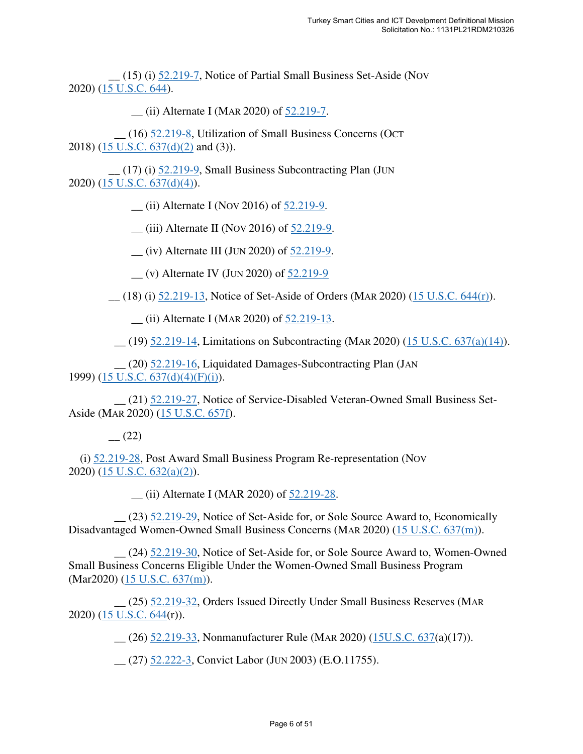__ (15) (i) 52.219-7, Notice of Partial Small Business Set-Aside (NOV 2020) (15 U.S.C. 644).

__ (ii) Alternate I (MAR 2020) of 52.219-7.

__ (16) 52.219-8, Utilization of Small Business Concerns (OCT 2018) (15 U.S.C. 637(d)(2) and (3)).

__ (17) (i) 52.219-9, Small Business Subcontracting Plan (JUN 2020) (15 U.S.C. 637(d)(4)).

__ (ii) Alternate I (NOV 2016) of 52.219-9.

__ (iii) Alternate II (NOV 2016) of 52.219-9.

__ (iv) Alternate III (JUN 2020) of 52.219-9.

__ (v) Alternate IV (JUN 2020) of 52.219-9

__ (18) (i) 52.219-13, Notice of Set-Aside of Orders (MAR 2020) (15 U.S.C. 644(r)).

__ (ii) Alternate I (MAR 2020) of 52.219-13.

__ (19) 52.219-14, Limitations on Subcontracting (MAR 2020) (15 U.S.C. 637(a)(14)).

__ (20) 52.219-16, Liquidated Damages-Subcontracting Plan (JAN 1999) (15 U.S.C. 637(d)(4)(F)(i)).

__ (21) 52.219-27, Notice of Service-Disabled Veteran-Owned Small Business Set-Aside (MAR 2020) (15 U.S.C. 657f).

__ (22)

(i) 52.219-28, Post Award Small Business Program Re-representation (NOV 2020) (15 U.S.C. 632(a)(2)).

__ (ii) Alternate I (MAR 2020) of 52.219-28.

__ (23) 52.219-29, Notice of Set-Aside for, or Sole Source Award to, Economically Disadvantaged Women-Owned Small Business Concerns (MAR 2020) (15 U.S.C. 637(m)).

__ (24) 52.219-30, Notice of Set-Aside for, or Sole Source Award to, Women-Owned Small Business Concerns Eligible Under the Women-Owned Small Business Program (Mar2020) (15 U.S.C. 637(m)).

__ (25) 52.219-32, Orders Issued Directly Under Small Business Reserves (MAR 2020) (15 U.S.C. 644(r)).

__ (26) 52.219-33, Nonmanufacturer Rule (MAR 2020) (15U.S.C. 637(a)(17)).

__ (27) 52.222-3, Convict Labor (JUN 2003) (E.O.11755).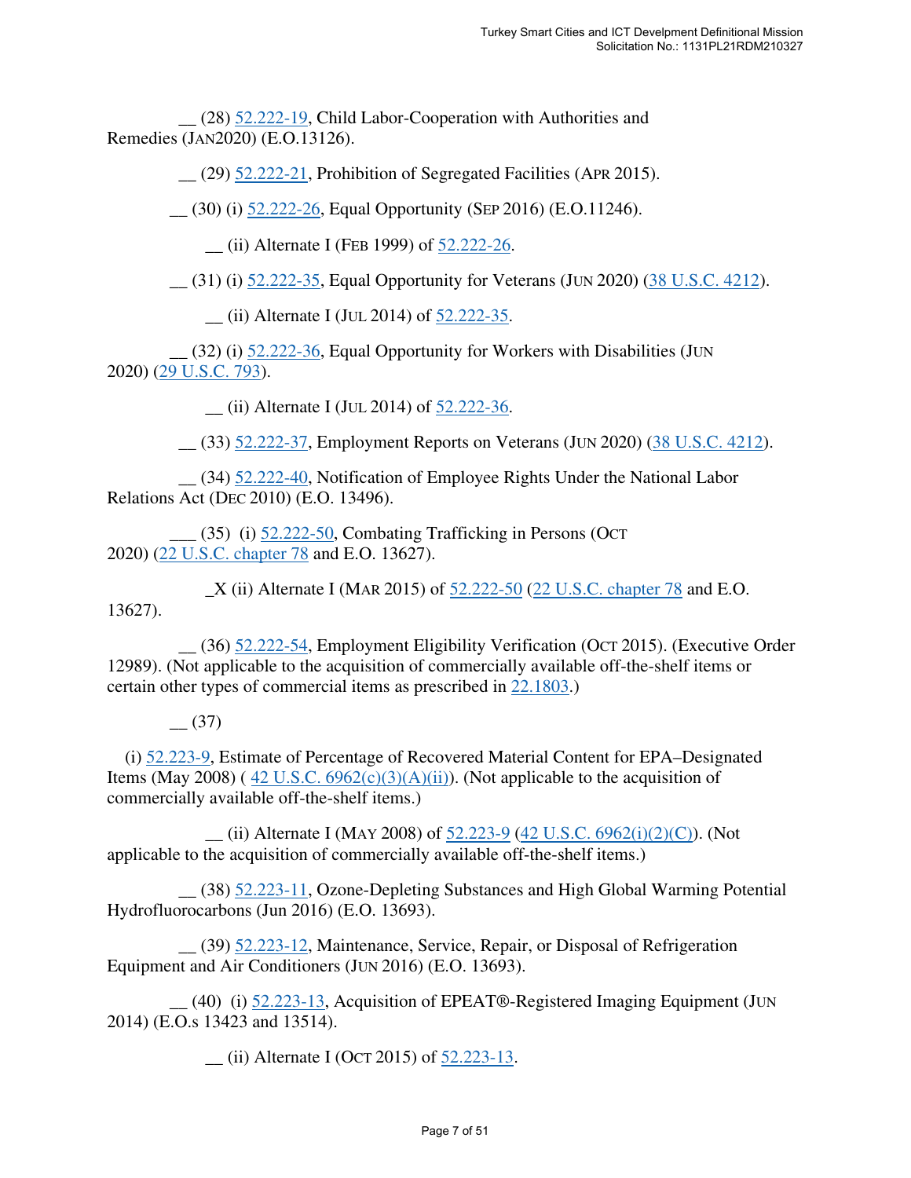__ (28) 52.222-19, Child Labor-Cooperation with Authorities and Remedies (JAN2020) (E.O.13126).

__ (29) 52.222-21, Prohibition of Segregated Facilities (APR 2015).

__ (30) (i) 52.222-26, Equal Opportunity (SEP 2016) (E.O.11246).

__ (ii) Alternate I (FEB 1999) of 52.222-26.

__ (31) (i) 52.222-35, Equal Opportunity for Veterans (JUN 2020) (38 U.S.C. 4212).

__ (ii) Alternate I (JUL 2014) of 52.222-35.

__ (32) (i) 52.222-36, Equal Opportunity for Workers with Disabilities (JUN 2020) (29 U.S.C. 793).

__ (ii) Alternate I (JUL 2014) of 52.222-36.

__ (33) 52.222-37, Employment Reports on Veterans (JUN 2020) (38 U.S.C. 4212).

__ (34) 52.222-40, Notification of Employee Rights Under the National Labor Relations Act (DEC 2010) (E.O. 13496).

___ (35) (i) 52.222-50, Combating Trafficking in Persons (OCT 2020) (22 U.S.C. chapter 78 and E.O. 13627).

_X (ii) Alternate I (MAR 2015) of 52.222-50 (22 U.S.C. chapter 78 and E.O. 13627).

__ (36) 52.222-54, Employment Eligibility Verification (OCT 2015). (Executive Order 12989). (Not applicable to the acquisition of commercially available off-the-shelf items or certain other types of commercial items as prescribed in 22.1803.)

__ (37)

(i) 52.223-9, Estimate of Percentage of Recovered Material Content for EPA–Designated Items (May 2008) ( 42 U.S.C. 6962(c)(3)(A)(ii)). (Not applicable to the acquisition of commercially available off-the-shelf items.)

__ (ii) Alternate I (MAY 2008) of 52.223-9 (42 U.S.C. 6962(i)(2)(C)). (Not applicable to the acquisition of commercially available off-the-shelf items.)

__ (38) 52.223-11, Ozone-Depleting Substances and High Global Warming Potential Hydrofluorocarbons (Jun 2016) (E.O. 13693).

__ (39) 52.223-12, Maintenance, Service, Repair, or Disposal of Refrigeration Equipment and Air Conditioners (JUN 2016) (E.O. 13693).

__ (40) (i) 52.223-13, Acquisition of EPEAT®-Registered Imaging Equipment (JUN 2014) (E.O.s 13423 and 13514).

__ (ii) Alternate I (OCT 2015) of 52.223-13.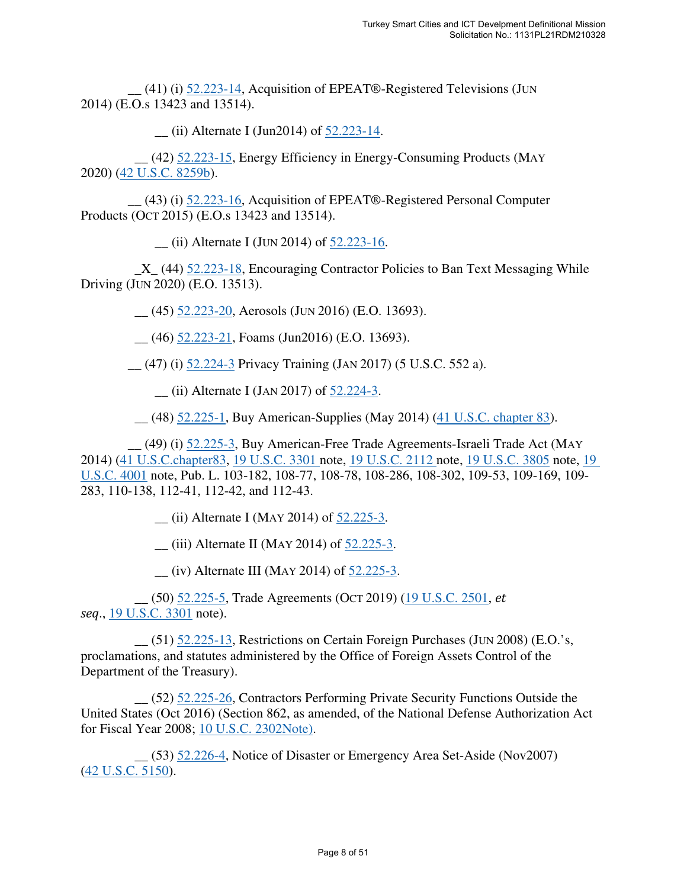__ (41) (i) 52.223-14, Acquisition of EPEAT®-Registered Televisions (JUN 2014) (E.O.s 13423 and 13514).

__ (ii) Alternate I (Jun2014) of 52.223-14.

__ (42) 52.223-15, Energy Efficiency in Energy-Consuming Products (MAY 2020) (42 U.S.C. 8259b).

__ (43) (i) 52.223-16, Acquisition of EPEAT®-Registered Personal Computer Products (OCT 2015) (E.O.s 13423 and 13514).

__ (ii) Alternate I (JUN 2014) of 52.223-16.

_X_ (44) 52.223-18, Encouraging Contractor Policies to Ban Text Messaging While Driving (JUN 2020) (E.O. 13513).

__ (45) 52.223-20, Aerosols (JUN 2016) (E.O. 13693).

__ (46) 52.223-21, Foams (Jun2016) (E.O. 13693).

__ (47) (i) 52.224-3 Privacy Training (JAN 2017) (5 U.S.C. 552 a).

__ (ii) Alternate I (JAN 2017) of 52.224-3.

__ (48) 52.225-1, Buy American-Supplies (May 2014) (41 U.S.C. chapter 83).

__ (49) (i) 52.225-3, Buy American-Free Trade Agreements-Israeli Trade Act (MAY 2014) (41 U.S.C.chapter83, 19 U.S.C. 3301 note, 19 U.S.C. 2112 note, 19 U.S.C. 3805 note, 19 U.S.C. 4001 note, Pub. L. 103-182, 108-77, 108-78, 108-286, 108-302, 109-53, 109-169, 109-283, 110-138, 112-41, 112-42, and 112-43.

__ (ii) Alternate I (MAY 2014) of 52.225-3.

__ (iii) Alternate II (MAY 2014) of 52.225-3.

__ (iv) Alternate III (MAY 2014) of 52.225-3.

__ (50) 52.225-5, Trade Agreements (OCT 2019) (19 U.S.C. 2501, *et seq*., 19 U.S.C. 3301 note).

__ (51) 52.225-13, Restrictions on Certain Foreign Purchases (JUN 2008) (E.O.'s, proclamations, and statutes administered by the Office of Foreign Assets Control of the Department of the Treasury).

__ (52) 52.225-26, Contractors Performing Private Security Functions Outside the United States (Oct 2016) (Section 862, as amended, of the National Defense Authorization Act for Fiscal Year 2008; 10 U.S.C. 2302Note).

__ (53) 52.226-4, Notice of Disaster or Emergency Area Set-Aside (Nov2007) (42 U.S.C. 5150).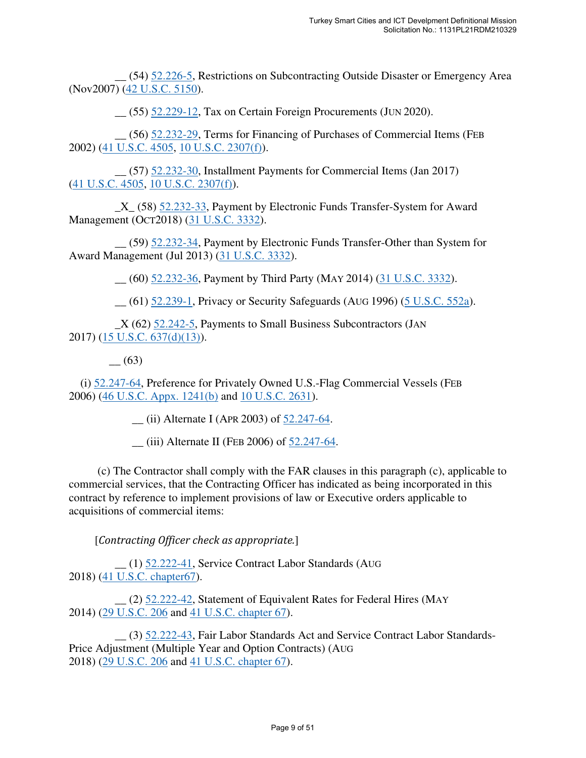__ (54) 52.226-5, Restrictions on Subcontracting Outside Disaster or Emergency Area (Nov2007) (42 U.S.C. 5150).

__ (55) 52.229-12, Tax on Certain Foreign Procurements (JUN 2020).

__ (56) 52.232-29, Terms for Financing of Purchases of Commercial Items (FEB 2002) (41 U.S.C. 4505, 10 U.S.C. 2307(f)).

__ (57) 52.232-30, Installment Payments for Commercial Items (Jan 2017) (41 U.S.C. 4505, 10 U.S.C. 2307(f)).

_X_ (58) 52.232-33, Payment by Electronic Funds Transfer-System for Award Management (OCT2018) (31 U.S.C. 3332).

__ (59) 52.232-34, Payment by Electronic Funds Transfer-Other than System for Award Management (Jul 2013) (31 U.S.C. 3332).

__ (60) 52.232-36, Payment by Third Party (MAY 2014) (31 U.S.C. 3332).

__ (61) 52.239-1, Privacy or Security Safeguards (AUG 1996) (5 U.S.C. 552a).

_X (62) 52.242-5, Payments to Small Business Subcontractors (JAN 2017) (15 U.S.C. 637(d)(13)).

__ (63)

(i) 52.247-64, Preference for Privately Owned U.S.-Flag Commercial Vessels (FEB 2006) (46 U.S.C. Appx. 1241(b) and 10 U.S.C. 2631).

__ (ii) Alternate I (APR 2003) of 52.247-64.

__ (iii) Alternate II (FEB 2006) of 52.247-64.

(c) The Contractor shall comply with the FAR clauses in this paragraph (c), applicable to commercial services, that the Contracting Officer has indicated as being incorporated in this contract by reference to implement provisions of law or Executive orders applicable to acquisitions of commercial items:

[*Contracting Officer check as appropriate.*]

__ (1) 52.222-41, Service Contract Labor Standards (AUG 2018) (41 U.S.C. chapter67).

__ (2) 52.222-42, Statement of Equivalent Rates for Federal Hires (MAY 2014) (29 U.S.C. 206 and 41 U.S.C. chapter 67).

__ (3) 52.222-43, Fair Labor Standards Act and Service Contract Labor Standards-Price Adjustment (Multiple Year and Option Contracts) (AUG 2018) (29 U.S.C. 206 and 41 U.S.C. chapter 67).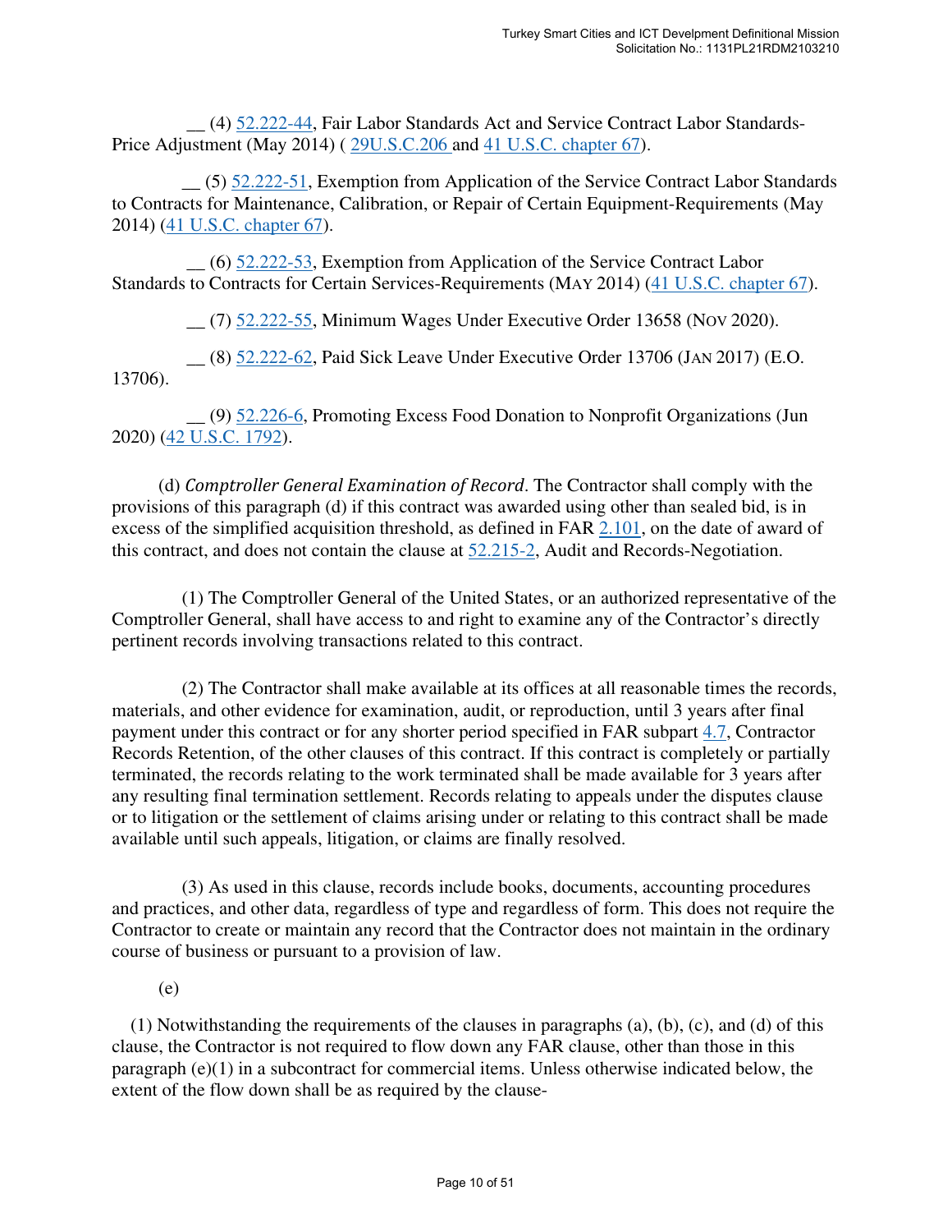__ (4) 52.222-44, Fair Labor Standards Act and Service Contract Labor Standards-Price Adjustment (May 2014) ( 29U.S.C.206 and 41 U.S.C. chapter 67).

__ (5) 52.222-51, Exemption from Application of the Service Contract Labor Standards to Contracts for Maintenance, Calibration, or Repair of Certain Equipment-Requirements (May 2014) (41 U.S.C. chapter 67).

__ (6) 52.222-53, Exemption from Application of the Service Contract Labor Standards to Contracts for Certain Services-Requirements (MAY 2014) (41 U.S.C. chapter 67).

__ (7) 52.222-55, Minimum Wages Under Executive Order 13658 (NOV 2020).

__ (8) 52.222-62, Paid Sick Leave Under Executive Order 13706 (JAN 2017) (E.O. 13706).

__ (9) 52.226-6, Promoting Excess Food Donation to Nonprofit Organizations (Jun 2020) (42 U.S.C. 1792).

(d) *Comptroller General Examination of Record*. The Contractor shall comply with the provisions of this paragraph (d) if this contract was awarded using other than sealed bid, is in excess of the simplified acquisition threshold, as defined in FAR 2.101, on the date of award of this contract, and does not contain the clause at 52.215-2, Audit and Records-Negotiation.

(1) The Comptroller General of the United States, or an authorized representative of the Comptroller General, shall have access to and right to examine any of the Contractor's directly pertinent records involving transactions related to this contract.

(2) The Contractor shall make available at its offices at all reasonable times the records, materials, and other evidence for examination, audit, or reproduction, until 3 years after final payment under this contract or for any shorter period specified in FAR subpart 4.7, Contractor Records Retention, of the other clauses of this contract. If this contract is completely or partially terminated, the records relating to the work terminated shall be made available for 3 years after any resulting final termination settlement. Records relating to appeals under the disputes clause or to litigation or the settlement of claims arising under or relating to this contract shall be made available until such appeals, litigation, or claims are finally resolved.

(3) As used in this clause, records include books, documents, accounting procedures and practices, and other data, regardless of type and regardless of form. This does not require the Contractor to create or maintain any record that the Contractor does not maintain in the ordinary course of business or pursuant to a provision of law.

(e)

(1) Notwithstanding the requirements of the clauses in paragraphs (a), (b), (c), and (d) of this clause, the Contractor is not required to flow down any FAR clause, other than those in this paragraph (e)(1) in a subcontract for commercial items. Unless otherwise indicated below, the extent of the flow down shall be as required by the clause-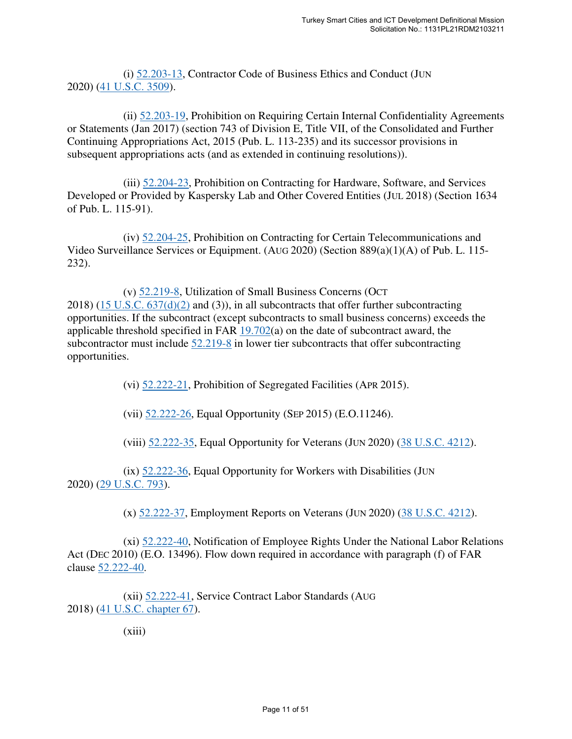(i) 52.203-13, Contractor Code of Business Ethics and Conduct (JUN 2020) (41 U.S.C. 3509).

(ii) 52.203-19, Prohibition on Requiring Certain Internal Confidentiality Agreements or Statements (Jan 2017) (section 743 of Division E, Title VII, of the Consolidated and Further Continuing Appropriations Act, 2015 (Pub. L. 113-235) and its successor provisions in subsequent appropriations acts (and as extended in continuing resolutions)).

(iii) 52.204-23, Prohibition on Contracting for Hardware, Software, and Services Developed or Provided by Kaspersky Lab and Other Covered Entities (JUL 2018) (Section 1634 of Pub. L. 115-91).

(iv) 52.204-25, Prohibition on Contracting for Certain Telecommunications and Video Surveillance Services or Equipment. (AUG 2020) (Section 889(a)(1)(A) of Pub. L. 115-232).

(v) 52.219-8, Utilization of Small Business Concerns (OCT 2018) (15 U.S.C. 637(d)(2) and (3)), in all subcontracts that offer further subcontracting opportunities. If the subcontract (except subcontracts to small business concerns) exceeds the applicable threshold specified in FAR 19.702(a) on the date of subcontract award, the subcontractor must include 52.219-8 in lower tier subcontracts that offer subcontracting opportunities.

(vi) 52.222-21, Prohibition of Segregated Facilities (APR 2015).

(vii) 52.222-26, Equal Opportunity (SEP 2015) (E.O.11246).

(viii) 52.222-35, Equal Opportunity for Veterans (JUN 2020) (38 U.S.C. 4212).

(ix) 52.222-36, Equal Opportunity for Workers with Disabilities (JUN 2020) (29 U.S.C. 793).

(x) 52.222-37, Employment Reports on Veterans (JUN 2020) (38 U.S.C. 4212).

(xi) 52.222-40, Notification of Employee Rights Under the National Labor Relations Act (DEC 2010) (E.O. 13496). Flow down required in accordance with paragraph (f) of FAR clause 52.222-40.

(xii) 52.222-41, Service Contract Labor Standards (AUG 2018) (41 U.S.C. chapter 67).

(xiii)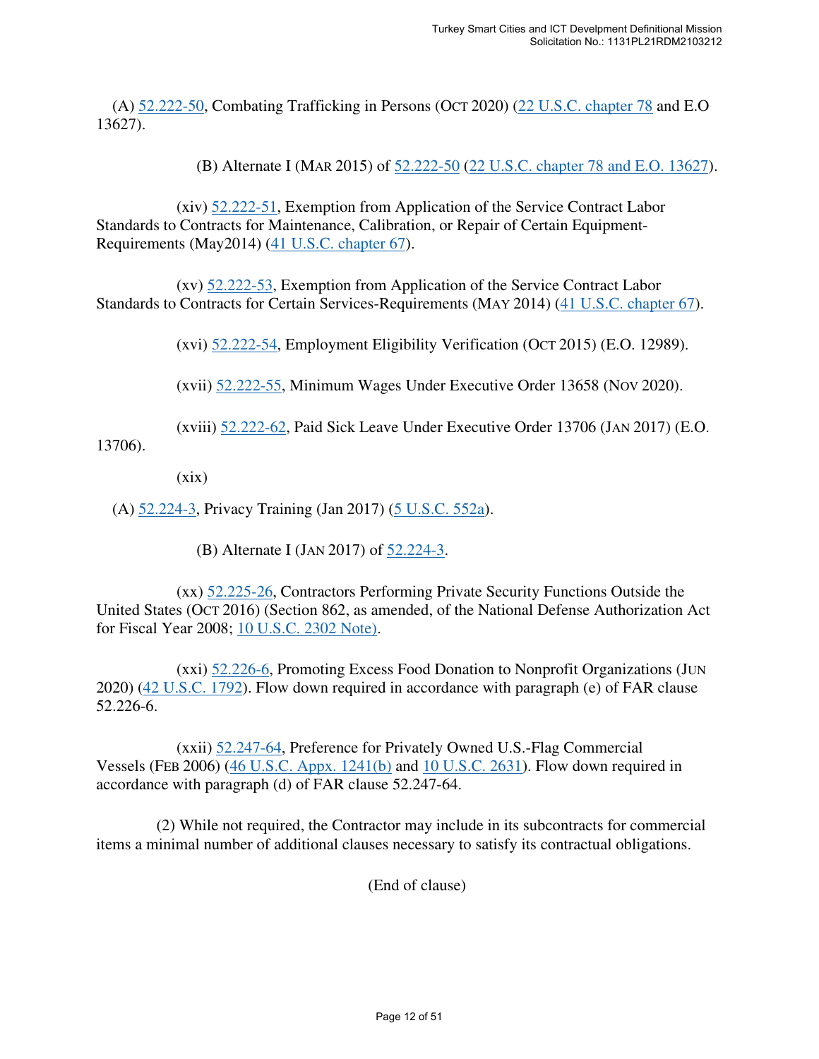(A) 52.222-50, Combating Trafficking in Persons (OCT 2020) (22 U.S.C. chapter 78 and E.O 13627).

(B) Alternate I (MAR 2015) of 52.222-50 (22 U.S.C. chapter 78 and E.O. 13627).

(xiv) 52.222-51, Exemption from Application of the Service Contract Labor Standards to Contracts for Maintenance, Calibration, or Repair of Certain Equipment-Requirements (May2014) (41 U.S.C. chapter 67).

(xv) 52.222-53, Exemption from Application of the Service Contract Labor Standards to Contracts for Certain Services-Requirements (MAY 2014) (41 U.S.C. chapter 67).

(xvi) 52.222-54, Employment Eligibility Verification (OCT 2015) (E.O. 12989).

(xvii) 52.222-55, Minimum Wages Under Executive Order 13658 (NOV 2020).

(xviii) 52.222-62, Paid Sick Leave Under Executive Order 13706 (JAN 2017) (E.O. 13706).

(xix)

(A) 52.224-3, Privacy Training (Jan 2017) (5 U.S.C. 552a).

(B) Alternate I (JAN 2017) of 52.224-3.

(xx) 52.225-26, Contractors Performing Private Security Functions Outside the United States (OCT 2016) (Section 862, as amended, of the National Defense Authorization Act for Fiscal Year 2008; 10 U.S.C. 2302 Note).

(xxi) 52.226-6, Promoting Excess Food Donation to Nonprofit Organizations (JUN 2020) (42 U.S.C. 1792). Flow down required in accordance with paragraph (e) of FAR clause 52.226-6.

(xxii) 52.247-64, Preference for Privately Owned U.S.-Flag Commercial Vessels (FEB 2006) (46 U.S.C. Appx. 1241(b) and 10 U.S.C. 2631). Flow down required in accordance with paragraph (d) of FAR clause 52.247-64.

(2) While not required, the Contractor may include in its subcontracts for commercial items a minimal number of additional clauses necessary to satisfy its contractual obligations.

(End of clause)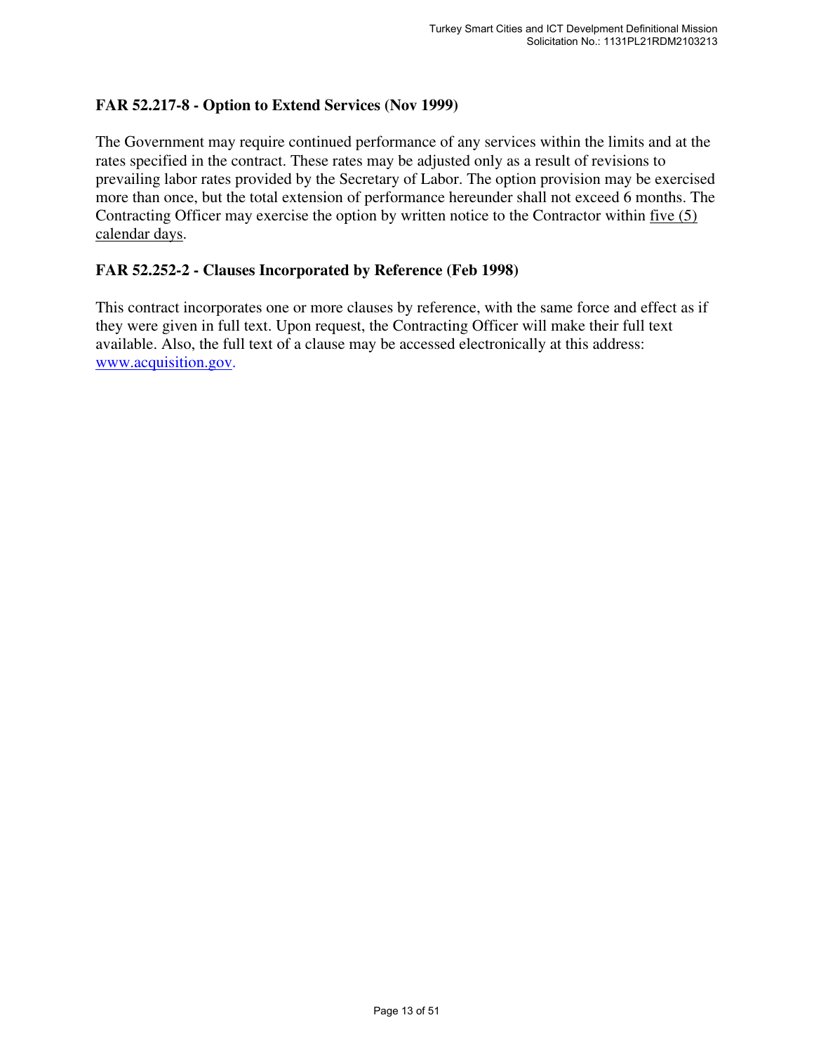### FAR 52.217-8 - Option to Extend Services (Nov 1999)

The Government may require continued performance of any services within the limits and at the rates specified in the contract. These rates may be adjusted only as a result of revisions to prevailing labor rates provided by the Secretary of Labor. The option provision may be exercised more than once, but the total extension of performance hereunder shall not exceed 6 months. The Contracting Officer may exercise the option by written notice to the Contractor within five (5) calendar days.

### FAR 52.252-2 - Clauses Incorporated by Reference (Feb 1998)

This contract incorporates one or more clauses by reference, with the same force and effect as if they were given in full text. Upon request, the Contracting Officer will make their full text available. Also, the full text of a clause may be accessed electronically at this address: [www.acquisition.gov](http://www.acquisition.gov).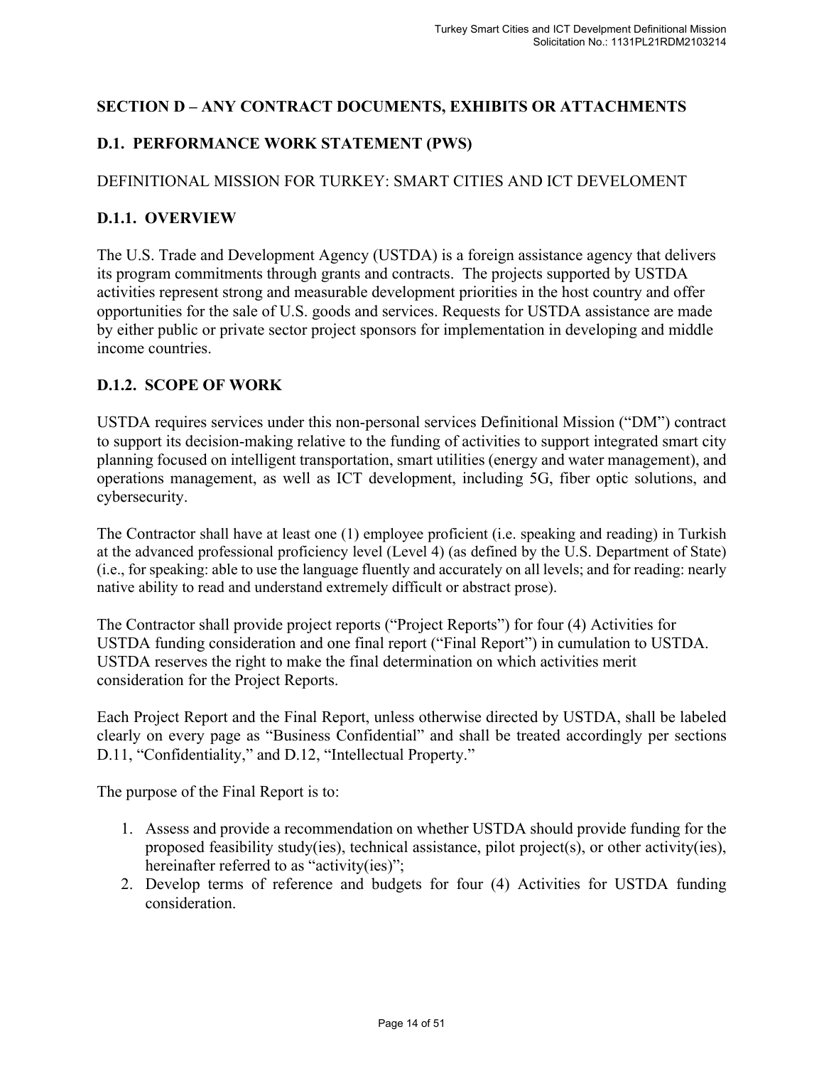## SECTION D – ANY CONTRACT DOCUMENTS, EXHIBITS OR ATTACHMENTS

### D.1. PERFORMANCE WORK STATEMENT (PWS)

DEFINITIONAL MISSION FOR TURKEY: SMART CITIES AND ICT DEVELOMENT

### D.1.1. OVERVIEW

The U.S. Trade and Development Agency (USTDA) is a foreign assistance agency that delivers its program commitments through grants and contracts. The projects supported by USTDA activities represent strong and measurable development priorities in the host country and offer opportunities for the sale of U.S. goods and services. Requests for USTDA assistance are made by either public or private sector project sponsors for implementation in developing and middle income countries.

### D.1.2. SCOPE OF WORK

USTDA requires services under this non-personal services Definitional Mission ("DM") contract to support its decision-making relative to the funding of activities to support integrated smart city planning focused on intelligent transportation, smart utilities (energy and water management), and operations management, as well as ICT development, including 5G, fiber optic solutions, and cybersecurity.

The Contractor shall have at least one (1) employee proficient (i.e. speaking and reading) in Turkish at the advanced professional proficiency level (Level 4) (as defined by the U.S. Department of State) (i.e., for speaking: able to use the language fluently and accurately on all levels; and for reading: nearly native ability to read and understand extremely difficult or abstract prose).

The Contractor shall provide project reports ("Project Reports") for four (4) Activities for USTDA funding consideration and one final report ("Final Report") in cumulation to USTDA. USTDA reserves the right to make the final determination on which activities merit consideration for the Project Reports.

Each Project Report and the Final Report, unless otherwise directed by USTDA, shall be labeled clearly on every page as "Business Confidential" and shall be treated accordingly per sections D.11, "Confidentiality," and D.12, "Intellectual Property."

The purpose of the Final Report is to:

1. Assess and provide a recommendation on whether USTDA should provide funding for the proposed feasibility study(ies), technical assistance, pilot project(s), or other activity(ies), hereinafter referred to as "activity(ies)";
2. Develop terms of reference and budgets for four (4) Activities for USTDA funding consideration.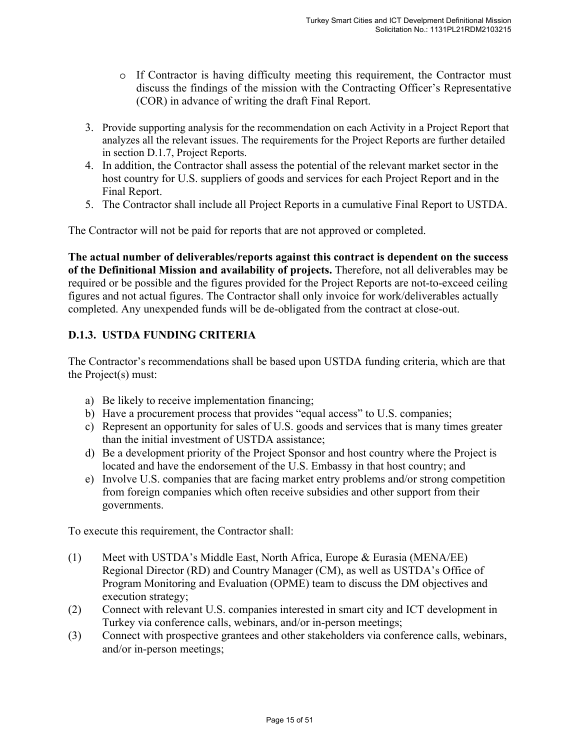- If Contractor is having difficulty meeting this requirement, the Contractor must discuss the findings of the mission with the Contracting Officer's Representative (COR) in advance of writing the draft Final Report.

3. Provide supporting analysis for the recommendation on each Activity in a Project Report that analyzes all the relevant issues. The requirements for the Project Reports are further detailed in section D.1.7, Project Reports.
4. In addition, the Contractor shall assess the potential of the relevant market sector in the host country for U.S. suppliers of goods and services for each Project Report and in the Final Report.
5. The Contractor shall include all Project Reports in a cumulative Final Report to USTDA.

The Contractor will not be paid for reports that are not approved or completed.

**The actual number of deliverables/reports against this contract is dependent on the success of the Definitional Mission and availability of projects.** Therefore, not all deliverables may be required or be possible and the figures provided for the Project Reports are not-to-exceed ceiling figures and not actual figures. The Contractor shall only invoice for work/deliverables actually completed. Any unexpended funds will be de-obligated from the contract at close-out.

### D.1.3. USTDA FUNDING CRITERIA

The Contractor's recommendations shall be based upon USTDA funding criteria, which are that the Project(s) must:

a) Be likely to receive implementation financing;
b) Have a procurement process that provides "equal access" to U.S. companies;
c) Represent an opportunity for sales of U.S. goods and services that is many times greater than the initial investment of USTDA assistance;
d) Be a development priority of the Project Sponsor and host country where the Project is located and have the endorsement of the U.S. Embassy in that host country; and
e) Involve U.S. companies that are facing market entry problems and/or strong competition from foreign companies which often receive subsidies and other support from their governments.

To execute this requirement, the Contractor shall:

(1) Meet with USTDA's Middle East, North Africa, Europe & Eurasia (MENA/EE) Regional Director (RD) and Country Manager (CM), as well as USTDA's Office of Program Monitoring and Evaluation (OPME) team to discuss the DM objectives and execution strategy;
(2) Connect with relevant U.S. companies interested in smart city and ICT development in Turkey via conference calls, webinars, and/or in-person meetings;
(3) Connect with prospective grantees and other stakeholders via conference calls, webinars, and/or in-person meetings;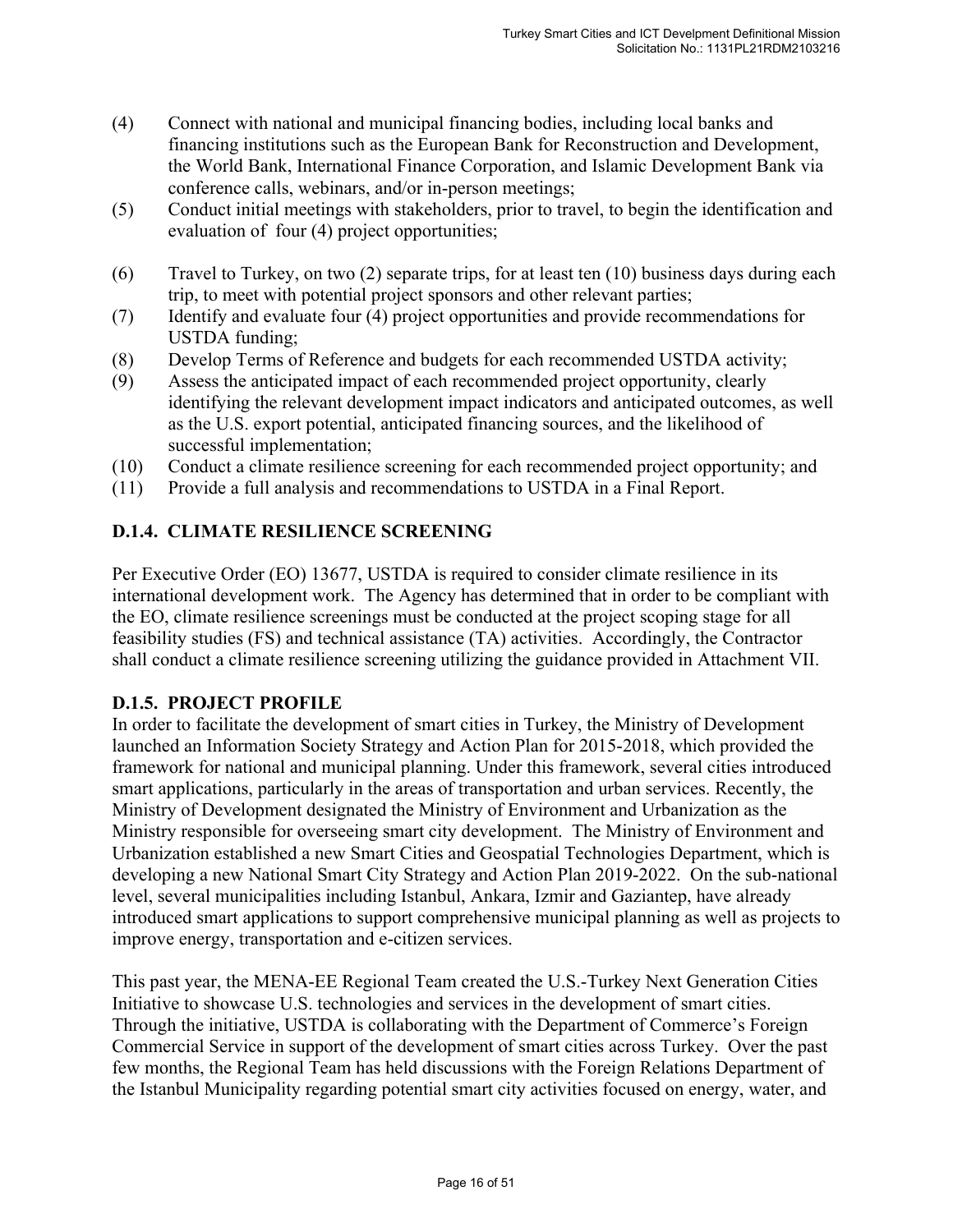(4) Connect with national and municipal financing bodies, including local banks and financing institutions such as the European Bank for Reconstruction and Development, the World Bank, International Finance Corporation, and Islamic Development Bank via conference calls, webinars, and/or in-person meetings;

(5) Conduct initial meetings with stakeholders, prior to travel, to begin the identification and evaluation of four (4) project opportunities;

(6) Travel to Turkey, on two (2) separate trips, for at least ten (10) business days during each trip, to meet with potential project sponsors and other relevant parties;

(7) Identify and evaluate four (4) project opportunities and provide recommendations for USTDA funding;

(8) Develop Terms of Reference and budgets for each recommended USTDA activity;

(9) Assess the anticipated impact of each recommended project opportunity, clearly identifying the relevant development impact indicators and anticipated outcomes, as well as the U.S. export potential, anticipated financing sources, and the likelihood of successful implementation;

(10) Conduct a climate resilience screening for each recommended project opportunity; and

(11) Provide a full analysis and recommendations to USTDA in a Final Report.

## D.1.4. CLIMATE RESILIENCE SCREENING

Per Executive Order (EO) 13677, USTDA is required to consider climate resilience in its international development work. The Agency has determined that in order to be compliant with the EO, climate resilience screenings must be conducted at the project scoping stage for all feasibility studies (FS) and technical assistance (TA) activities. Accordingly, the Contractor shall conduct a climate resilience screening utilizing the guidance provided in Attachment VII.

## D.1.5. PROJECT PROFILE

In order to facilitate the development of smart cities in Turkey, the Ministry of Development launched an Information Society Strategy and Action Plan for 2015-2018, which provided the framework for national and municipal planning. Under this framework, several cities introduced smart applications, particularly in the areas of transportation and urban services. Recently, the Ministry of Development designated the Ministry of Environment and Urbanization as the Ministry responsible for overseeing smart city development. The Ministry of Environment and Urbanization established a new Smart Cities and Geospatial Technologies Department, which is developing a new National Smart City Strategy and Action Plan 2019-2022. On the sub-national level, several municipalities including Istanbul, Ankara, Izmir and Gaziantep, have already introduced smart applications to support comprehensive municipal planning as well as projects to improve energy, transportation and e-citizen services.

This past year, the MENA-EE Regional Team created the U.S.-Turkey Next Generation Cities Initiative to showcase U.S. technologies and services in the development of smart cities. Through the initiative, USTDA is collaborating with the Department of Commerce's Foreign Commercial Service in support of the development of smart cities across Turkey. Over the past few months, the Regional Team has held discussions with the Foreign Relations Department of the Istanbul Municipality regarding potential smart city activities focused on energy, water, and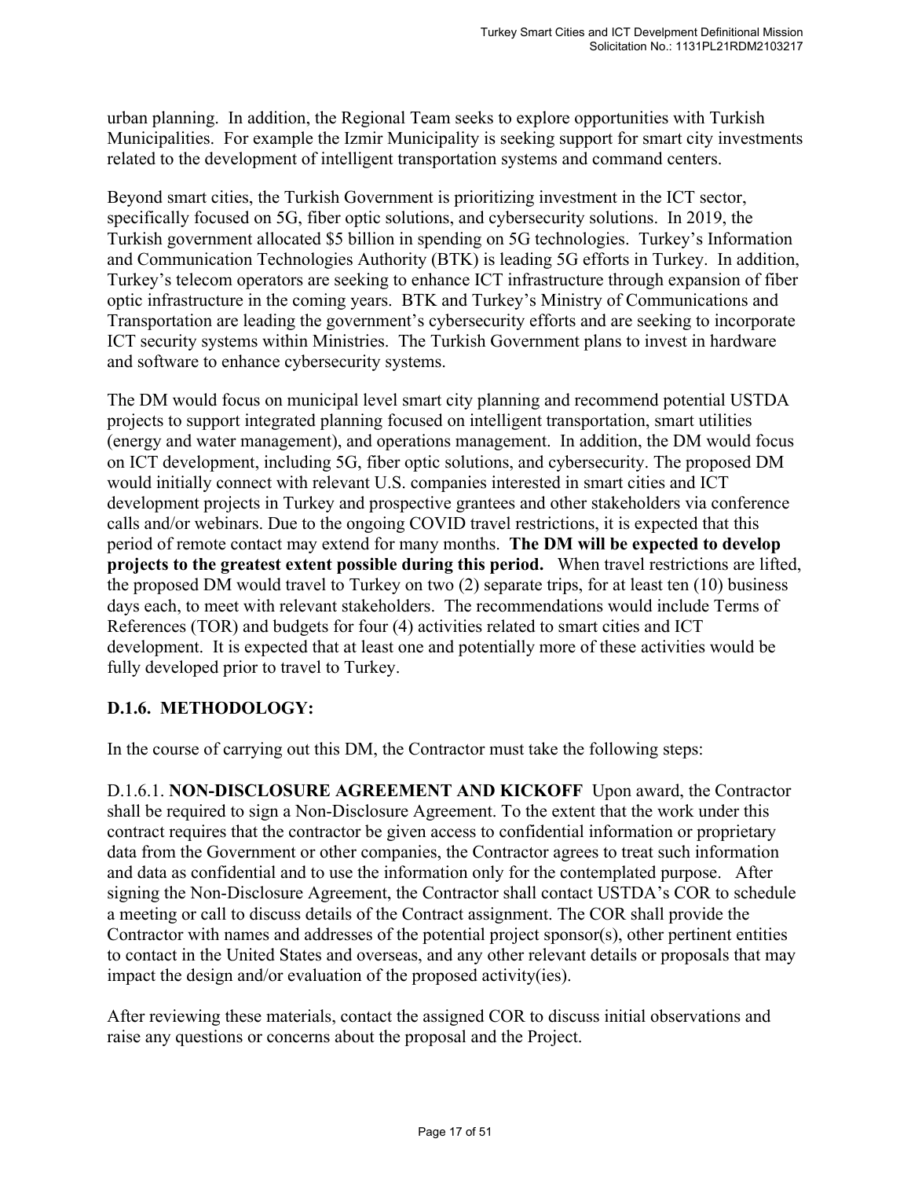urban planning. In addition, the Regional Team seeks to explore opportunities with Turkish Municipalities. For example the Izmir Municipality is seeking support for smart city investments related to the development of intelligent transportation systems and command centers.

Beyond smart cities, the Turkish Government is prioritizing investment in the ICT sector, specifically focused on 5G, fiber optic solutions, and cybersecurity solutions. In 2019, the Turkish government allocated $5 billion in spending on 5G technologies. Turkey's Information and Communication Technologies Authority (BTK) is leading 5G efforts in Turkey. In addition, Turkey's telecom operators are seeking to enhance ICT infrastructure through expansion of fiber optic infrastructure in the coming years. BTK and Turkey's Ministry of Communications and Transportation are leading the government's cybersecurity efforts and are seeking to incorporate ICT security systems within Ministries. The Turkish Government plans to invest in hardware and software to enhance cybersecurity systems.

The DM would focus on municipal level smart city planning and recommend potential USTDA projects to support integrated planning focused on intelligent transportation, smart utilities (energy and water management), and operations management. In addition, the DM would focus on ICT development, including 5G, fiber optic solutions, and cybersecurity. The proposed DM would initially connect with relevant U.S. companies interested in smart cities and ICT development projects in Turkey and prospective grantees and other stakeholders via conference calls and/or webinars. Due to the ongoing COVID travel restrictions, it is expected that this period of remote contact may extend for many months. **The DM will be expected to develop projects to the greatest extent possible during this period.** When travel restrictions are lifted, the proposed DM would travel to Turkey on two (2) separate trips, for at least ten (10) business days each, to meet with relevant stakeholders. The recommendations would include Terms of References (TOR) and budgets for four (4) activities related to smart cities and ICT development. It is expected that at least one and potentially more of these activities would be fully developed prior to travel to Turkey.

### D.1.6. METHODOLOGY:

In the course of carrying out this DM, the Contractor must take the following steps:

D.1.6.1. **NON-DISCLOSURE AGREEMENT AND KICKOFF** Upon award, the Contractor shall be required to sign a Non-Disclosure Agreement. To the extent that the work under this contract requires that the contractor be given access to confidential information or proprietary data from the Government or other companies, the Contractor agrees to treat such information and data as confidential and to use the information only for the contemplated purpose. After signing the Non-Disclosure Agreement, the Contractor shall contact USTDA's COR to schedule a meeting or call to discuss details of the Contract assignment. The COR shall provide the Contractor with names and addresses of the potential project sponsor(s), other pertinent entities to contact in the United States and overseas, and any other relevant details or proposals that may impact the design and/or evaluation of the proposed activity(ies).

After reviewing these materials, contact the assigned COR to discuss initial observations and raise any questions or concerns about the proposal and the Project.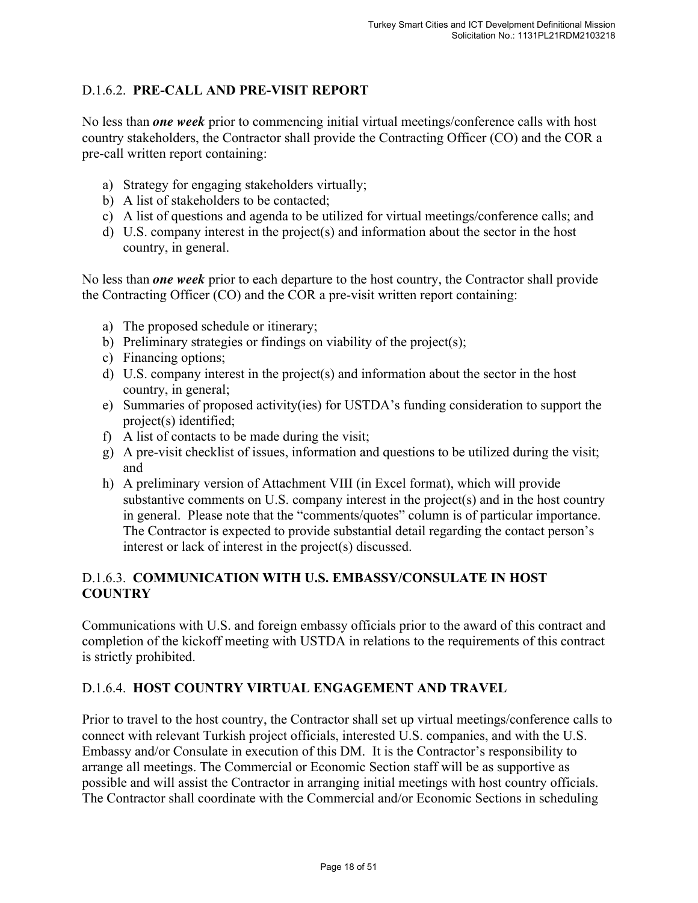### D.1.6.2. **PRE-CALL AND PRE-VISIT REPORT**

No less than ***one week*** prior to commencing initial virtual meetings/conference calls with host country stakeholders, the Contractor shall provide the Contracting Officer (CO) and the COR a pre-call written report containing:

a) Strategy for engaging stakeholders virtually;
b) A list of stakeholders to be contacted;
c) A list of questions and agenda to be utilized for virtual meetings/conference calls; and
d) U.S. company interest in the project(s) and information about the sector in the host country, in general.

No less than ***one week*** prior to each departure to the host country, the Contractor shall provide the Contracting Officer (CO) and the COR a pre-visit written report containing:

a) The proposed schedule or itinerary;
b) Preliminary strategies or findings on viability of the project(s);
c) Financing options;
d) U.S. company interest in the project(s) and information about the sector in the host country, in general;
e) Summaries of proposed activity(ies) for USTDA's funding consideration to support the project(s) identified;
f) A list of contacts to be made during the visit;
g) A pre-visit checklist of issues, information and questions to be utilized during the visit; and
h) A preliminary version of Attachment VIII (in Excel format), which will provide substantive comments on U.S. company interest in the project(s) and in the host country in general. Please note that the "comments/quotes" column is of particular importance. The Contractor is expected to provide substantial detail regarding the contact person's interest or lack of interest in the project(s) discussed.

### D.1.6.3. **COMMUNICATION WITH U.S. EMBASSY/CONSULATE IN HOST COUNTRY**

Communications with U.S. and foreign embassy officials prior to the award of this contract and completion of the kickoff meeting with USTDA in relations to the requirements of this contract is strictly prohibited.

### D.1.6.4. **HOST COUNTRY VIRTUAL ENGAGEMENT AND TRAVEL**

Prior to travel to the host country, the Contractor shall set up virtual meetings/conference calls to connect with relevant Turkish project officials, interested U.S. companies, and with the U.S. Embassy and/or Consulate in execution of this DM. It is the Contractor's responsibility to arrange all meetings. The Commercial or Economic Section staff will be as supportive as possible and will assist the Contractor in arranging initial meetings with host country officials. The Contractor shall coordinate with the Commercial and/or Economic Sections in scheduling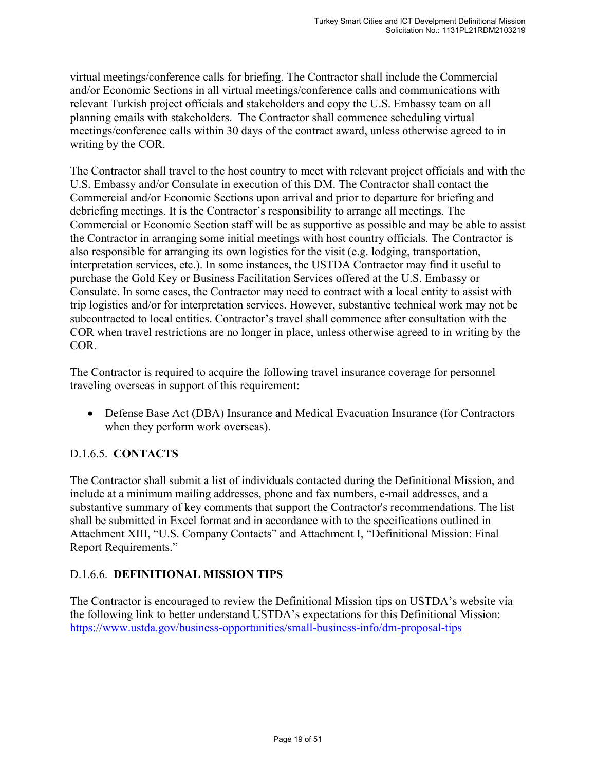virtual meetings/conference calls for briefing. The Contractor shall include the Commercial and/or Economic Sections in all virtual meetings/conference calls and communications with relevant Turkish project officials and stakeholders and copy the U.S. Embassy team on all planning emails with stakeholders. The Contractor shall commence scheduling virtual meetings/conference calls within 30 days of the contract award, unless otherwise agreed to in writing by the COR.

The Contractor shall travel to the host country to meet with relevant project officials and with the U.S. Embassy and/or Consulate in execution of this DM. The Contractor shall contact the Commercial and/or Economic Sections upon arrival and prior to departure for briefing and debriefing meetings. It is the Contractor's responsibility to arrange all meetings. The Commercial or Economic Section staff will be as supportive as possible and may be able to assist the Contractor in arranging some initial meetings with host country officials. The Contractor is also responsible for arranging its own logistics for the visit (e.g. lodging, transportation, interpretation services, etc.). In some instances, the USTDA Contractor may find it useful to purchase the Gold Key or Business Facilitation Services offered at the U.S. Embassy or Consulate. In some cases, the Contractor may need to contract with a local entity to assist with trip logistics and/or for interpretation services. However, substantive technical work may not be subcontracted to local entities. Contractor's travel shall commence after consultation with the COR when travel restrictions are no longer in place, unless otherwise agreed to in writing by the COR.

The Contractor is required to acquire the following travel insurance coverage for personnel traveling overseas in support of this requirement:

- Defense Base Act (DBA) Insurance and Medical Evacuation Insurance (for Contractors when they perform work overseas).

### D.1.6.5. **CONTACTS**

The Contractor shall submit a list of individuals contacted during the Definitional Mission, and include at a minimum mailing addresses, phone and fax numbers, e-mail addresses, and a substantive summary of key comments that support the Contractor's recommendations. The list shall be submitted in Excel format and in accordance with to the specifications outlined in Attachment XIII, "U.S. Company Contacts" and Attachment I, "Definitional Mission: Final Report Requirements."

### D.1.6.6. **DEFINITIONAL MISSION TIPS**

The Contractor is encouraged to review the Definitional Mission tips on USTDA's website via the following link to better understand USTDA's expectations for this Definitional Mission: https://www.ustda.gov/business-opportunities/small-business-info/dm-proposal-tips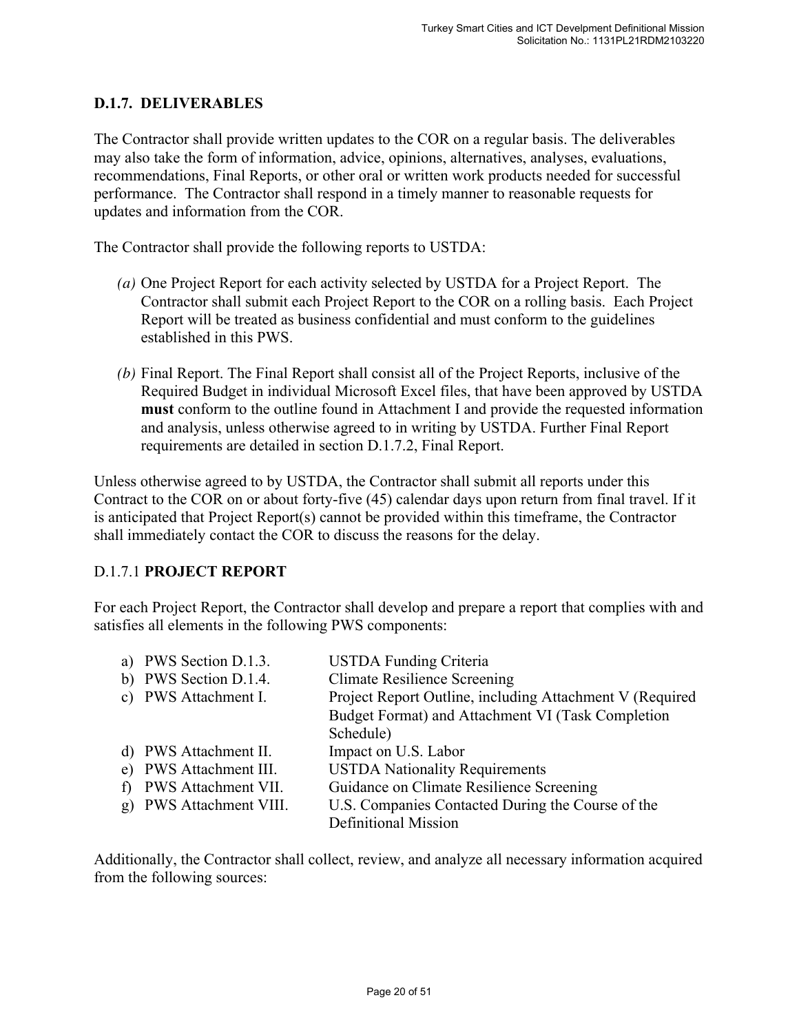## D.1.7. DELIVERABLES

The Contractor shall provide written updates to the COR on a regular basis. The deliverables may also take the form of information, advice, opinions, alternatives, analyses, evaluations, recommendations, Final Reports, or other oral or written work products needed for successful performance. The Contractor shall respond in a timely manner to reasonable requests for updates and information from the COR.

The Contractor shall provide the following reports to USTDA:

*(a)* One Project Report for each activity selected by USTDA for a Project Report. The Contractor shall submit each Project Report to the COR on a rolling basis. Each Project Report will be treated as business confidential and must conform to the guidelines established in this PWS.

*(b)* Final Report. The Final Report shall consist all of the Project Reports, inclusive of the Required Budget in individual Microsoft Excel files, that have been approved by USTDA **must** conform to the outline found in Attachment I and provide the requested information and analysis, unless otherwise agreed to in writing by USTDA. Further Final Report requirements are detailed in section D.1.7.2, Final Report.

Unless otherwise agreed to by USTDA, the Contractor shall submit all reports under this Contract to the COR on or about forty-five (45) calendar days upon return from final travel. If it is anticipated that Project Report(s) cannot be provided within this timeframe, the Contractor shall immediately contact the COR to discuss the reasons for the delay.

### D.1.7.1 **PROJECT REPORT**

For each Project Report, the Contractor shall develop and prepare a report that complies with and satisfies all elements in the following PWS components:

| | |
|---|---|
| a) PWS Section D.1.3. | USTDA Funding Criteria |
| b) PWS Section D.1.4. | Climate Resilience Screening |
| c) PWS Attachment I. | Project Report Outline, including Attachment V (Required Budget Format) and Attachment VI (Task Completion Schedule) |
| d) PWS Attachment II. | Impact on U.S. Labor |
| e) PWS Attachment III. | USTDA Nationality Requirements |
| f) PWS Attachment VII. | Guidance on Climate Resilience Screening |
| g) PWS Attachment VIII. | U.S. Companies Contacted During the Course of the Definitional Mission |

Additionally, the Contractor shall collect, review, and analyze all necessary information acquired from the following sources: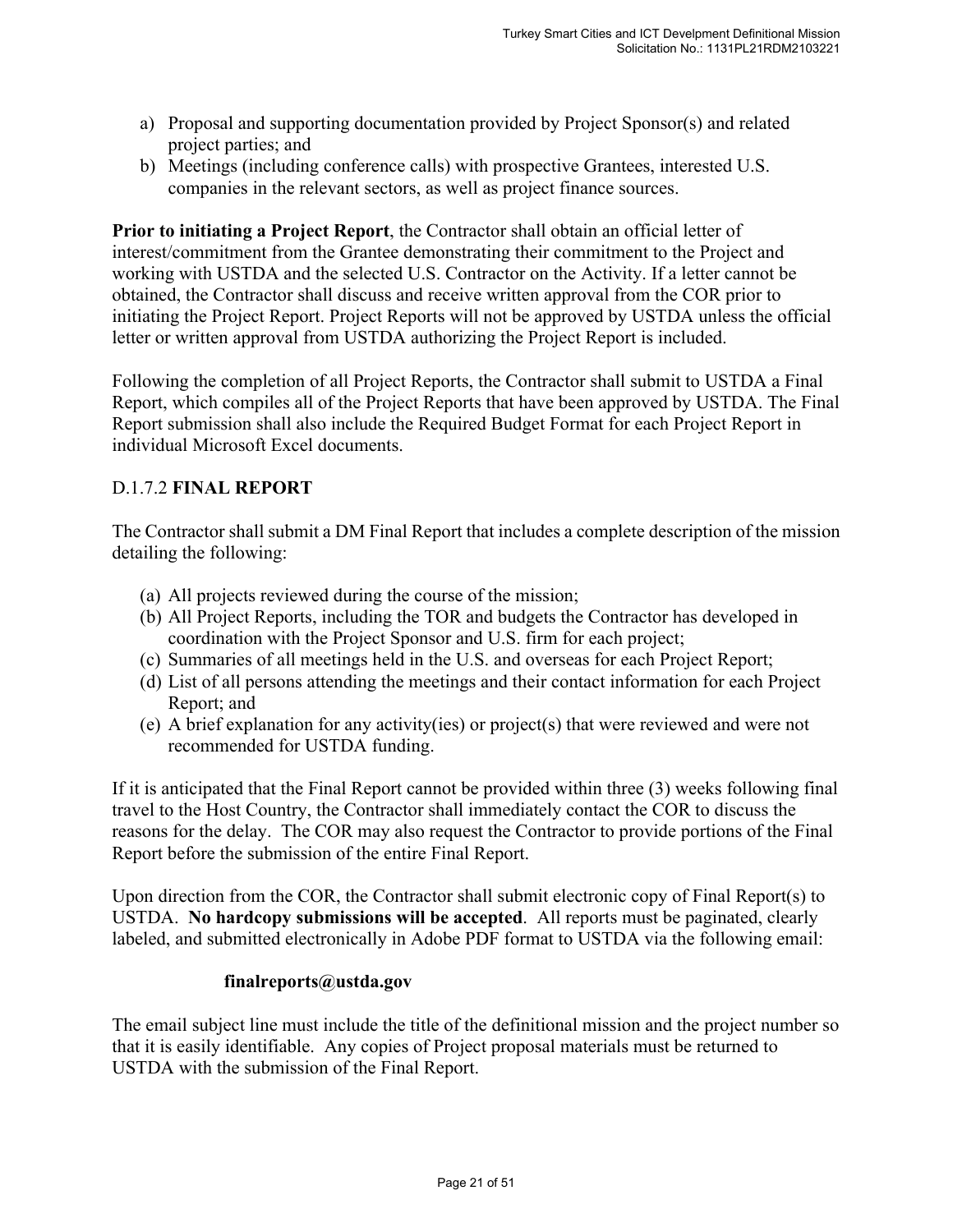a) Proposal and supporting documentation provided by Project Sponsor(s) and related project parties; and
b) Meetings (including conference calls) with prospective Grantees, interested U.S. companies in the relevant sectors, as well as project finance sources.

**Prior to initiating a Project Report**, the Contractor shall obtain an official letter of interest/commitment from the Grantee demonstrating their commitment to the Project and working with USTDA and the selected U.S. Contractor on the Activity. If a letter cannot be obtained, the Contractor shall discuss and receive written approval from the COR prior to initiating the Project Report. Project Reports will not be approved by USTDA unless the official letter or written approval from USTDA authorizing the Project Report is included.

Following the completion of all Project Reports, the Contractor shall submit to USTDA a Final Report, which compiles all of the Project Reports that have been approved by USTDA. The Final Report submission shall also include the Required Budget Format for each Project Report in individual Microsoft Excel documents.

D.1.7.2 **FINAL REPORT**

The Contractor shall submit a DM Final Report that includes a complete description of the mission detailing the following:

(a) All projects reviewed during the course of the mission;
(b) All Project Reports, including the TOR and budgets the Contractor has developed in coordination with the Project Sponsor and U.S. firm for each project;
(c) Summaries of all meetings held in the U.S. and overseas for each Project Report;
(d) List of all persons attending the meetings and their contact information for each Project Report; and
(e) A brief explanation for any activity(ies) or project(s) that were reviewed and were not recommended for USTDA funding.

If it is anticipated that the Final Report cannot be provided within three (3) weeks following final travel to the Host Country, the Contractor shall immediately contact the COR to discuss the reasons for the delay. The COR may also request the Contractor to provide portions of the Final Report before the submission of the entire Final Report.

Upon direction from the COR, the Contractor shall submit electronic copy of Final Report(s) to USTDA. **No hardcopy submissions will be accepted**. All reports must be paginated, clearly labeled, and submitted electronically in Adobe PDF format to USTDA via the following email:

**finalreports@ustda.gov**

The email subject line must include the title of the definitional mission and the project number so that it is easily identifiable. Any copies of Project proposal materials must be returned to USTDA with the submission of the Final Report.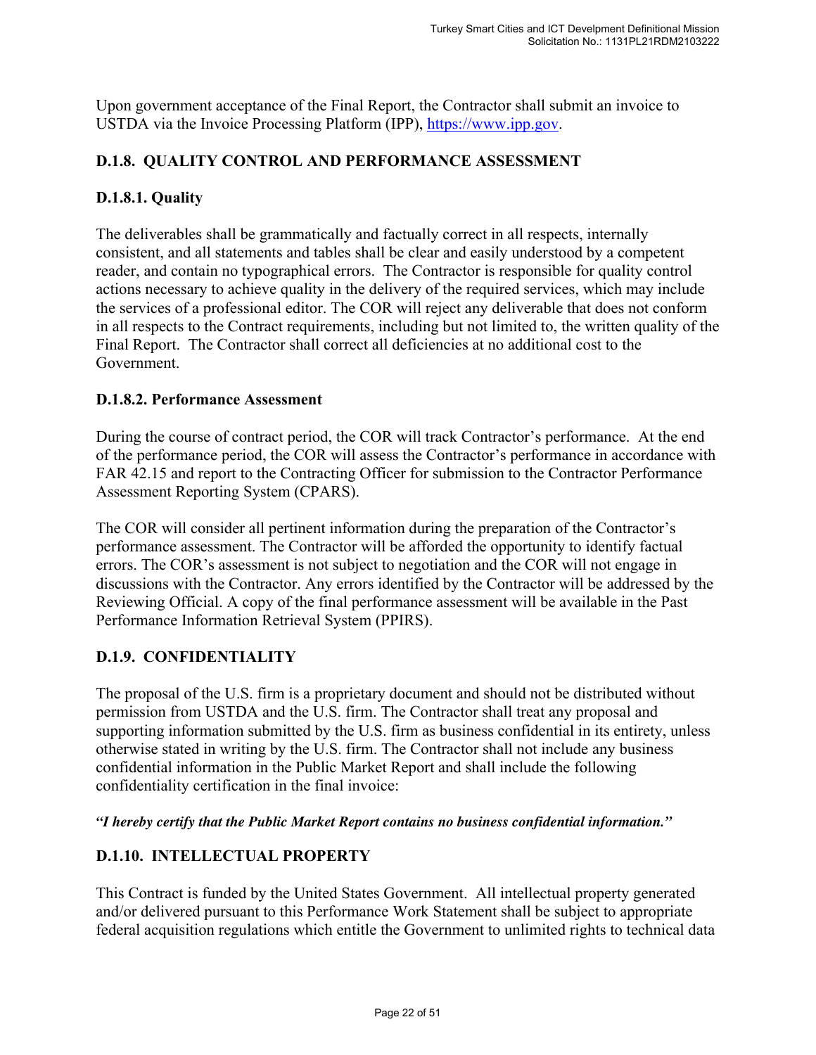Upon government acceptance of the Final Report, the Contractor shall submit an invoice to USTDA via the Invoice Processing Platform (IPP), https://www.ipp.gov.

## D.1.8. QUALITY CONTROL AND PERFORMANCE ASSESSMENT

### D.1.8.1. Quality

The deliverables shall be grammatically and factually correct in all respects, internally consistent, and all statements and tables shall be clear and easily understood by a competent reader, and contain no typographical errors. The Contractor is responsible for quality control actions necessary to achieve quality in the delivery of the required services, which may include the services of a professional editor. The COR will reject any deliverable that does not conform in all respects to the Contract requirements, including but not limited to, the written quality of the Final Report. The Contractor shall correct all deficiencies at no additional cost to the Government.

### D.1.8.2. Performance Assessment

During the course of contract period, the COR will track Contractor's performance. At the end of the performance period, the COR will assess the Contractor's performance in accordance with FAR 42.15 and report to the Contracting Officer for submission to the Contractor Performance Assessment Reporting System (CPARS).

The COR will consider all pertinent information during the preparation of the Contractor's performance assessment. The Contractor will be afforded the opportunity to identify factual errors. The COR's assessment is not subject to negotiation and the COR will not engage in discussions with the Contractor. Any errors identified by the Contractor will be addressed by the Reviewing Official. A copy of the final performance assessment will be available in the Past Performance Information Retrieval System (PPIRS).

## D.1.9. CONFIDENTIALITY

The proposal of the U.S. firm is a proprietary document and should not be distributed without permission from USTDA and the U.S. firm. The Contractor shall treat any proposal and supporting information submitted by the U.S. firm as business confidential in its entirety, unless otherwise stated in writing by the U.S. firm. The Contractor shall not include any business confidential information in the Public Market Report and shall include the following confidentiality certification in the final invoice:

***"I hereby certify that the Public Market Report contains no business confidential information."***

## D.1.10. INTELLECTUAL PROPERTY

This Contract is funded by the United States Government. All intellectual property generated and/or delivered pursuant to this Performance Work Statement shall be subject to appropriate federal acquisition regulations which entitle the Government to unlimited rights to technical data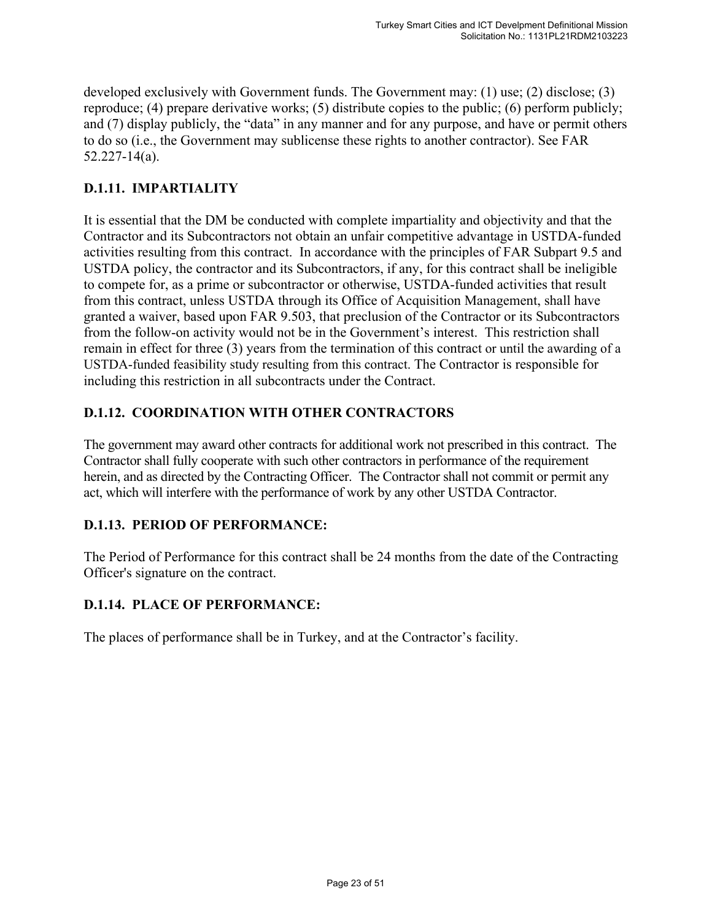developed exclusively with Government funds. The Government may: (1) use; (2) disclose; (3) reproduce; (4) prepare derivative works; (5) distribute copies to the public; (6) perform publicly; and (7) display publicly, the "data" in any manner and for any purpose, and have or permit others to do so (i.e., the Government may sublicense these rights to another contractor). See FAR 52.227-14(a).

### D.1.11. IMPARTIALITY

It is essential that the DM be conducted with complete impartiality and objectivity and that the Contractor and its Subcontractors not obtain an unfair competitive advantage in USTDA-funded activities resulting from this contract. In accordance with the principles of FAR Subpart 9.5 and USTDA policy, the contractor and its Subcontractors, if any, for this contract shall be ineligible to compete for, as a prime or subcontractor or otherwise, USTDA-funded activities that result from this contract, unless USTDA through its Office of Acquisition Management, shall have granted a waiver, based upon FAR 9.503, that preclusion of the Contractor or its Subcontractors from the follow-on activity would not be in the Government's interest. This restriction shall remain in effect for three (3) years from the termination of this contract or until the awarding of a USTDA-funded feasibility study resulting from this contract. The Contractor is responsible for including this restriction in all subcontracts under the Contract.

### D.1.12. COORDINATION WITH OTHER CONTRACTORS

The government may award other contracts for additional work not prescribed in this contract. The Contractor shall fully cooperate with such other contractors in performance of the requirement herein, and as directed by the Contracting Officer. The Contractor shall not commit or permit any act, which will interfere with the performance of work by any other USTDA Contractor.

### D.1.13. PERIOD OF PERFORMANCE:

The Period of Performance for this contract shall be 24 months from the date of the Contracting Officer's signature on the contract.

### D.1.14. PLACE OF PERFORMANCE:

The places of performance shall be in Turkey, and at the Contractor's facility.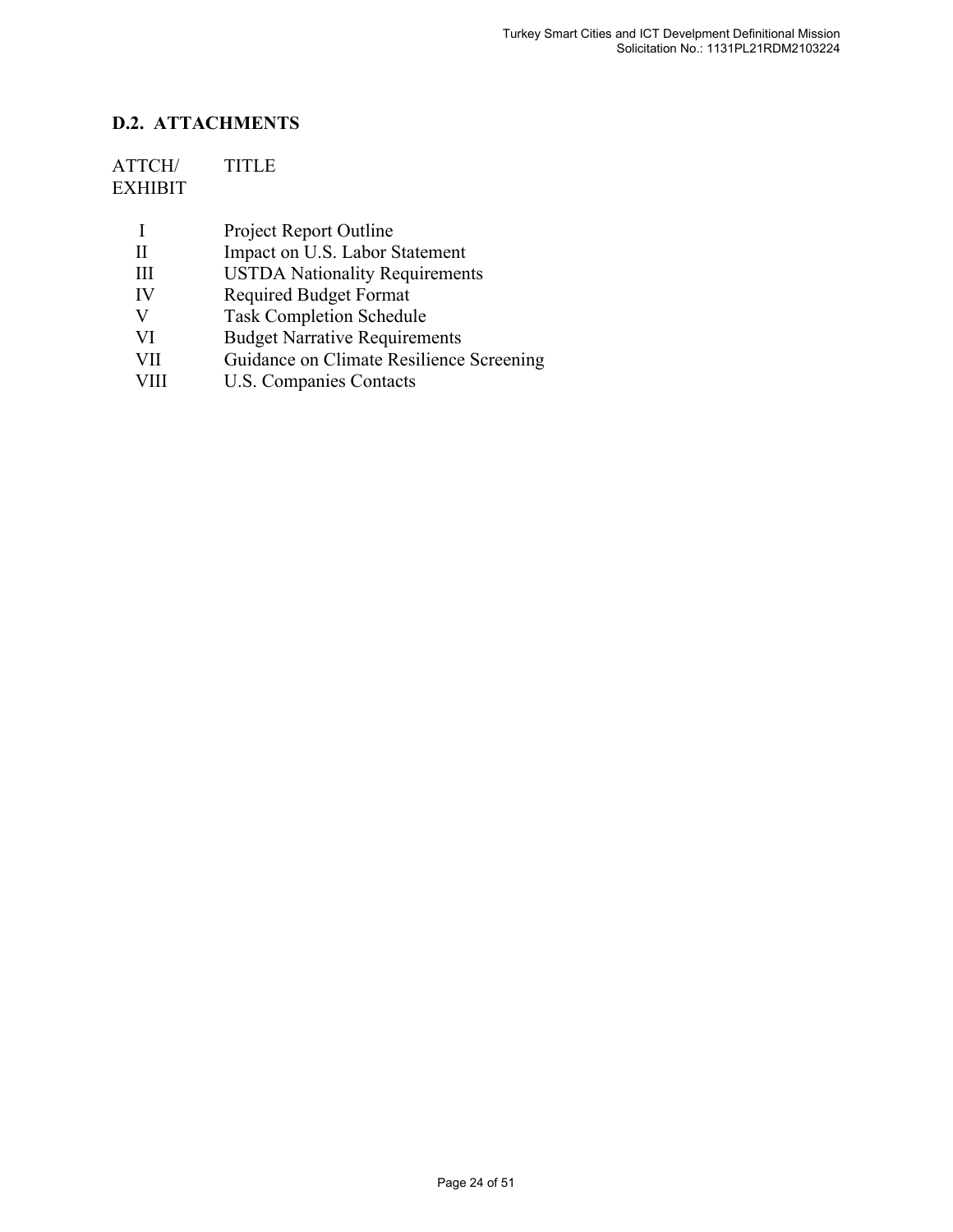## D.2. ATTACHMENTS

| ATTCH/ EXHIBIT | TITLE |
| --- | --- |
| I | Project Report Outline |
| II | Impact on U.S. Labor Statement |
| III | USTDA Nationality Requirements |
| IV | Required Budget Format |
| V | Task Completion Schedule |
| VI | Budget Narrative Requirements |
| VII | Guidance on Climate Resilience Screening |
| VIII | U.S. Companies Contacts |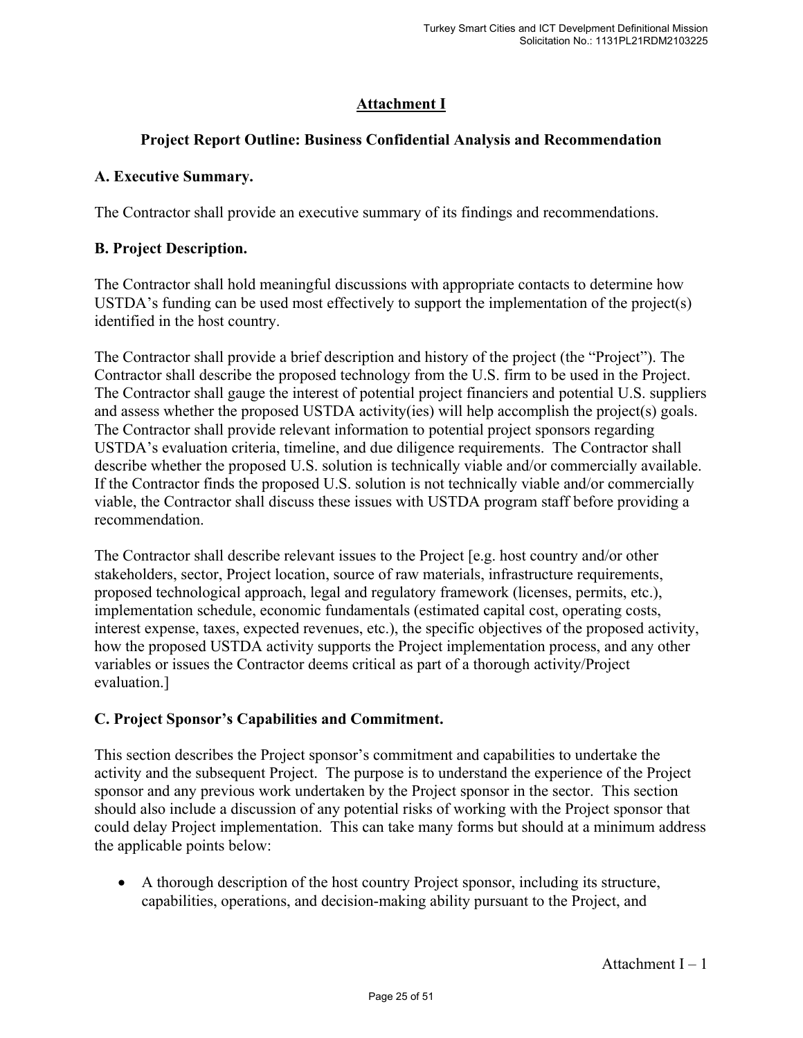# Attachment I

## Project Report Outline: Business Confidential Analysis and Recommendation

### A. Executive Summary.

The Contractor shall provide an executive summary of its findings and recommendations.

### B. Project Description.

The Contractor shall hold meaningful discussions with appropriate contacts to determine how USTDA's funding can be used most effectively to support the implementation of the project(s) identified in the host country.

The Contractor shall provide a brief description and history of the project (the "Project"). The Contractor shall describe the proposed technology from the U.S. firm to be used in the Project. The Contractor shall gauge the interest of potential project financiers and potential U.S. suppliers and assess whether the proposed USTDA activity(ies) will help accomplish the project(s) goals. The Contractor shall provide relevant information to potential project sponsors regarding USTDA's evaluation criteria, timeline, and due diligence requirements. The Contractor shall describe whether the proposed U.S. solution is technically viable and/or commercially available. If the Contractor finds the proposed U.S. solution is not technically viable and/or commercially viable, the Contractor shall discuss these issues with USTDA program staff before providing a recommendation.

The Contractor shall describe relevant issues to the Project [e.g. host country and/or other stakeholders, sector, Project location, source of raw materials, infrastructure requirements, proposed technological approach, legal and regulatory framework (licenses, permits, etc.), implementation schedule, economic fundamentals (estimated capital cost, operating costs, interest expense, taxes, expected revenues, etc.), the specific objectives of the proposed activity, how the proposed USTDA activity supports the Project implementation process, and any other variables or issues the Contractor deems critical as part of a thorough activity/Project evaluation.]

### C. Project Sponsor's Capabilities and Commitment.

This section describes the Project sponsor's commitment and capabilities to undertake the activity and the subsequent Project. The purpose is to understand the experience of the Project sponsor and any previous work undertaken by the Project sponsor in the sector. This section should also include a discussion of any potential risks of working with the Project sponsor that could delay Project implementation. This can take many forms but should at a minimum address the applicable points below:

- A thorough description of the host country Project sponsor, including its structure, capabilities, operations, and decision-making ability pursuant to the Project, and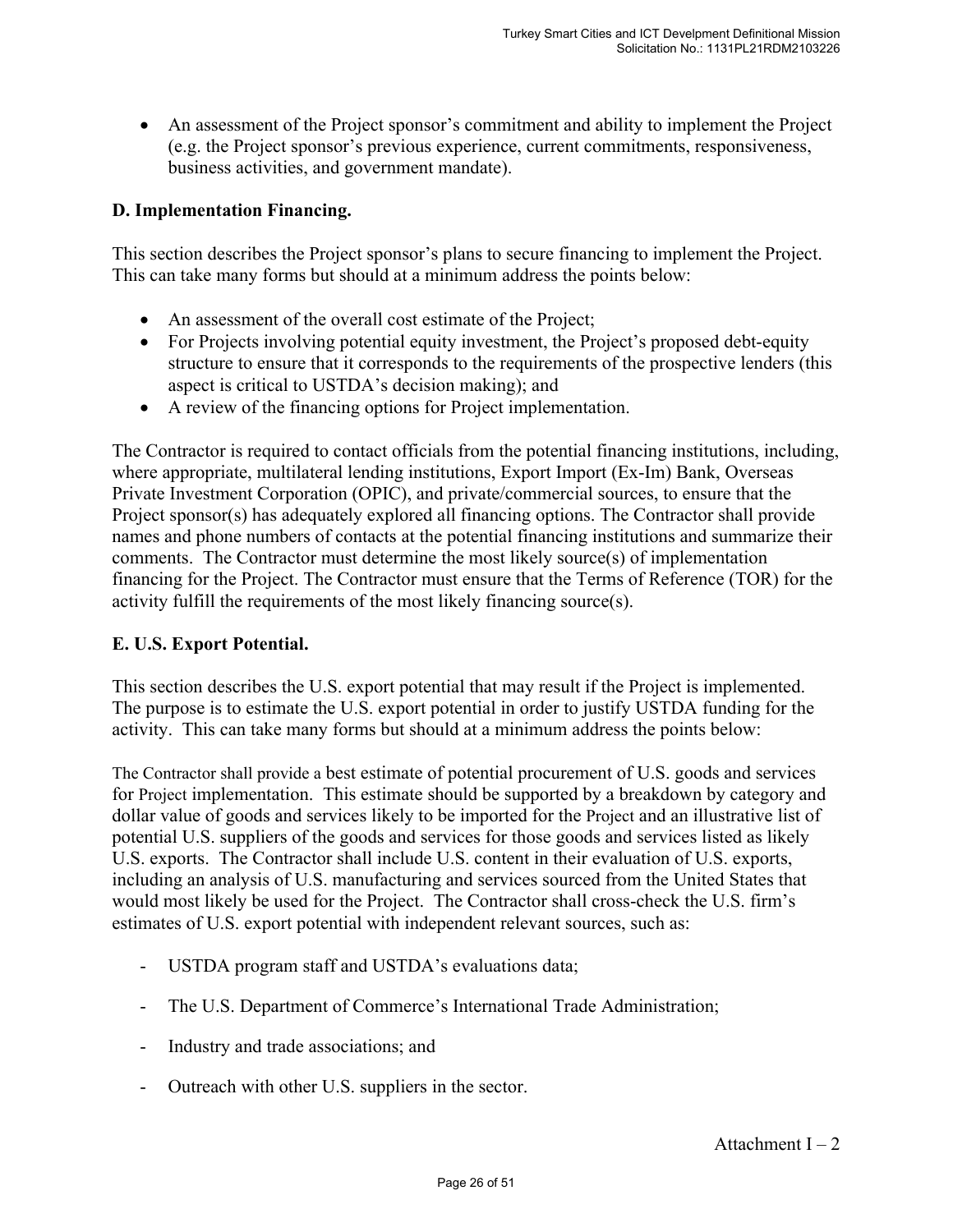- An assessment of the Project sponsor's commitment and ability to implement the Project (e.g. the Project sponsor's previous experience, current commitments, responsiveness, business activities, and government mandate).

**D. Implementation Financing.**

This section describes the Project sponsor's plans to secure financing to implement the Project. This can take many forms but should at a minimum address the points below:

- An assessment of the overall cost estimate of the Project;
- For Projects involving potential equity investment, the Project's proposed debt-equity structure to ensure that it corresponds to the requirements of the prospective lenders (this aspect is critical to USTDA's decision making); and
- A review of the financing options for Project implementation.

The Contractor is required to contact officials from the potential financing institutions, including, where appropriate, multilateral lending institutions, Export Import (Ex-Im) Bank, Overseas Private Investment Corporation (OPIC), and private/commercial sources, to ensure that the Project sponsor(s) has adequately explored all financing options. The Contractor shall provide names and phone numbers of contacts at the potential financing institutions and summarize their comments. The Contractor must determine the most likely source(s) of implementation financing for the Project. The Contractor must ensure that the Terms of Reference (TOR) for the activity fulfill the requirements of the most likely financing source(s).

**E. U.S. Export Potential.**

This section describes the U.S. export potential that may result if the Project is implemented. The purpose is to estimate the U.S. export potential in order to justify USTDA funding for the activity. This can take many forms but should at a minimum address the points below:

The Contractor shall provide a best estimate of potential procurement of U.S. goods and services for Project implementation. This estimate should be supported by a breakdown by category and dollar value of goods and services likely to be imported for the Project and an illustrative list of potential U.S. suppliers of the goods and services for those goods and services listed as likely U.S. exports. The Contractor shall include U.S. content in their evaluation of U.S. exports, including an analysis of U.S. manufacturing and services sourced from the United States that would most likely be used for the Project. The Contractor shall cross-check the U.S. firm's estimates of U.S. export potential with independent relevant sources, such as:

- USTDA program staff and USTDA's evaluations data;
- The U.S. Department of Commerce's International Trade Administration;
- Industry and trade associations; and
- Outreach with other U.S. suppliers in the sector.

Attachment I – 2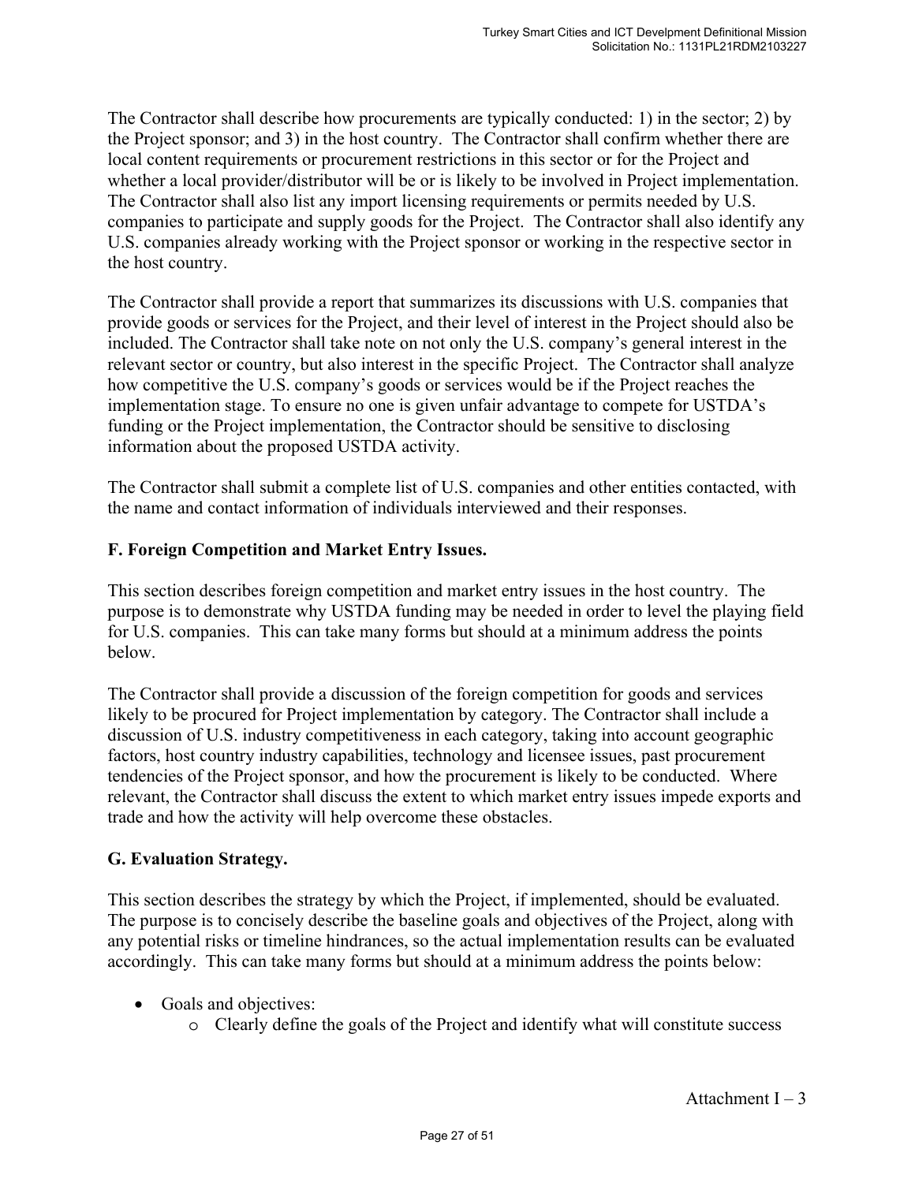The Contractor shall describe how procurements are typically conducted: 1) in the sector; 2) by the Project sponsor; and 3) in the host country. The Contractor shall confirm whether there are local content requirements or procurement restrictions in this sector or for the Project and whether a local provider/distributor will be or is likely to be involved in Project implementation. The Contractor shall also list any import licensing requirements or permits needed by U.S. companies to participate and supply goods for the Project. The Contractor shall also identify any U.S. companies already working with the Project sponsor or working in the respective sector in the host country.

The Contractor shall provide a report that summarizes its discussions with U.S. companies that provide goods or services for the Project, and their level of interest in the Project should also be included. The Contractor shall take note on not only the U.S. company's general interest in the relevant sector or country, but also interest in the specific Project. The Contractor shall analyze how competitive the U.S. company's goods or services would be if the Project reaches the implementation stage. To ensure no one is given unfair advantage to compete for USTDA's funding or the Project implementation, the Contractor should be sensitive to disclosing information about the proposed USTDA activity.

The Contractor shall submit a complete list of U.S. companies and other entities contacted, with the name and contact information of individuals interviewed and their responses.

**F. Foreign Competition and Market Entry Issues.**

This section describes foreign competition and market entry issues in the host country. The purpose is to demonstrate why USTDA funding may be needed in order to level the playing field for U.S. companies. This can take many forms but should at a minimum address the points below.

The Contractor shall provide a discussion of the foreign competition for goods and services likely to be procured for Project implementation by category. The Contractor shall include a discussion of U.S. industry competitiveness in each category, taking into account geographic factors, host country industry capabilities, technology and licensee issues, past procurement tendencies of the Project sponsor, and how the procurement is likely to be conducted. Where relevant, the Contractor shall discuss the extent to which market entry issues impede exports and trade and how the activity will help overcome these obstacles.

**G. Evaluation Strategy.**

This section describes the strategy by which the Project, if implemented, should be evaluated. The purpose is to concisely describe the baseline goals and objectives of the Project, along with any potential risks or timeline hindrances, so the actual implementation results can be evaluated accordingly. This can take many forms but should at a minimum address the points below:

- Goals and objectives:
  - Clearly define the goals of the Project and identify what will constitute success

Attachment I – 3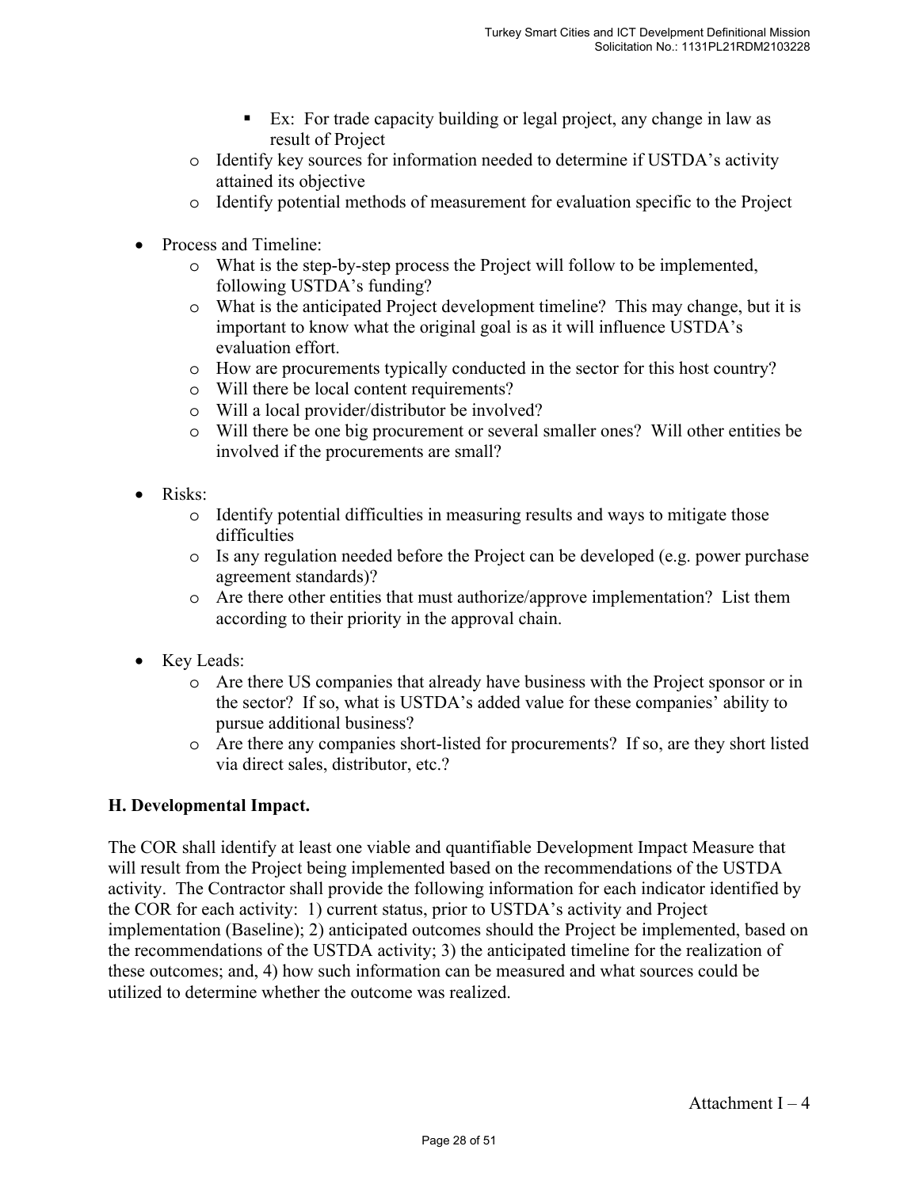- Ex: For trade capacity building or legal project, any change in law as result of Project
  - Identify key sources for information needed to determine if USTDA's activity attained its objective
  - Identify potential methods of measurement for evaluation specific to the Project

- Process and Timeline:
  - What is the step-by-step process the Project will follow to be implemented, following USTDA's funding?
  - What is the anticipated Project development timeline? This may change, but it is important to know what the original goal is as it will influence USTDA's evaluation effort.
  - How are procurements typically conducted in the sector for this host country?
  - Will there be local content requirements?
  - Will a local provider/distributor be involved?
  - Will there be one big procurement or several smaller ones? Will other entities be involved if the procurements are small?

- Risks:
  - Identify potential difficulties in measuring results and ways to mitigate those difficulties
  - Is any regulation needed before the Project can be developed (e.g. power purchase agreement standards)?
  - Are there other entities that must authorize/approve implementation? List them according to their priority in the approval chain.

- Key Leads:
  - Are there US companies that already have business with the Project sponsor or in the sector? If so, what is USTDA's added value for these companies' ability to pursue additional business?
  - Are there any companies short-listed for procurements? If so, are they short listed via direct sales, distributor, etc.?

**H. Developmental Impact.**

The COR shall identify at least one viable and quantifiable Development Impact Measure that will result from the Project being implemented based on the recommendations of the USTDA activity. The Contractor shall provide the following information for each indicator identified by the COR for each activity: 1) current status, prior to USTDA's activity and Project implementation (Baseline); 2) anticipated outcomes should the Project be implemented, based on the recommendations of the USTDA activity; 3) the anticipated timeline for the realization of these outcomes; and, 4) how such information can be measured and what sources could be utilized to determine whether the outcome was realized.

Attachment I – 4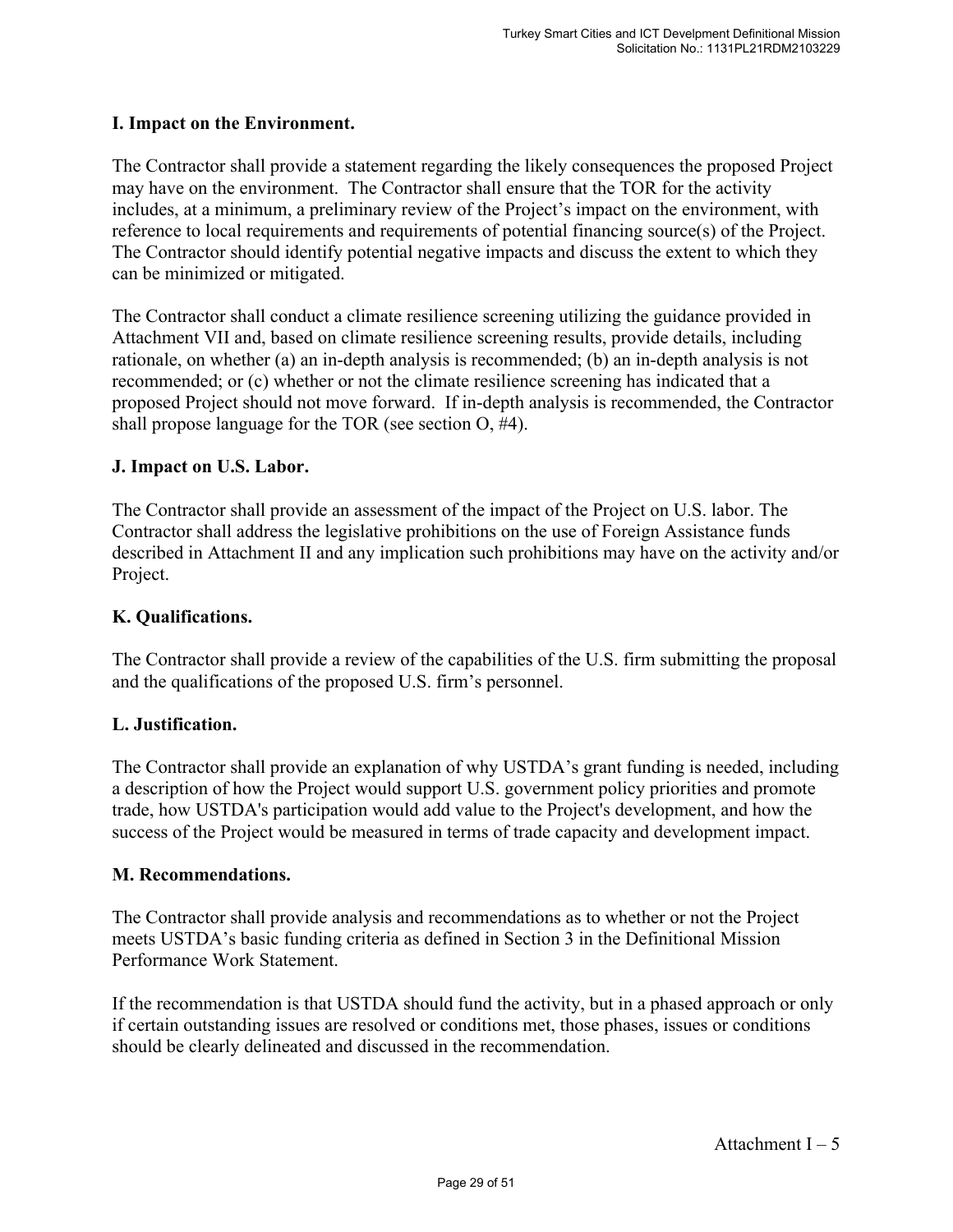**I. Impact on the Environment.**

The Contractor shall provide a statement regarding the likely consequences the proposed Project may have on the environment. The Contractor shall ensure that the TOR for the activity includes, at a minimum, a preliminary review of the Project's impact on the environment, with reference to local requirements and requirements of potential financing source(s) of the Project. The Contractor should identify potential negative impacts and discuss the extent to which they can be minimized or mitigated.

The Contractor shall conduct a climate resilience screening utilizing the guidance provided in Attachment VII and, based on climate resilience screening results, provide details, including rationale, on whether (a) an in-depth analysis is recommended; (b) an in-depth analysis is not recommended; or (c) whether or not the climate resilience screening has indicated that a proposed Project should not move forward. If in-depth analysis is recommended, the Contractor shall propose language for the TOR (see section O, #4).

**J. Impact on U.S. Labor.**

The Contractor shall provide an assessment of the impact of the Project on U.S. labor. The Contractor shall address the legislative prohibitions on the use of Foreign Assistance funds described in Attachment II and any implication such prohibitions may have on the activity and/or Project.

**K. Qualifications.**

The Contractor shall provide a review of the capabilities of the U.S. firm submitting the proposal and the qualifications of the proposed U.S. firm's personnel.

**L. Justification.**

The Contractor shall provide an explanation of why USTDA's grant funding is needed, including a description of how the Project would support U.S. government policy priorities and promote trade, how USTDA's participation would add value to the Project's development, and how the success of the Project would be measured in terms of trade capacity and development impact.

**M. Recommendations.**

The Contractor shall provide analysis and recommendations as to whether or not the Project meets USTDA's basic funding criteria as defined in Section 3 in the Definitional Mission Performance Work Statement.

If the recommendation is that USTDA should fund the activity, but in a phased approach or only if certain outstanding issues are resolved or conditions met, those phases, issues or conditions should be clearly delineated and discussed in the recommendation.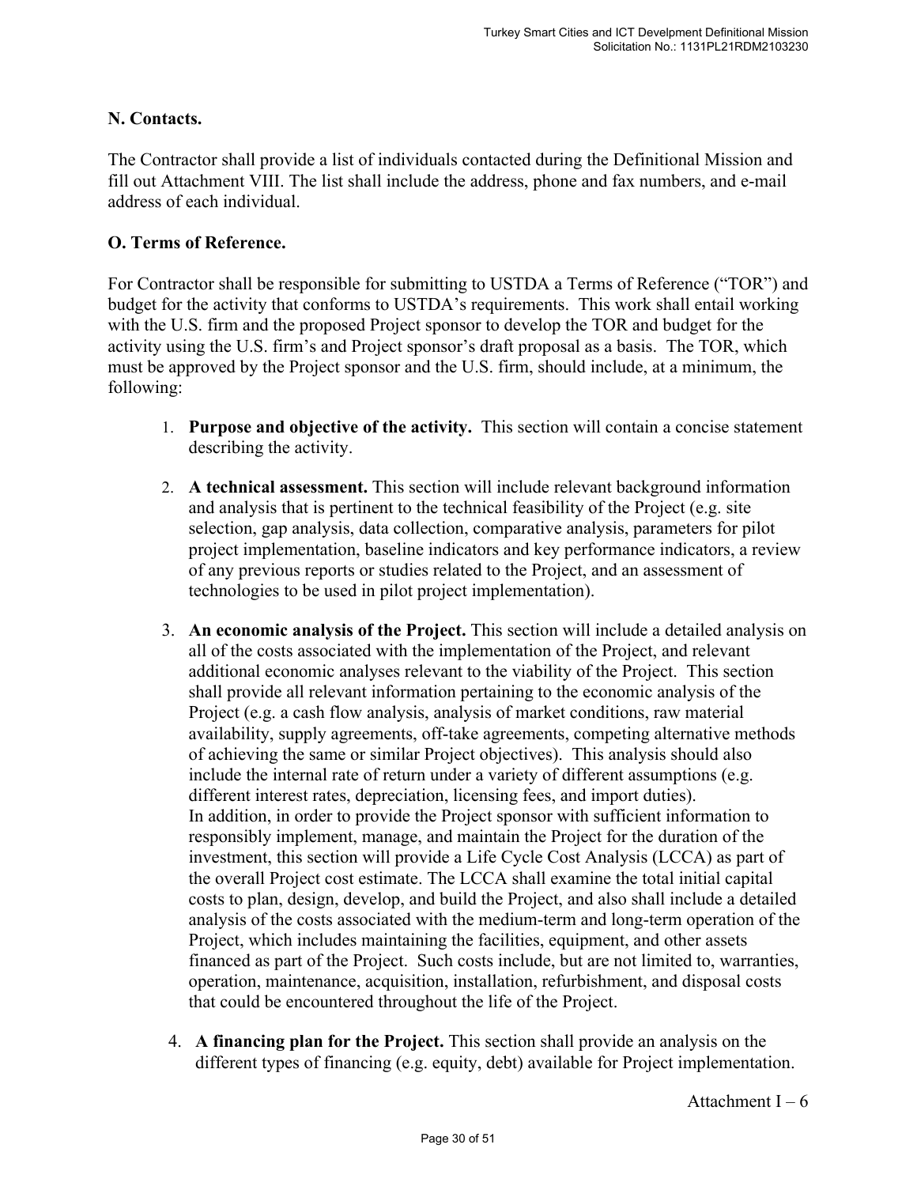## N. Contacts.

The Contractor shall provide a list of individuals contacted during the Definitional Mission and fill out Attachment VIII. The list shall include the address, phone and fax numbers, and e-mail address of each individual.

## O. Terms of Reference.

For Contractor shall be responsible for submitting to USTDA a Terms of Reference ("TOR") and budget for the activity that conforms to USTDA's requirements. This work shall entail working with the U.S. firm and the proposed Project sponsor to develop the TOR and budget for the activity using the U.S. firm's and Project sponsor's draft proposal as a basis. The TOR, which must be approved by the Project sponsor and the U.S. firm, should include, at a minimum, the following:

1. **Purpose and objective of the activity.** This section will contain a concise statement describing the activity.

2. **A technical assessment.** This section will include relevant background information and analysis that is pertinent to the technical feasibility of the Project (e.g. site selection, gap analysis, data collection, comparative analysis, parameters for pilot project implementation, baseline indicators and key performance indicators, a review of any previous reports or studies related to the Project, and an assessment of technologies to be used in pilot project implementation).

3. **An economic analysis of the Project.** This section will include a detailed analysis on all of the costs associated with the implementation of the Project, and relevant additional economic analyses relevant to the viability of the Project. This section shall provide all relevant information pertaining to the economic analysis of the Project (e.g. a cash flow analysis, analysis of market conditions, raw material availability, supply agreements, off-take agreements, competing alternative methods of achieving the same or similar Project objectives). This analysis should also include the internal rate of return under a variety of different assumptions (e.g. different interest rates, depreciation, licensing fees, and import duties).
   In addition, in order to provide the Project sponsor with sufficient information to responsibly implement, manage, and maintain the Project for the duration of the investment, this section will provide a Life Cycle Cost Analysis (LCCA) as part of the overall Project cost estimate. The LCCA shall examine the total initial capital costs to plan, design, develop, and build the Project, and also shall include a detailed analysis of the costs associated with the medium-term and long-term operation of the Project, which includes maintaining the facilities, equipment, and other assets financed as part of the Project. Such costs include, but are not limited to, warranties, operation, maintenance, acquisition, installation, refurbishment, and disposal costs that could be encountered throughout the life of the Project.

4. **A financing plan for the Project.** This section shall provide an analysis on the different types of financing (e.g. equity, debt) available for Project implementation.

Attachment I – 6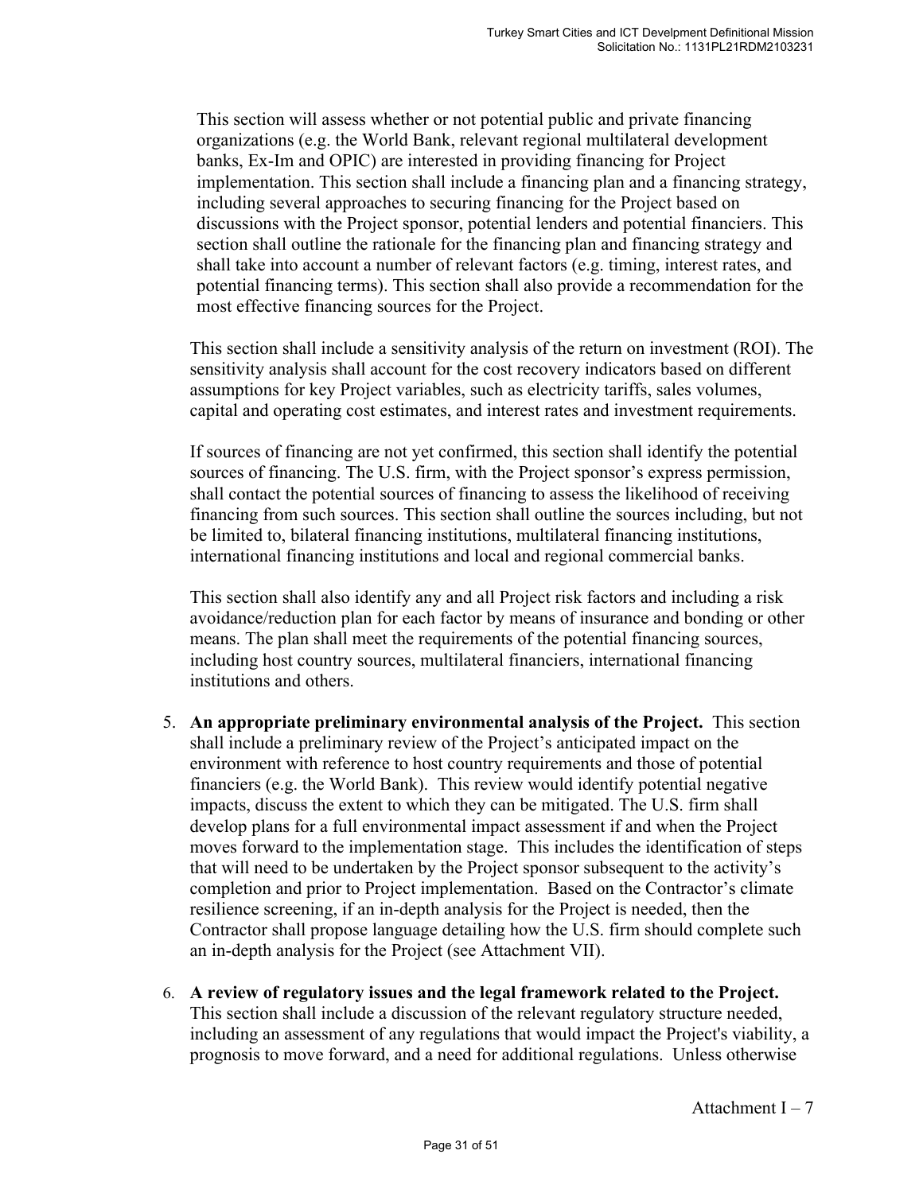This section will assess whether or not potential public and private financing organizations (e.g. the World Bank, relevant regional multilateral development banks, Ex-Im and OPIC) are interested in providing financing for Project implementation. This section shall include a financing plan and a financing strategy, including several approaches to securing financing for the Project based on discussions with the Project sponsor, potential lenders and potential financiers. This section shall outline the rationale for the financing plan and financing strategy and shall take into account a number of relevant factors (e.g. timing, interest rates, and potential financing terms). This section shall also provide a recommendation for the most effective financing sources for the Project.

This section shall include a sensitivity analysis of the return on investment (ROI). The sensitivity analysis shall account for the cost recovery indicators based on different assumptions for key Project variables, such as electricity tariffs, sales volumes, capital and operating cost estimates, and interest rates and investment requirements.

If sources of financing are not yet confirmed, this section shall identify the potential sources of financing. The U.S. firm, with the Project sponsor's express permission, shall contact the potential sources of financing to assess the likelihood of receiving financing from such sources. This section shall outline the sources including, but not be limited to, bilateral financing institutions, multilateral financing institutions, international financing institutions and local and regional commercial banks.

This section shall also identify any and all Project risk factors and including a risk avoidance/reduction plan for each factor by means of insurance and bonding or other means. The plan shall meet the requirements of the potential financing sources, including host country sources, multilateral financiers, international financing institutions and others.

5. **An appropriate preliminary environmental analysis of the Project.** This section shall include a preliminary review of the Project's anticipated impact on the environment with reference to host country requirements and those of potential financiers (e.g. the World Bank). This review would identify potential negative impacts, discuss the extent to which they can be mitigated. The U.S. firm shall develop plans for a full environmental impact assessment if and when the Project moves forward to the implementation stage. This includes the identification of steps that will need to be undertaken by the Project sponsor subsequent to the activity's completion and prior to Project implementation. Based on the Contractor's climate resilience screening, if an in-depth analysis for the Project is needed, then the Contractor shall propose language detailing how the U.S. firm should complete such an in-depth analysis for the Project (see Attachment VII).

6. **A review of regulatory issues and the legal framework related to the Project.** This section shall include a discussion of the relevant regulatory structure needed, including an assessment of any regulations that would impact the Project's viability, a prognosis to move forward, and a need for additional regulations. Unless otherwise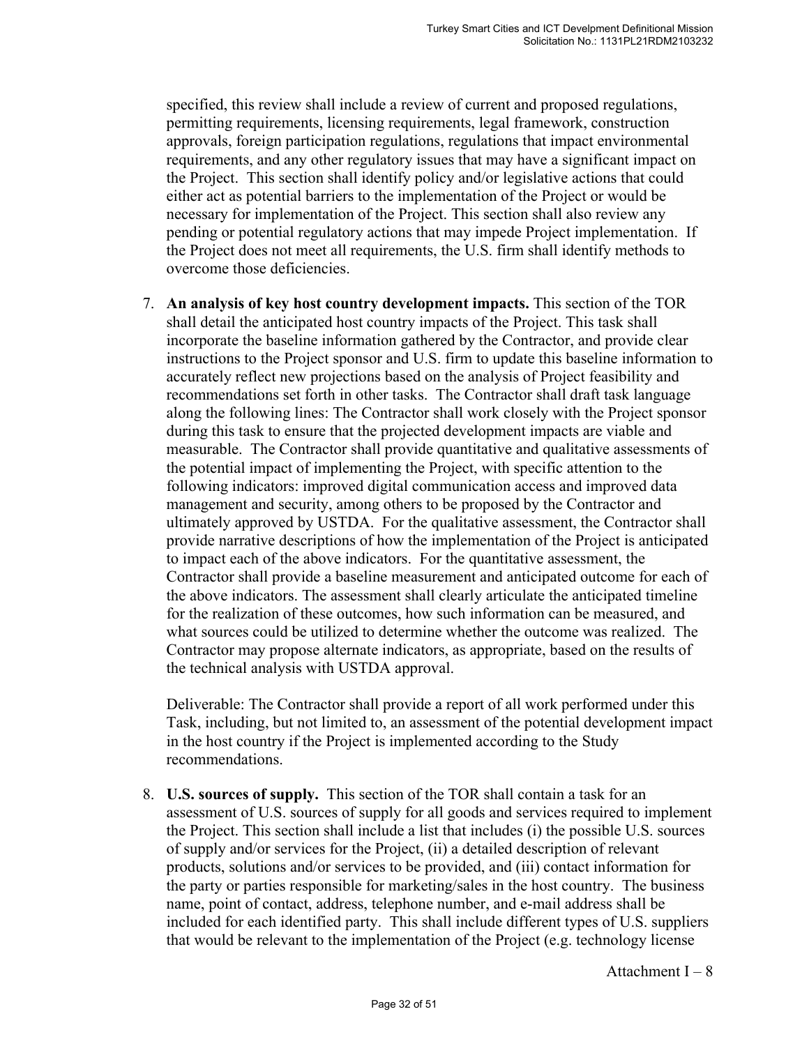specified, this review shall include a review of current and proposed regulations, permitting requirements, licensing requirements, legal framework, construction approvals, foreign participation regulations, regulations that impact environmental requirements, and any other regulatory issues that may have a significant impact on the Project. This section shall identify policy and/or legislative actions that could either act as potential barriers to the implementation of the Project or would be necessary for implementation of the Project. This section shall also review any pending or potential regulatory actions that may impede Project implementation. If the Project does not meet all requirements, the U.S. firm shall identify methods to overcome those deficiencies.

7. **An analysis of key host country development impacts.** This section of the TOR shall detail the anticipated host country impacts of the Project. This task shall incorporate the baseline information gathered by the Contractor, and provide clear instructions to the Project sponsor and U.S. firm to update this baseline information to accurately reflect new projections based on the analysis of Project feasibility and recommendations set forth in other tasks. The Contractor shall draft task language along the following lines: The Contractor shall work closely with the Project sponsor during this task to ensure that the projected development impacts are viable and measurable. The Contractor shall provide quantitative and qualitative assessments of the potential impact of implementing the Project, with specific attention to the following indicators: improved digital communication access and improved data management and security, among others to be proposed by the Contractor and ultimately approved by USTDA. For the qualitative assessment, the Contractor shall provide narrative descriptions of how the implementation of the Project is anticipated to impact each of the above indicators. For the quantitative assessment, the Contractor shall provide a baseline measurement and anticipated outcome for each of the above indicators. The assessment shall clearly articulate the anticipated timeline for the realization of these outcomes, how such information can be measured, and what sources could be utilized to determine whether the outcome was realized. The Contractor may propose alternate indicators, as appropriate, based on the results of the technical analysis with USTDA approval.

   Deliverable: The Contractor shall provide a report of all work performed under this Task, including, but not limited to, an assessment of the potential development impact in the host country if the Project is implemented according to the Study recommendations.

8. **U.S. sources of supply.** This section of the TOR shall contain a task for an assessment of U.S. sources of supply for all goods and services required to implement the Project. This section shall include a list that includes (i) the possible U.S. sources of supply and/or services for the Project, (ii) a detailed description of relevant products, solutions and/or services to be provided, and (iii) contact information for the party or parties responsible for marketing/sales in the host country. The business name, point of contact, address, telephone number, and e-mail address shall be included for each identified party. This shall include different types of U.S. suppliers that would be relevant to the implementation of the Project (e.g. technology license

Attachment I – 8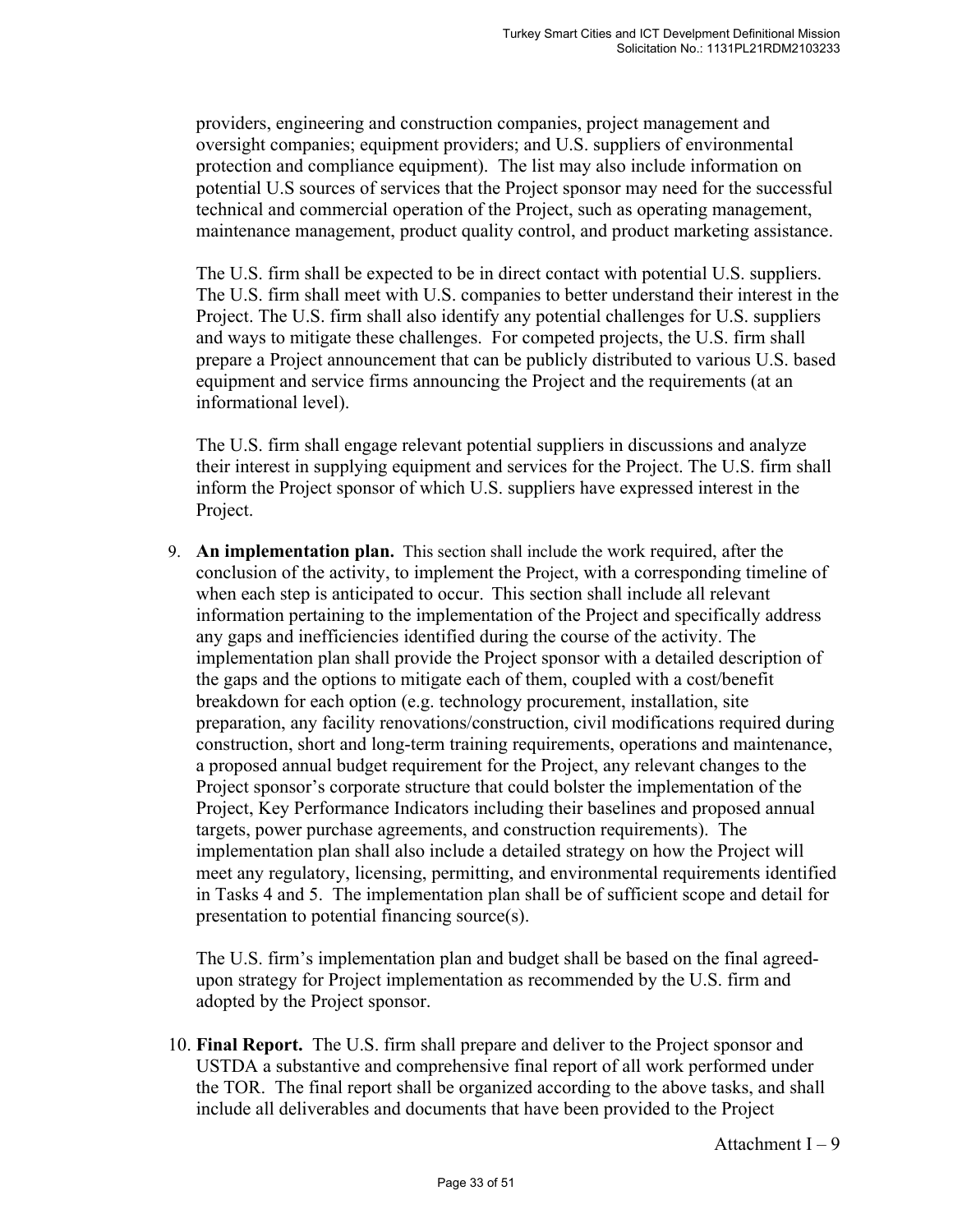providers, engineering and construction companies, project management and oversight companies; equipment providers; and U.S. suppliers of environmental protection and compliance equipment). The list may also include information on potential U.S sources of services that the Project sponsor may need for the successful technical and commercial operation of the Project, such as operating management, maintenance management, product quality control, and product marketing assistance.

The U.S. firm shall be expected to be in direct contact with potential U.S. suppliers. The U.S. firm shall meet with U.S. companies to better understand their interest in the Project. The U.S. firm shall also identify any potential challenges for U.S. suppliers and ways to mitigate these challenges. For competed projects, the U.S. firm shall prepare a Project announcement that can be publicly distributed to various U.S. based equipment and service firms announcing the Project and the requirements (at an informational level).

The U.S. firm shall engage relevant potential suppliers in discussions and analyze their interest in supplying equipment and services for the Project. The U.S. firm shall inform the Project sponsor of which U.S. suppliers have expressed interest in the Project.

9. **An implementation plan.** This section shall include the work required, after the conclusion of the activity, to implement the Project, with a corresponding timeline of when each step is anticipated to occur. This section shall include all relevant information pertaining to the implementation of the Project and specifically address any gaps and inefficiencies identified during the course of the activity. The implementation plan shall provide the Project sponsor with a detailed description of the gaps and the options to mitigate each of them, coupled with a cost/benefit breakdown for each option (e.g. technology procurement, installation, site preparation, any facility renovations/construction, civil modifications required during construction, short and long-term training requirements, operations and maintenance, a proposed annual budget requirement for the Project, any relevant changes to the Project sponsor's corporate structure that could bolster the implementation of the Project, Key Performance Indicators including their baselines and proposed annual targets, power purchase agreements, and construction requirements). The implementation plan shall also include a detailed strategy on how the Project will meet any regulatory, licensing, permitting, and environmental requirements identified in Tasks 4 and 5. The implementation plan shall be of sufficient scope and detail for presentation to potential financing source(s).

   The U.S. firm's implementation plan and budget shall be based on the final agreed-upon strategy for Project implementation as recommended by the U.S. firm and adopted by the Project sponsor.

10. **Final Report.** The U.S. firm shall prepare and deliver to the Project sponsor and USTDA a substantive and comprehensive final report of all work performed under the TOR. The final report shall be organized according to the above tasks, and shall include all deliverables and documents that have been provided to the Project

Attachment I – 9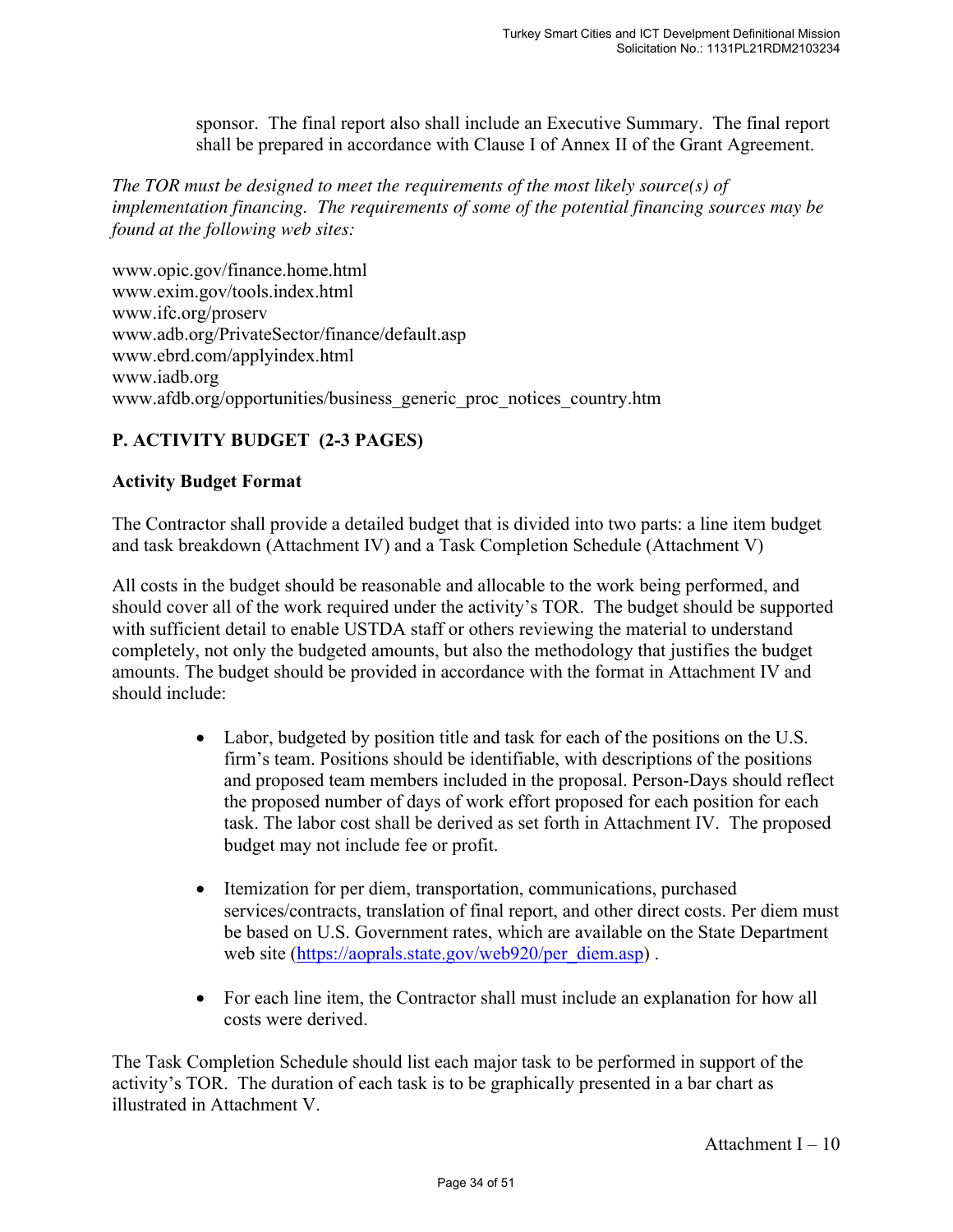sponsor. The final report also shall include an Executive Summary. The final report shall be prepared in accordance with Clause I of Annex II of the Grant Agreement.

*The TOR must be designed to meet the requirements of the most likely source(s) of implementation financing. The requirements of some of the potential financing sources may be found at the following web sites:*

www.opic.gov/finance.home.html
www.exim.gov/tools.index.html
www.ifc.org/proserv
www.adb.org/PrivateSector/finance/default.asp
www.ebrd.com/applyindex.html
www.iadb.org
www.afdb.org/opportunities/business_generic_proc_notices_country.htm

## P. ACTIVITY BUDGET (2-3 PAGES)

**Activity Budget Format**

The Contractor shall provide a detailed budget that is divided into two parts: a line item budget and task breakdown (Attachment IV) and a Task Completion Schedule (Attachment V)

All costs in the budget should be reasonable and allocable to the work being performed, and should cover all of the work required under the activity's TOR. The budget should be supported with sufficient detail to enable USTDA staff or others reviewing the material to understand completely, not only the budgeted amounts, but also the methodology that justifies the budget amounts. The budget should be provided in accordance with the format in Attachment IV and should include:

- Labor, budgeted by position title and task for each of the positions on the U.S. firm's team. Positions should be identifiable, with descriptions of the positions and proposed team members included in the proposal. Person-Days should reflect the proposed number of days of work effort proposed for each position for each task. The labor cost shall be derived as set forth in Attachment IV. The proposed budget may not include fee or profit.

- Itemization for per diem, transportation, communications, purchased services/contracts, translation of final report, and other direct costs. Per diem must be based on U.S. Government rates, which are available on the State Department web site (https://aoprals.state.gov/web920/per_diem.asp) .

- For each line item, the Contractor shall must include an explanation for how all costs were derived.

The Task Completion Schedule should list each major task to be performed in support of the activity's TOR. The duration of each task is to be graphically presented in a bar chart as illustrated in Attachment V.

Attachment I – 10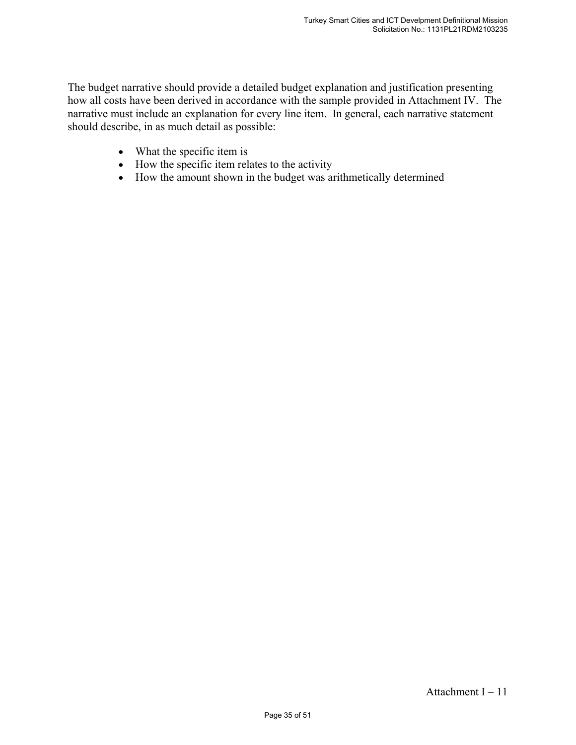The budget narrative should provide a detailed budget explanation and justification presenting how all costs have been derived in accordance with the sample provided in Attachment IV. The narrative must include an explanation for every line item. In general, each narrative statement should describe, in as much detail as possible:

- What the specific item is
- How the specific item relates to the activity
- How the amount shown in the budget was arithmetically determined

Attachment I – 11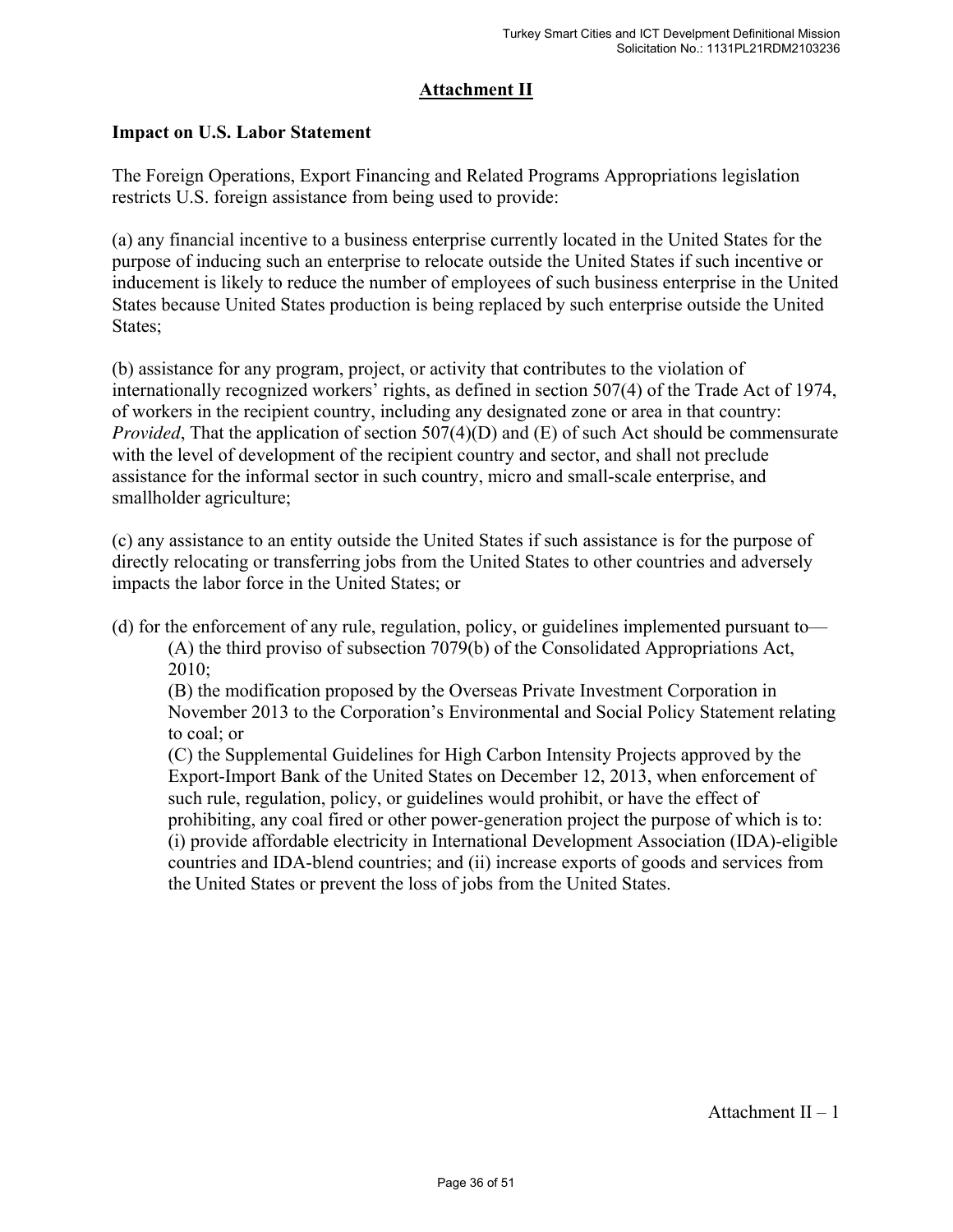## Attachment II

### Impact on U.S. Labor Statement

The Foreign Operations, Export Financing and Related Programs Appropriations legislation restricts U.S. foreign assistance from being used to provide:

(a) any financial incentive to a business enterprise currently located in the United States for the purpose of inducing such an enterprise to relocate outside the United States if such incentive or inducement is likely to reduce the number of employees of such business enterprise in the United States because United States production is being replaced by such enterprise outside the United States;

(b) assistance for any program, project, or activity that contributes to the violation of internationally recognized workers' rights, as defined in section 507(4) of the Trade Act of 1974, of workers in the recipient country, including any designated zone or area in that country: *Provided*, That the application of section 507(4)(D) and (E) of such Act should be commensurate with the level of development of the recipient country and sector, and shall not preclude assistance for the informal sector in such country, micro and small-scale enterprise, and smallholder agriculture;

(c) any assistance to an entity outside the United States if such assistance is for the purpose of directly relocating or transferring jobs from the United States to other countries and adversely impacts the labor force in the United States; or

(d) for the enforcement of any rule, regulation, policy, or guidelines implemented pursuant to—

> (A) the third proviso of subsection 7079(b) of the Consolidated Appropriations Act, 2010;
>
> (B) the modification proposed by the Overseas Private Investment Corporation in November 2013 to the Corporation's Environmental and Social Policy Statement relating to coal; or
>
> (C) the Supplemental Guidelines for High Carbon Intensity Projects approved by the Export-Import Bank of the United States on December 12, 2013, when enforcement of such rule, regulation, policy, or guidelines would prohibit, or have the effect of prohibiting, any coal fired or other power-generation project the purpose of which is to: (i) provide affordable electricity in International Development Association (IDA)-eligible countries and IDA-blend countries; and (ii) increase exports of goods and services from the United States or prevent the loss of jobs from the United States.

Attachment II – 1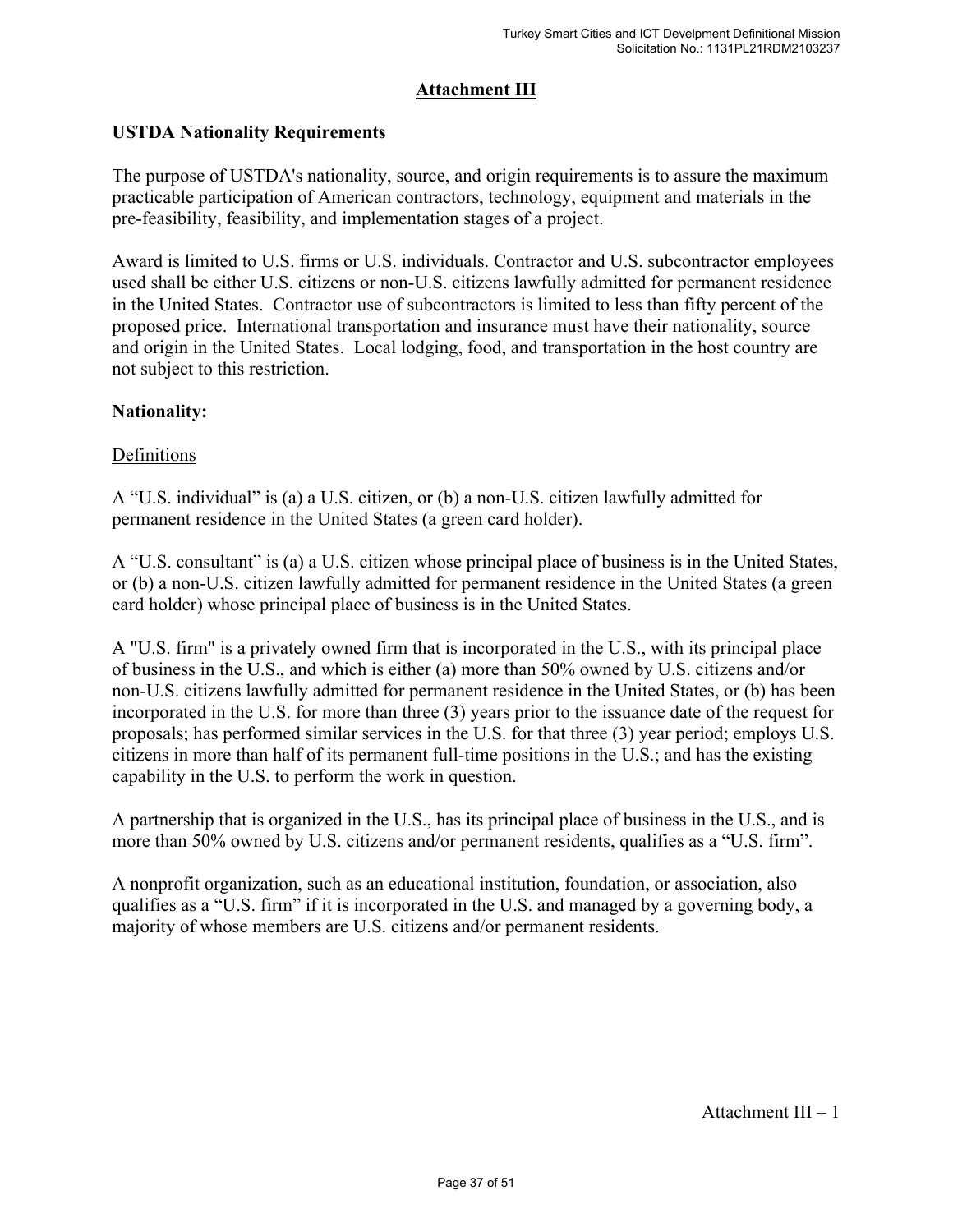## Attachment III

### USTDA Nationality Requirements

The purpose of USTDA's nationality, source, and origin requirements is to assure the maximum practicable participation of American contractors, technology, equipment and materials in the pre-feasibility, feasibility, and implementation stages of a project.

Award is limited to U.S. firms or U.S. individuals. Contractor and U.S. subcontractor employees used shall be either U.S. citizens or non-U.S. citizens lawfully admitted for permanent residence in the United States. Contractor use of subcontractors is limited to less than fifty percent of the proposed price. International transportation and insurance must have their nationality, source and origin in the United States. Local lodging, food, and transportation in the host country are not subject to this restriction.

**Nationality:**

Definitions

A "U.S. individual" is (a) a U.S. citizen, or (b) a non-U.S. citizen lawfully admitted for permanent residence in the United States (a green card holder).

A "U.S. consultant" is (a) a U.S. citizen whose principal place of business is in the United States, or (b) a non-U.S. citizen lawfully admitted for permanent residence in the United States (a green card holder) whose principal place of business is in the United States.

A "U.S. firm" is a privately owned firm that is incorporated in the U.S., with its principal place of business in the U.S., and which is either (a) more than 50% owned by U.S. citizens and/or non-U.S. citizens lawfully admitted for permanent residence in the United States, or (b) has been incorporated in the U.S. for more than three (3) years prior to the issuance date of the request for proposals; has performed similar services in the U.S. for that three (3) year period; employs U.S. citizens in more than half of its permanent full-time positions in the U.S.; and has the existing capability in the U.S. to perform the work in question.

A partnership that is organized in the U.S., has its principal place of business in the U.S., and is more than 50% owned by U.S. citizens and/or permanent residents, qualifies as a "U.S. firm".

A nonprofit organization, such as an educational institution, foundation, or association, also qualifies as a "U.S. firm" if it is incorporated in the U.S. and managed by a governing body, a majority of whose members are U.S. citizens and/or permanent residents.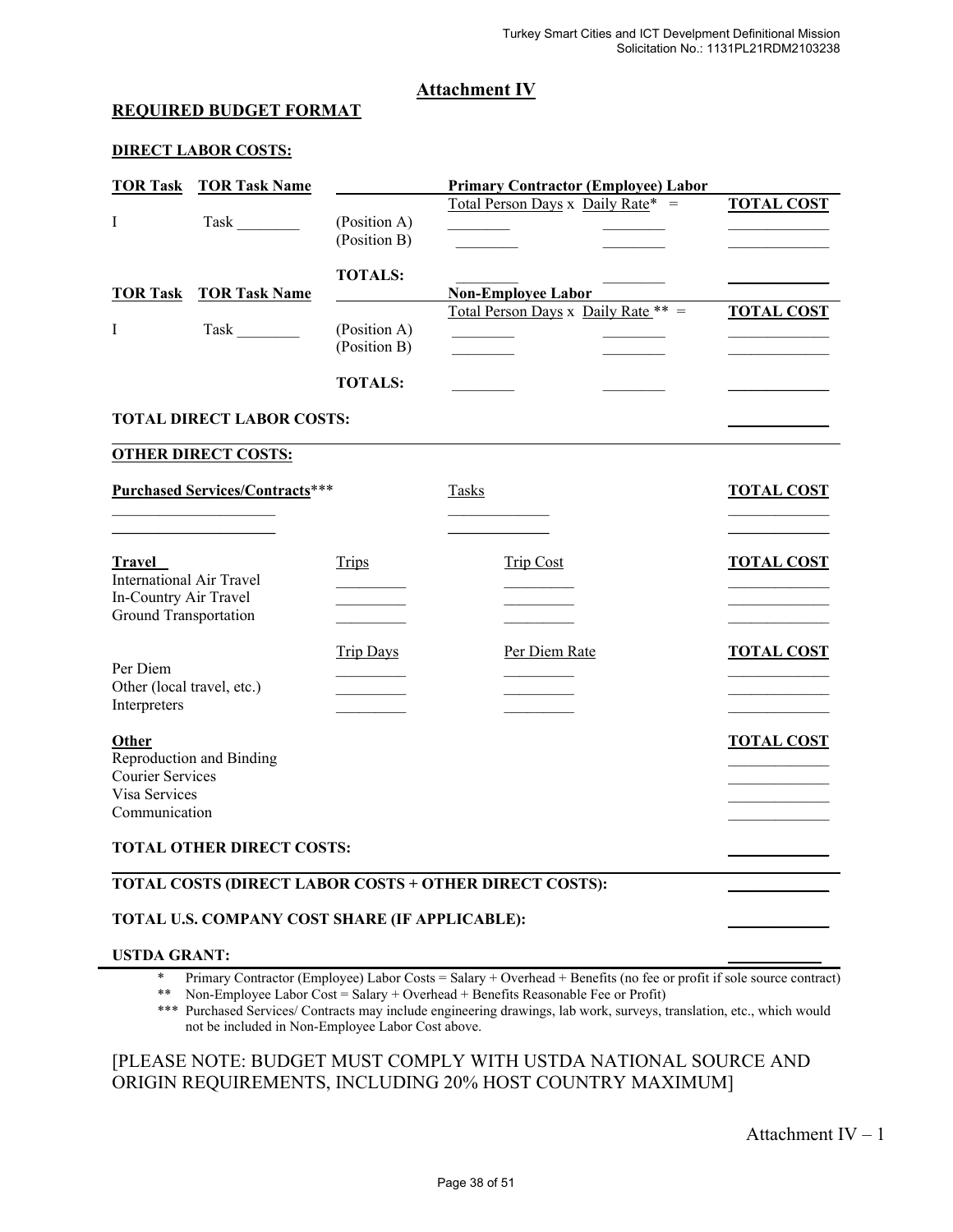## Attachment IV

### REQUIRED BUDGET FORMAT

**DIRECT LABOR COSTS:**

| TOR Task | TOR Task Name | | Primary Contractor (Employee) Labor | | |
|---|---|---|---|---|---|
| | | | Total Person Days x | Daily Rate* = | TOTAL COST |
| I | Task ________ | (Position A) | ________ | ________ | ____________ |
| | | (Position B) | ________ | ________ | ____________ |
| | | TOTALS: | ________ | ________ | ____________ |

| TOR Task | TOR Task Name | | Non-Employee Labor | | |
|---|---|---|---|---|---|
| | | | Total Person Days x | Daily Rate ** = | TOTAL COST |
| I | Task ________ | (Position A) | ________ | ________ | ____________ |
| | | (Position B) | ________ | ________ | ____________ |
| | | TOTALS: | ________ | ________ | ____________ |

**TOTAL DIRECT LABOR COSTS:** ____________

**OTHER DIRECT COSTS:**

| Purchased Services/Contracts*** | Tasks | TOTAL COST |
|---|---|---|
| ____________ | ____________ | ____________ |
| ____________ | ____________ | ____________ |

| Travel | Trips | Trip Cost | TOTAL COST |
|---|---|---|---|
| International Air Travel | ________ | ________ | ____________ |
| In-Country Air Travel | ________ | ________ | ____________ |
| Ground Transportation | ________ | ________ | ____________ |

| | Trip Days | Per Diem Rate | TOTAL COST |
|---|---|---|---|
| Per Diem | ________ | ________ | ____________ |
| Other (local travel, etc.) | ________ | ________ | ____________ |
| Interpreters | ________ | ________ | ____________ |

| Other | TOTAL COST |
|---|---|
| Reproduction and Binding | ____________ |
| Courier Services | ____________ |
| Visa Services | ____________ |
| Communication | ____________ |

**TOTAL OTHER DIRECT COSTS:** ____________

**TOTAL COSTS (DIRECT LABOR COSTS + OTHER DIRECT COSTS):** ____________

**TOTAL U.S. COMPANY COST SHARE (IF APPLICABLE):** ____________

**USTDA GRANT:** ____________

\* Primary Contractor (Employee) Labor Costs = Salary + Overhead + Benefits (no fee or profit if sole source contract)

\** Non-Employee Labor Cost = Salary + Overhead + Benefits Reasonable Fee or Profit)

\*** Purchased Services/ Contracts may include engineering drawings, lab work, surveys, translation, etc., which would not be included in Non-Employee Labor Cost above.

[PLEASE NOTE: BUDGET MUST COMPLY WITH USTDA NATIONAL SOURCE AND ORIGIN REQUIREMENTS, INCLUDING 20% HOST COUNTRY MAXIMUM]

Attachment IV – 1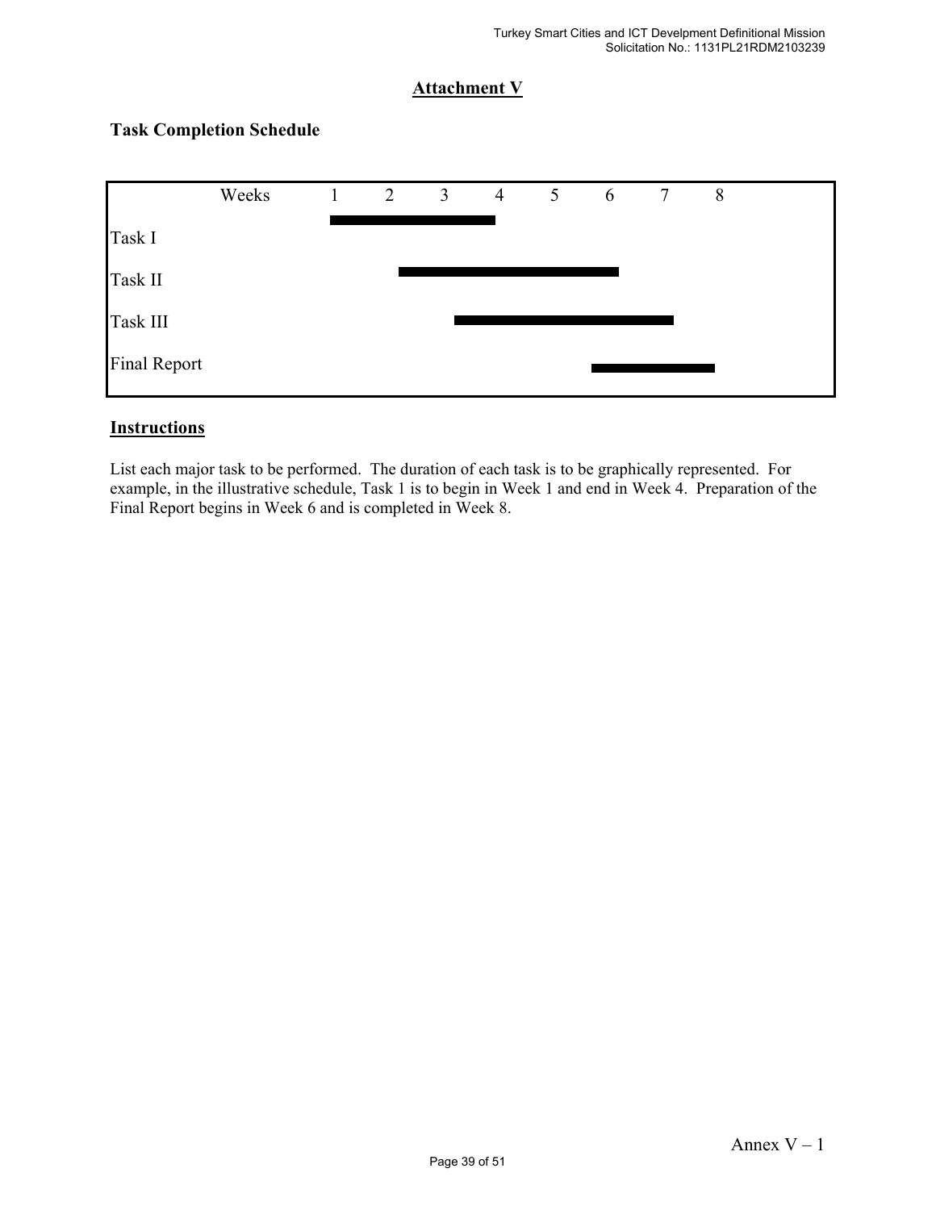## Attachment V

### Task Completion Schedule

| Weeks | 1 | 2 | 3 | 4 | 5 | 6 | 7 | 8 |
|---|---|---|---|---|---|---|---|---|
| Task I | ■ | ■ | ■ | ■ | | | | |
| Task II | | ■ | ■ | ■ | ■ | ■ | | |
| Task III | | | ■ | ■ | ■ | ■ | ■ | |
| Final Report | | | | | | ■ | ■ | ■ |

### Instructions

List each major task to be performed. The duration of each task is to be graphically represented. For example, in the illustrative schedule, Task 1 is to begin in Week 1 and end in Week 4. Preparation of the Final Report begins in Week 6 and is completed in Week 8.

Annex V – 1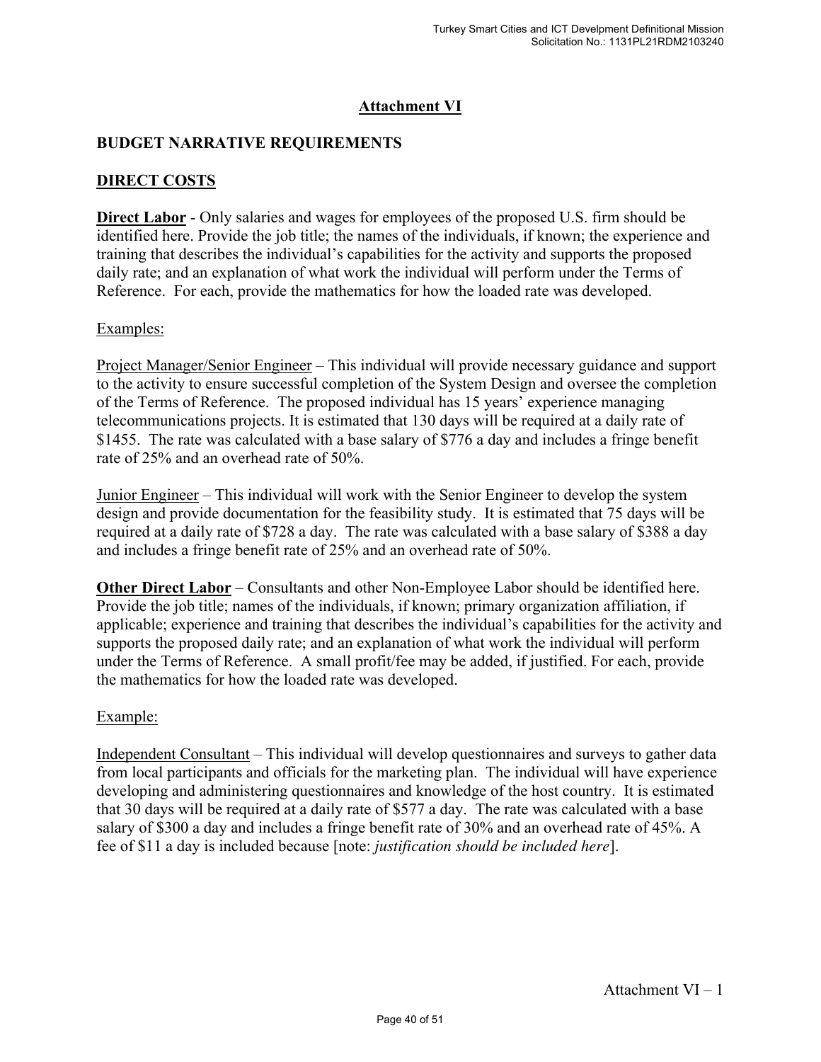## Attachment VI

### BUDGET NARRATIVE REQUIREMENTS

### DIRECT COSTS

**Direct Labor** - Only salaries and wages for employees of the proposed U.S. firm should be identified here. Provide the job title; the names of the individuals, if known; the experience and training that describes the individual's capabilities for the activity and supports the proposed daily rate; and an explanation of what work the individual will perform under the Terms of Reference. For each, provide the mathematics for how the loaded rate was developed.

Examples:

Project Manager/Senior Engineer – This individual will provide necessary guidance and support to the activity to ensure successful completion of the System Design and oversee the completion of the Terms of Reference. The proposed individual has 15 years' experience managing telecommunications projects. It is estimated that 130 days will be required at a daily rate of $1455. The rate was calculated with a base salary of $776 a day and includes a fringe benefit rate of 25% and an overhead rate of 50%.

Junior Engineer – This individual will work with the Senior Engineer to develop the system design and provide documentation for the feasibility study. It is estimated that 75 days will be required at a daily rate of $728 a day. The rate was calculated with a base salary of $388 a day and includes a fringe benefit rate of 25% and an overhead rate of 50%.

**Other Direct Labor** – Consultants and other Non-Employee Labor should be identified here. Provide the job title; names of the individuals, if known; primary organization affiliation, if applicable; experience and training that describes the individual's capabilities for the activity and supports the proposed daily rate; and an explanation of what work the individual will perform under the Terms of Reference. A small profit/fee may be added, if justified. For each, provide the mathematics for how the loaded rate was developed.

Example:

Independent Consultant – This individual will develop questionnaires and surveys to gather data from local participants and officials for the marketing plan. The individual will have experience developing and administering questionnaires and knowledge of the host country. It is estimated that 30 days will be required at a daily rate of $577 a day. The rate was calculated with a base salary of $300 a day and includes a fringe benefit rate of 30% and an overhead rate of 45%. A fee of $11 a day is included because [note: *justification should be included here*].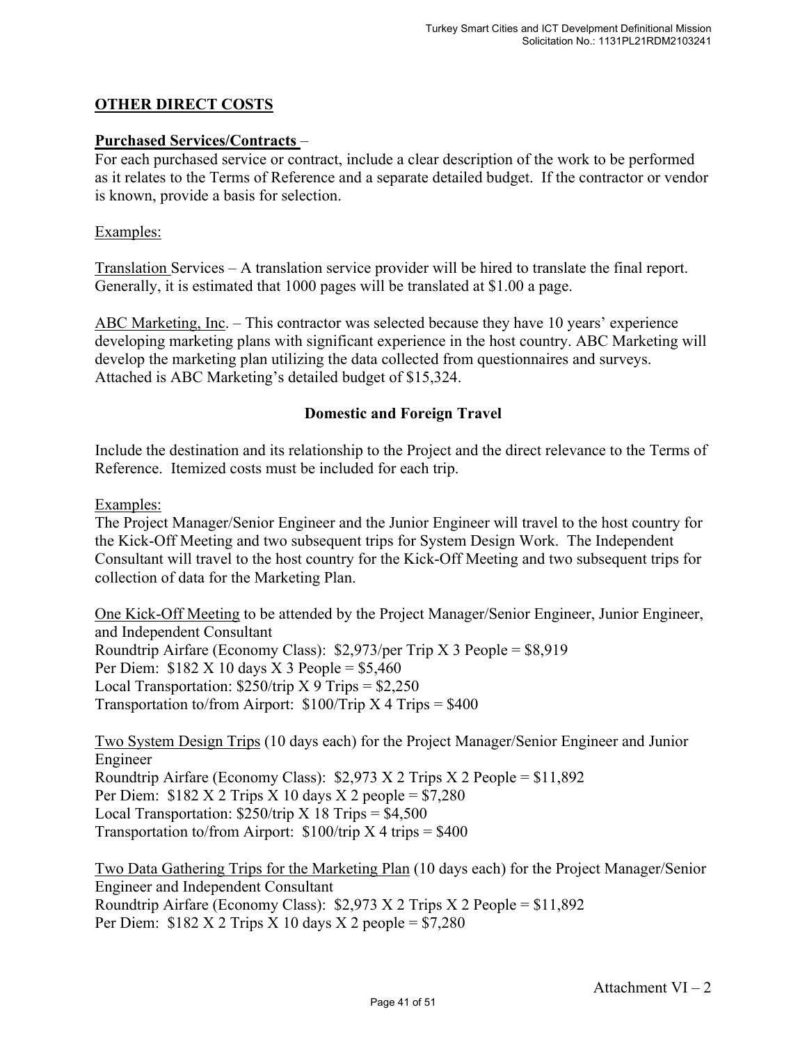## OTHER DIRECT COSTS

**Purchased Services/Contracts** –

For each purchased service or contract, include a clear description of the work to be performed as it relates to the Terms of Reference and a separate detailed budget. If the contractor or vendor is known, provide a basis for selection.

Examples:

Translation Services – A translation service provider will be hired to translate the final report. Generally, it is estimated that 1000 pages will be translated at $1.00 a page.

ABC Marketing, Inc. – This contractor was selected because they have 10 years' experience developing marketing plans with significant experience in the host country. ABC Marketing will develop the marketing plan utilizing the data collected from questionnaires and surveys. Attached is ABC Marketing's detailed budget of $15,324.

### Domestic and Foreign Travel

Include the destination and its relationship to the Project and the direct relevance to the Terms of Reference. Itemized costs must be included for each trip.

Examples:

The Project Manager/Senior Engineer and the Junior Engineer will travel to the host country for the Kick-Off Meeting and two subsequent trips for System Design Work. The Independent Consultant will travel to the host country for the Kick-Off Meeting and two subsequent trips for collection of data for the Marketing Plan.

One Kick-Off Meeting to be attended by the Project Manager/Senior Engineer, Junior Engineer, and Independent Consultant
Roundtrip Airfare (Economy Class): $2,973/per Trip X 3 People = $8,919
Per Diem: $182 X 10 days X 3 People = $5,460
Local Transportation: $250/trip X 9 Trips = $2,250
Transportation to/from Airport: $100/Trip X 4 Trips = $400

Two System Design Trips (10 days each) for the Project Manager/Senior Engineer and Junior Engineer
Roundtrip Airfare (Economy Class): $2,973 X 2 Trips X 2 People = $11,892
Per Diem: $182 X 2 Trips X 10 days X 2 people = $7,280
Local Transportation: $250/trip X 18 Trips = $4,500
Transportation to/from Airport: $100/trip X 4 trips = $400

Two Data Gathering Trips for the Marketing Plan (10 days each) for the Project Manager/Senior Engineer and Independent Consultant
Roundtrip Airfare (Economy Class): $2,973 X 2 Trips X 2 People = $11,892
Per Diem: $182 X 2 Trips X 10 days X 2 people = $7,280

Attachment VI – 2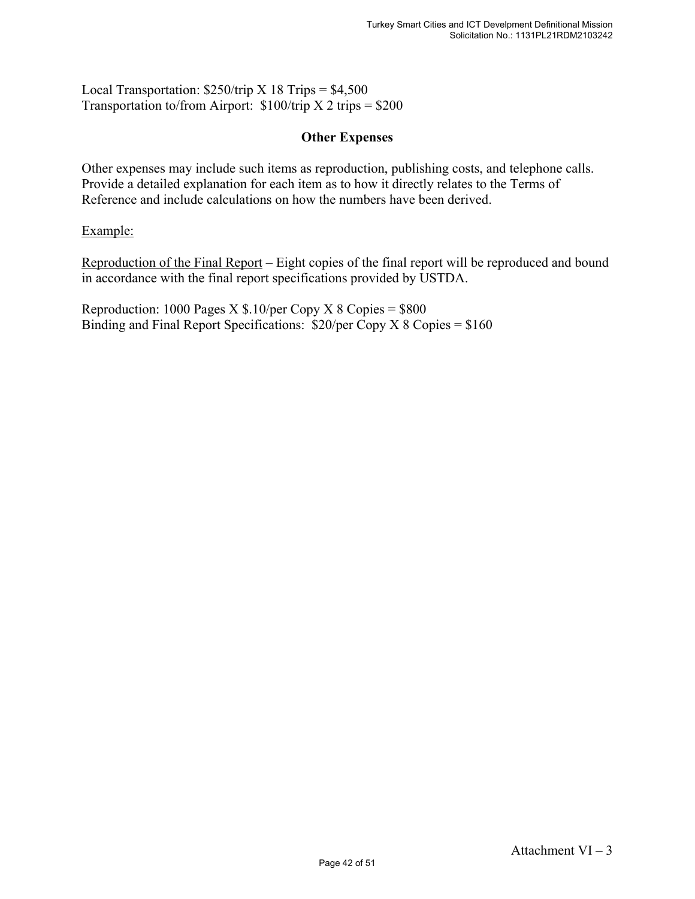Local Transportation: $250/trip X 18 Trips = $4,500
Transportation to/from Airport: $100/trip X 2 trips = $200

## Other Expenses

Other expenses may include such items as reproduction, publishing costs, and telephone calls. Provide a detailed explanation for each item as to how it directly relates to the Terms of Reference and include calculations on how the numbers have been derived.

Example:

Reproduction of the Final Report – Eight copies of the final report will be reproduced and bound in accordance with the final report specifications provided by USTDA.

Reproduction: 1000 Pages X $.10/per Copy X 8 Copies = $800
Binding and Final Report Specifications: $20/per Copy X 8 Copies = $160

Attachment VI – 3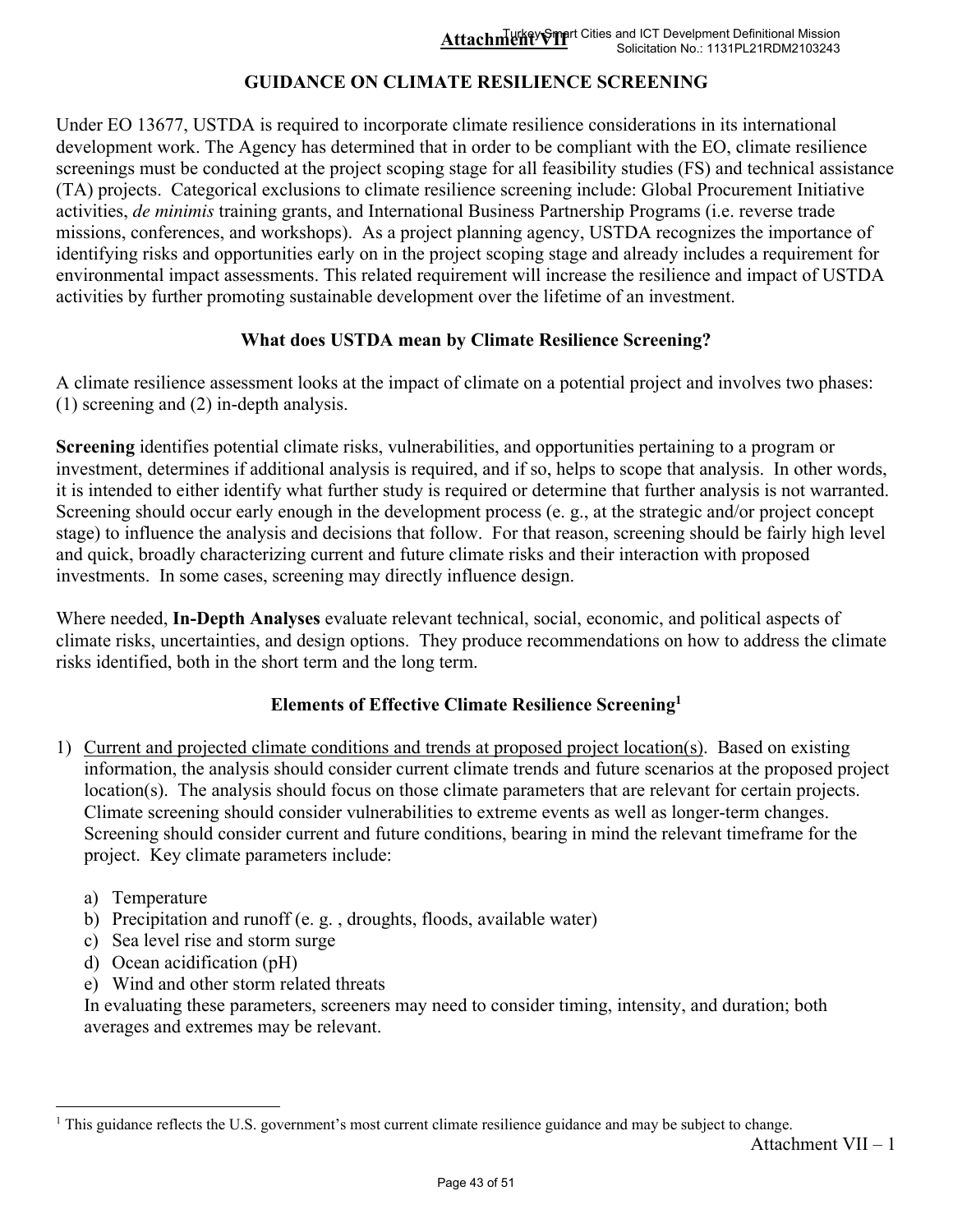**Attachment VII**

## GUIDANCE ON CLIMATE RESILIENCE SCREENING

Under EO 13677, USTDA is required to incorporate climate resilience considerations in its international development work. The Agency has determined that in order to be compliant with the EO, climate resilience screenings must be conducted at the project scoping stage for all feasibility studies (FS) and technical assistance (TA) projects. Categorical exclusions to climate resilience screening include: Global Procurement Initiative activities, *de minimis* training grants, and International Business Partnership Programs (i.e. reverse trade missions, conferences, and workshops). As a project planning agency, USTDA recognizes the importance of identifying risks and opportunities early on in the project scoping stage and already includes a requirement for environmental impact assessments. This related requirement will increase the resilience and impact of USTDA activities by further promoting sustainable development over the lifetime of an investment.

### What does USTDA mean by Climate Resilience Screening?

A climate resilience assessment looks at the impact of climate on a potential project and involves two phases: (1) screening and (2) in-depth analysis.

**Screening** identifies potential climate risks, vulnerabilities, and opportunities pertaining to a program or investment, determines if additional analysis is required, and if so, helps to scope that analysis. In other words, it is intended to either identify what further study is required or determine that further analysis is not warranted. Screening should occur early enough in the development process (e. g., at the strategic and/or project concept stage) to influence the analysis and decisions that follow. For that reason, screening should be fairly high level and quick, broadly characterizing current and future climate risks and their interaction with proposed investments. In some cases, screening may directly influence design.

Where needed, **In-Depth Analyses** evaluate relevant technical, social, economic, and political aspects of climate risks, uncertainties, and design options. They produce recommendations on how to address the climate risks identified, both in the short term and the long term.

### Elements of Effective Climate Resilience Screening[1]

1) Current and projected climate conditions and trends at proposed project location(s). Based on existing information, the analysis should consider current climate trends and future scenarios at the proposed project location(s). The analysis should focus on those climate parameters that are relevant for certain projects. Climate screening should consider vulnerabilities to extreme events as well as longer-term changes. Screening should consider current and future conditions, bearing in mind the relevant timeframe for the project. Key climate parameters include:

   a) Temperature
   b) Precipitation and runoff (e. g. , droughts, floods, available water)
   c) Sea level rise and storm surge
   d) Ocean acidification (pH)
   e) Wind and other storm related threats

   In evaluating these parameters, screeners may need to consider timing, intensity, and duration; both averages and extremes may be relevant.

[1] This guidance reflects the U.S. government's most current climate resilience guidance and may be subject to change.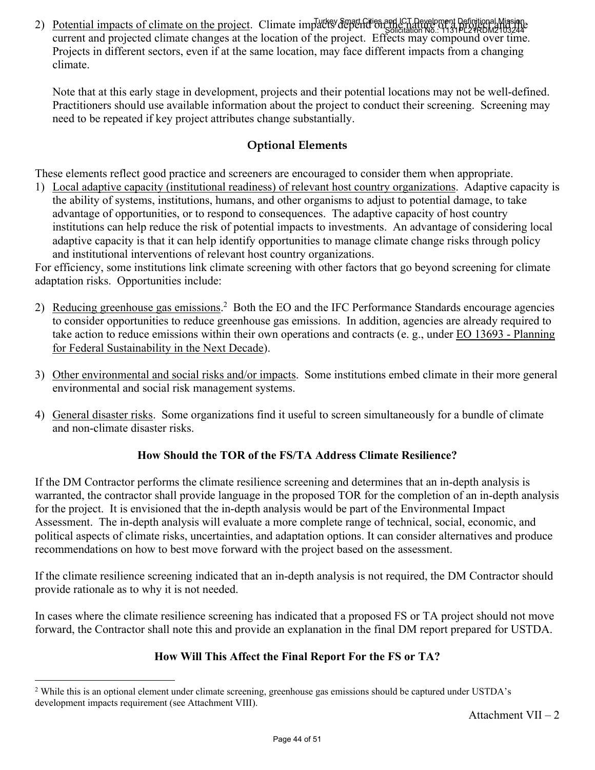2) Potential impacts of climate on the project. Climate impacts depend on the nature of a project and the current and projected climate changes at the location of the project. Effects may compound over time. Projects in different sectors, even if at the same location, may face different impacts from a changing climate.

   Note that at this early stage in development, projects and their potential locations may not be well-defined. Practitioners should use available information about the project to conduct their screening. Screening may need to be repeated if key project attributes change substantially.

## Optional Elements

These elements reflect good practice and screeners are encouraged to consider them when appropriate.

1) Local adaptive capacity (institutional readiness) of relevant host country organizations. Adaptive capacity is the ability of systems, institutions, humans, and other organisms to adjust to potential damage, to take advantage of opportunities, or to respond to consequences. The adaptive capacity of host country institutions can help reduce the risk of potential impacts to investments. An advantage of considering local adaptive capacity is that it can help identify opportunities to manage climate change risks through policy and institutional interventions of relevant host country organizations.

For efficiency, some institutions link climate screening with other factors that go beyond screening for climate adaptation risks. Opportunities include:

2) Reducing greenhouse gas emissions.[2] Both the EO and the IFC Performance Standards encourage agencies to consider opportunities to reduce greenhouse gas emissions. In addition, agencies are already required to take action to reduce emissions within their own operations and contracts (e. g., under EO 13693 - Planning for Federal Sustainability in the Next Decade).

3) Other environmental and social risks and/or impacts. Some institutions embed climate in their more general environmental and social risk management systems.

4) General disaster risks. Some organizations find it useful to screen simultaneously for a bundle of climate and non-climate disaster risks.

## How Should the TOR of the FS/TA Address Climate Resilience?

If the DM Contractor performs the climate resilience screening and determines that an in-depth analysis is warranted, the contractor shall provide language in the proposed TOR for the completion of an in-depth analysis for the project. It is envisioned that the in-depth analysis would be part of the Environmental Impact Assessment. The in-depth analysis will evaluate a more complete range of technical, social, economic, and political aspects of climate risks, uncertainties, and adaptation options. It can consider alternatives and produce recommendations on how to best move forward with the project based on the assessment.

If the climate resilience screening indicated that an in-depth analysis is not required, the DM Contractor should provide rationale as to why it is not needed.

In cases where the climate resilience screening has indicated that a proposed FS or TA project should not move forward, the Contractor shall note this and provide an explanation in the final DM report prepared for USTDA.

## How Will This Affect the Final Report For the FS or TA?

[2] While this is an optional element under climate screening, greenhouse gas emissions should be captured under USTDA's development impacts requirement (see Attachment VIII).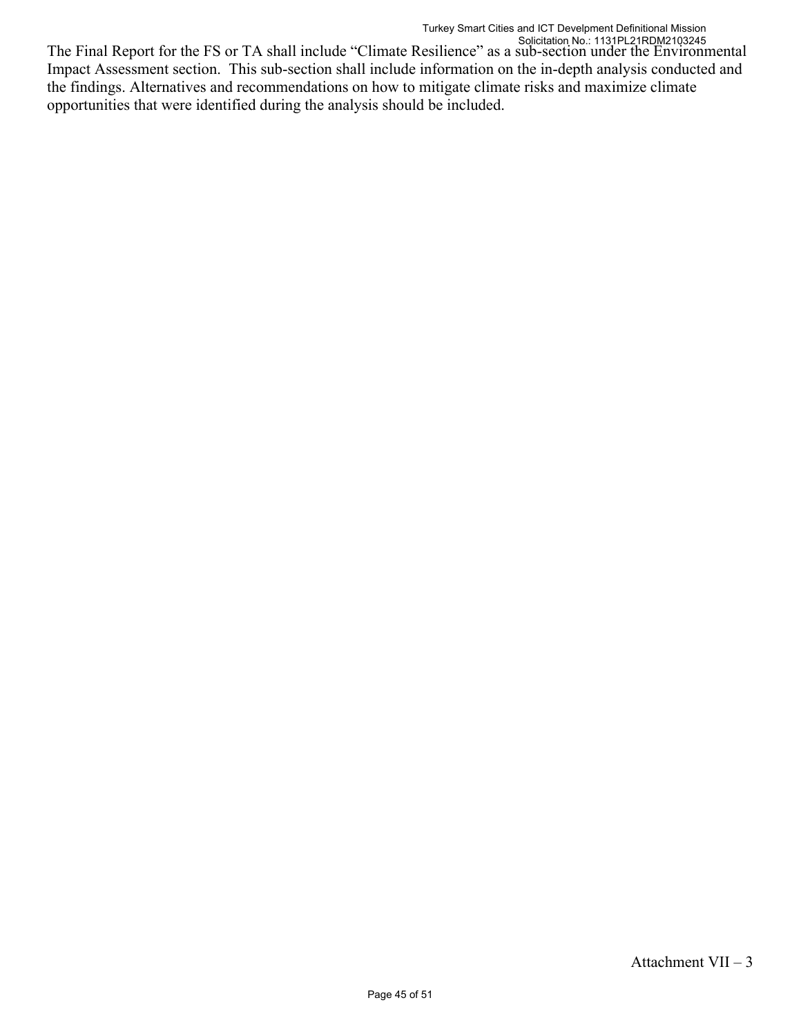The Final Report for the FS or TA shall include “Climate Resilience” as a sub-section under the Environmental Impact Assessment section. This sub-section shall include information on the in-depth analysis conducted and the findings. Alternatives and recommendations on how to mitigate climate risks and maximize climate opportunities that were identified during the analysis should be included.

Attachment VII – 3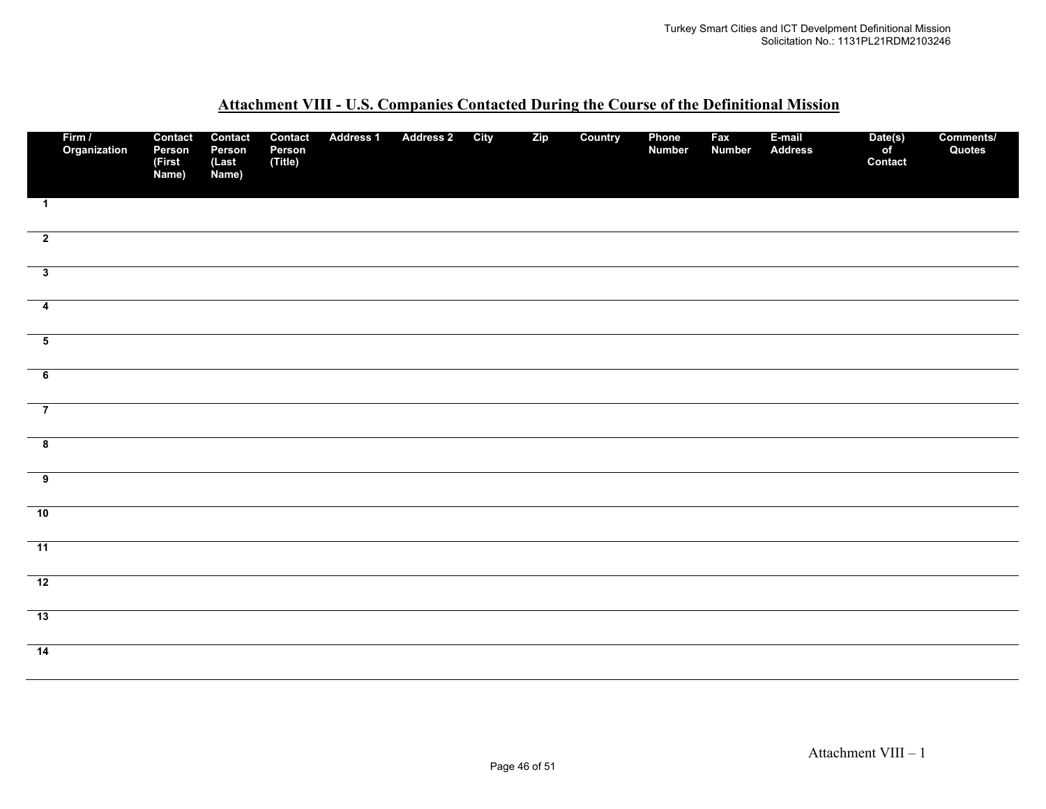## Attachment VIII - U.S. Companies Contacted During the Course of the Definitional Mission

| | Firm / Organization | Contact Person (First Name) | Contact Person (Last Name) | Contact Person (Title) | Address 1 | Address 2 | City | Zip | Country | Phone Number | Fax Number | E-mail Address | Date(s) of Contact | Comments/ Quotes |
|---|---|---|---|---|---|---|---|---|---|---|---|---|---|---|
| 1 | | | | | | | | | | | | | | |
| 2 | | | | | | | | | | | | | | |
| 3 | | | | | | | | | | | | | | |
| 4 | | | | | | | | | | | | | | |
| 5 | | | | | | | | | | | | | | |
| 6 | | | | | | | | | | | | | | |
| 7 | | | | | | | | | | | | | | |
| 8 | | | | | | | | | | | | | | |
| 9 | | | | | | | | | | | | | | |
| 10 | | | | | | | | | | | | | | |
| 11 | | | | | | | | | | | | | | |
| 12 | | | | | | | | | | | | | | |
| 13 | | | | | | | | | | | | | | |
| 14 | | | | | | | | | | | | | | |

Attachment VIII – 1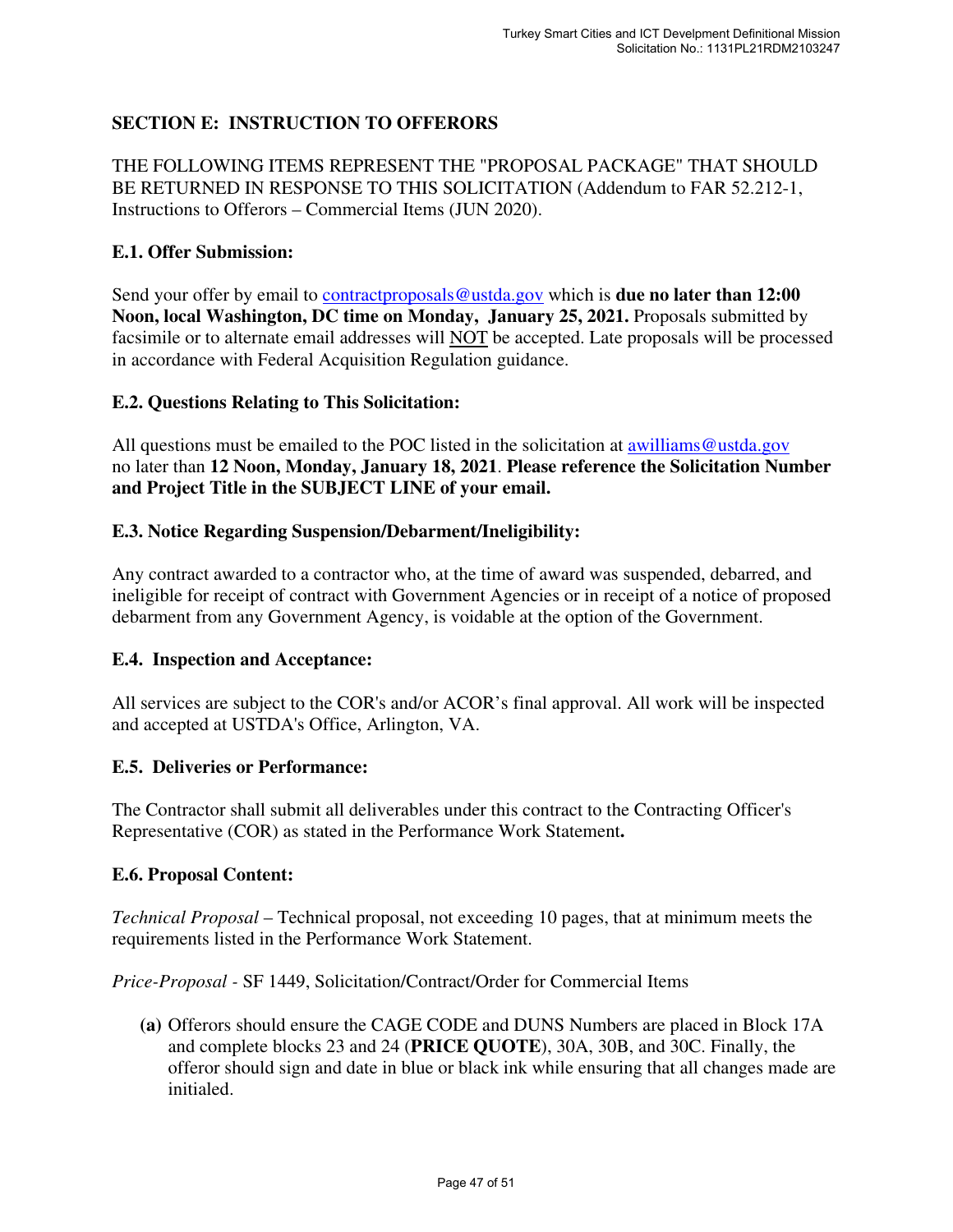## SECTION E: INSTRUCTION TO OFFERORS

THE FOLLOWING ITEMS REPRESENT THE "PROPOSAL PACKAGE" THAT SHOULD BE RETURNED IN RESPONSE TO THIS SOLICITATION (Addendum to FAR 52.212-1, Instructions to Offerors – Commercial Items (JUN 2020).

### E.1. Offer Submission:

Send your offer by email to contractproposals@ustda.gov which is **due no later than 12:00 Noon, local Washington, DC time on Monday, January 25, 2021.** Proposals submitted by facsimile or to alternate email addresses will NOT be accepted. Late proposals will be processed in accordance with Federal Acquisition Regulation guidance.

### E.2. Questions Relating to This Solicitation:

All questions must be emailed to the POC listed in the solicitation at awilliams@ustda.gov no later than **12 Noon, Monday, January 18, 2021**. **Please reference the Solicitation Number and Project Title in the SUBJECT LINE of your email.**

### E.3. Notice Regarding Suspension/Debarment/Ineligibility:

Any contract awarded to a contractor who, at the time of award was suspended, debarred, and ineligible for receipt of contract with Government Agencies or in receipt of a notice of proposed debarment from any Government Agency, is voidable at the option of the Government.

### E.4. Inspection and Acceptance:

All services are subject to the COR's and/or ACOR's final approval. All work will be inspected and accepted at USTDA's Office, Arlington, VA.

### E.5. Deliveries or Performance:

The Contractor shall submit all deliverables under this contract to the Contracting Officer's Representative (COR) as stated in the Performance Work Statement**.**

### E.6. Proposal Content:

*Technical Proposal* – Technical proposal, not exceeding 10 pages, that at minimum meets the requirements listed in the Performance Work Statement.

*Price-Proposal* - SF 1449, Solicitation/Contract/Order for Commercial Items

**(a)** Offerors should ensure the CAGE CODE and DUNS Numbers are placed in Block 17A and complete blocks 23 and 24 (**PRICE QUOTE**), 30A, 30B, and 30C. Finally, the offeror should sign and date in blue or black ink while ensuring that all changes made are initialed.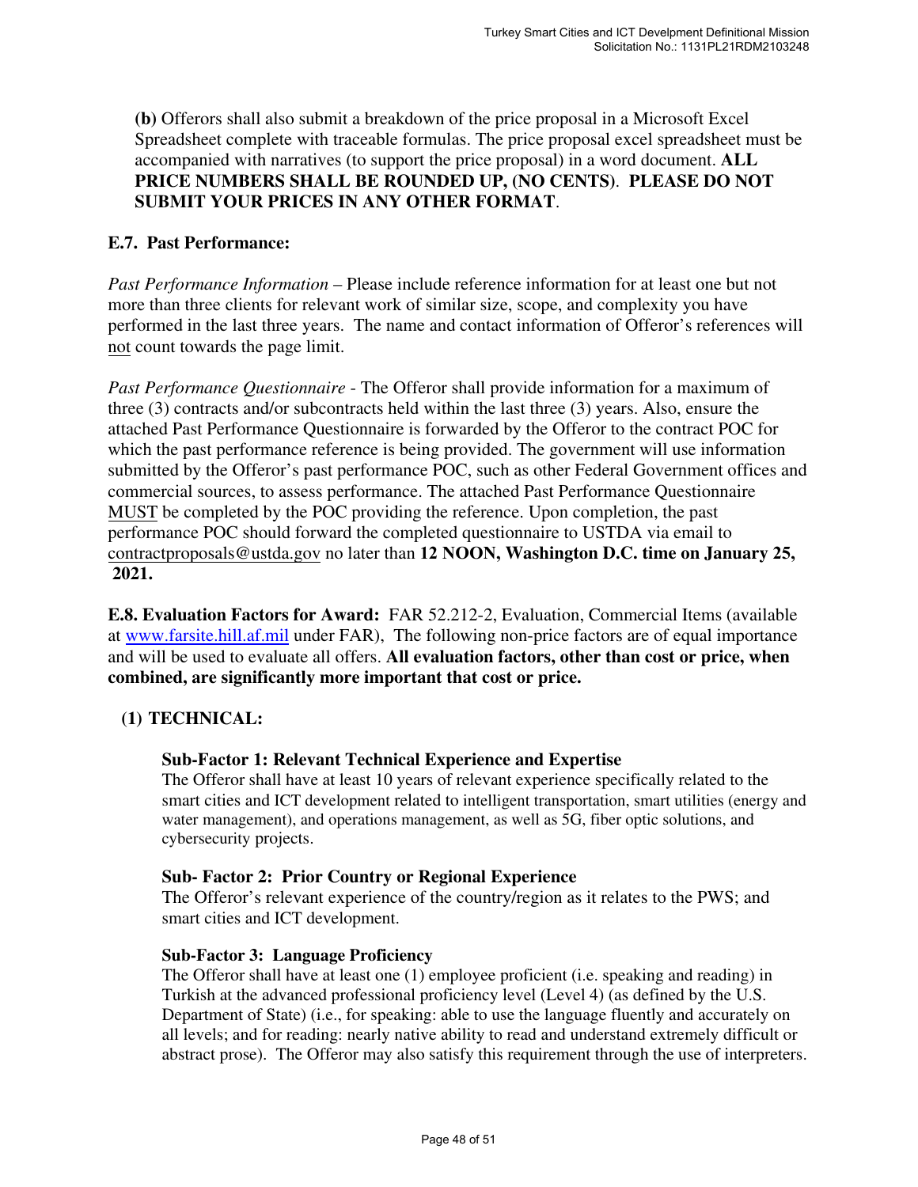**(b)** Offerors shall also submit a breakdown of the price proposal in a Microsoft Excel Spreadsheet complete with traceable formulas. The price proposal excel spreadsheet must be accompanied with narratives (to support the price proposal) in a word document. **ALL PRICE NUMBERS SHALL BE ROUNDED UP, (NO CENTS)**. **PLEASE DO NOT SUBMIT YOUR PRICES IN ANY OTHER FORMAT**.

### E.7. Past Performance:

*Past Performance Information* – Please include reference information for at least one but not more than three clients for relevant work of similar size, scope, and complexity you have performed in the last three years. The name and contact information of Offeror's references will not count towards the page limit.

*Past Performance Questionnaire* - The Offeror shall provide information for a maximum of three (3) contracts and/or subcontracts held within the last three (3) years. Also, ensure the attached Past Performance Questionnaire is forwarded by the Offeror to the contract POC for which the past performance reference is being provided. The government will use information submitted by the Offeror's past performance POC, such as other Federal Government offices and commercial sources, to assess performance. The attached Past Performance Questionnaire MUST be completed by the POC providing the reference. Upon completion, the past performance POC should forward the completed questionnaire to USTDA via email to contractproposals@ustda.gov no later than **12 NOON, Washington D.C. time on January 25, 2021.**

**E.8. Evaluation Factors for Award:** FAR 52.212-2, Evaluation, Commercial Items (available at www.farsite.hill.af.mil under FAR), The following non-price factors are of equal importance and will be used to evaluate all offers. **All evaluation factors, other than cost or price, when combined, are significantly more important that cost or price.**

**(1) TECHNICAL:**

**Sub-Factor 1: Relevant Technical Experience and Expertise**
The Offeror shall have at least 10 years of relevant experience specifically related to the smart cities and ICT development related to intelligent transportation, smart utilities (energy and water management), and operations management, as well as 5G, fiber optic solutions, and cybersecurity projects.

**Sub- Factor 2: Prior Country or Regional Experience**
The Offeror's relevant experience of the country/region as it relates to the PWS; and smart cities and ICT development.

**Sub-Factor 3: Language Proficiency**
The Offeror shall have at least one (1) employee proficient (i.e. speaking and reading) in Turkish at the advanced professional proficiency level (Level 4) (as defined by the U.S. Department of State) (i.e., for speaking: able to use the language fluently and accurately on all levels; and for reading: nearly native ability to read and understand extremely difficult or abstract prose). The Offeror may also satisfy this requirement through the use of interpreters.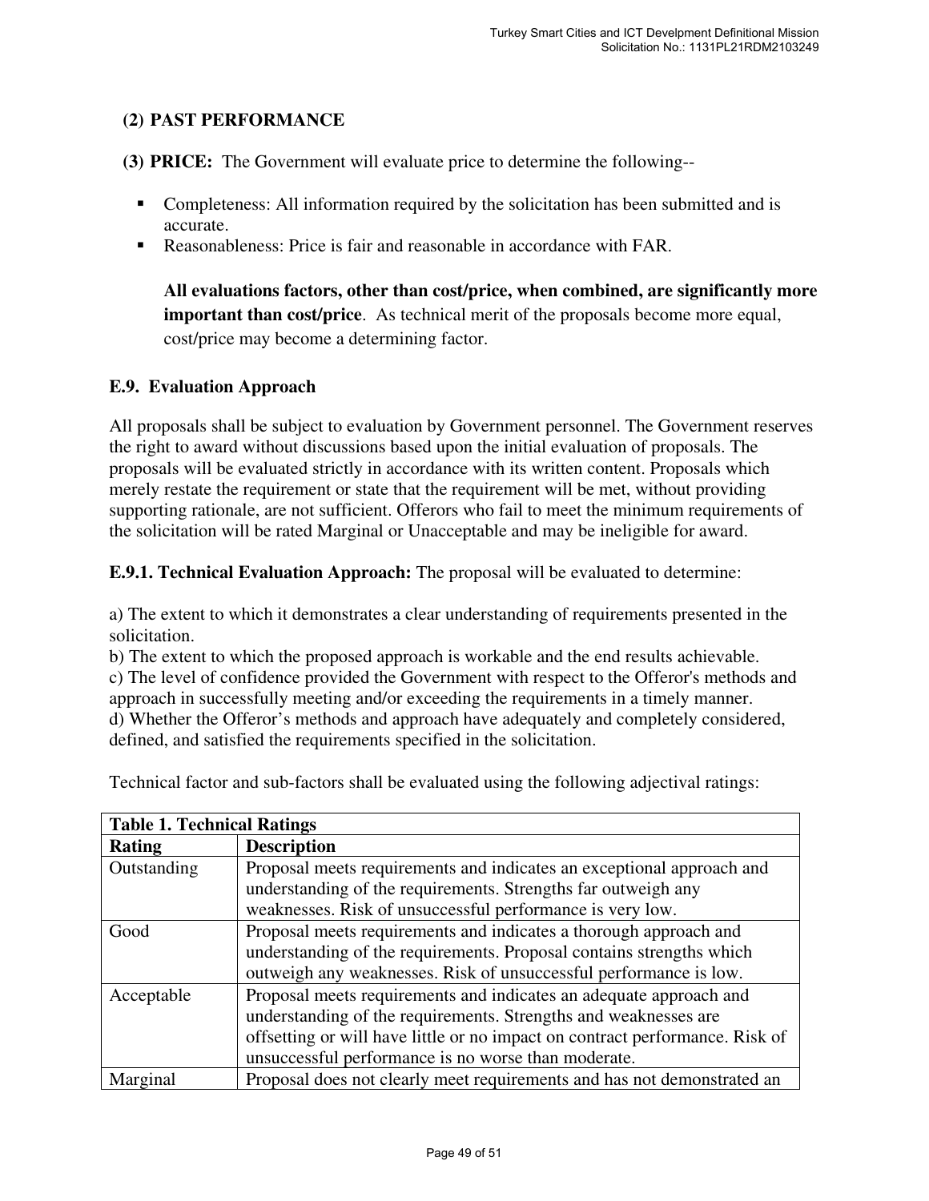**(2) PAST PERFORMANCE**

**(3) PRICE:** The Government will evaluate price to determine the following--

- Completeness: All information required by the solicitation has been submitted and is accurate.
- Reasonableness: Price is fair and reasonable in accordance with FAR.

  **All evaluations factors, other than cost/price, when combined, are significantly more important than cost/price**. As technical merit of the proposals become more equal, cost/price may become a determining factor.

### E.9. Evaluation Approach

All proposals shall be subject to evaluation by Government personnel. The Government reserves the right to award without discussions based upon the initial evaluation of proposals. The proposals will be evaluated strictly in accordance with its written content. Proposals which merely restate the requirement or state that the requirement will be met, without providing supporting rationale, are not sufficient. Offerors who fail to meet the minimum requirements of the solicitation will be rated Marginal or Unacceptable and may be ineligible for award.

**E.9.1. Technical Evaluation Approach:** The proposal will be evaluated to determine:

a) The extent to which it demonstrates a clear understanding of requirements presented in the solicitation.
b) The extent to which the proposed approach is workable and the end results achievable.
c) The level of confidence provided the Government with respect to the Offeror's methods and approach in successfully meeting and/or exceeding the requirements in a timely manner.
d) Whether the Offeror's methods and approach have adequately and completely considered, defined, and satisfied the requirements specified in the solicitation.

Technical factor and sub-factors shall be evaluated using the following adjectival ratings:

| **Table 1. Technical Ratings** | |
|---|---|
| **Rating** | **Description** |
| Outstanding | Proposal meets requirements and indicates an exceptional approach and understanding of the requirements. Strengths far outweigh any weaknesses. Risk of unsuccessful performance is very low. |
| Good | Proposal meets requirements and indicates a thorough approach and understanding of the requirements. Proposal contains strengths which outweigh any weaknesses. Risk of unsuccessful performance is low. |
| Acceptable | Proposal meets requirements and indicates an adequate approach and understanding of the requirements. Strengths and weaknesses are offsetting or will have little or no impact on contract performance. Risk of unsuccessful performance is no worse than moderate. |
| Marginal | Proposal does not clearly meet requirements and has not demonstrated an |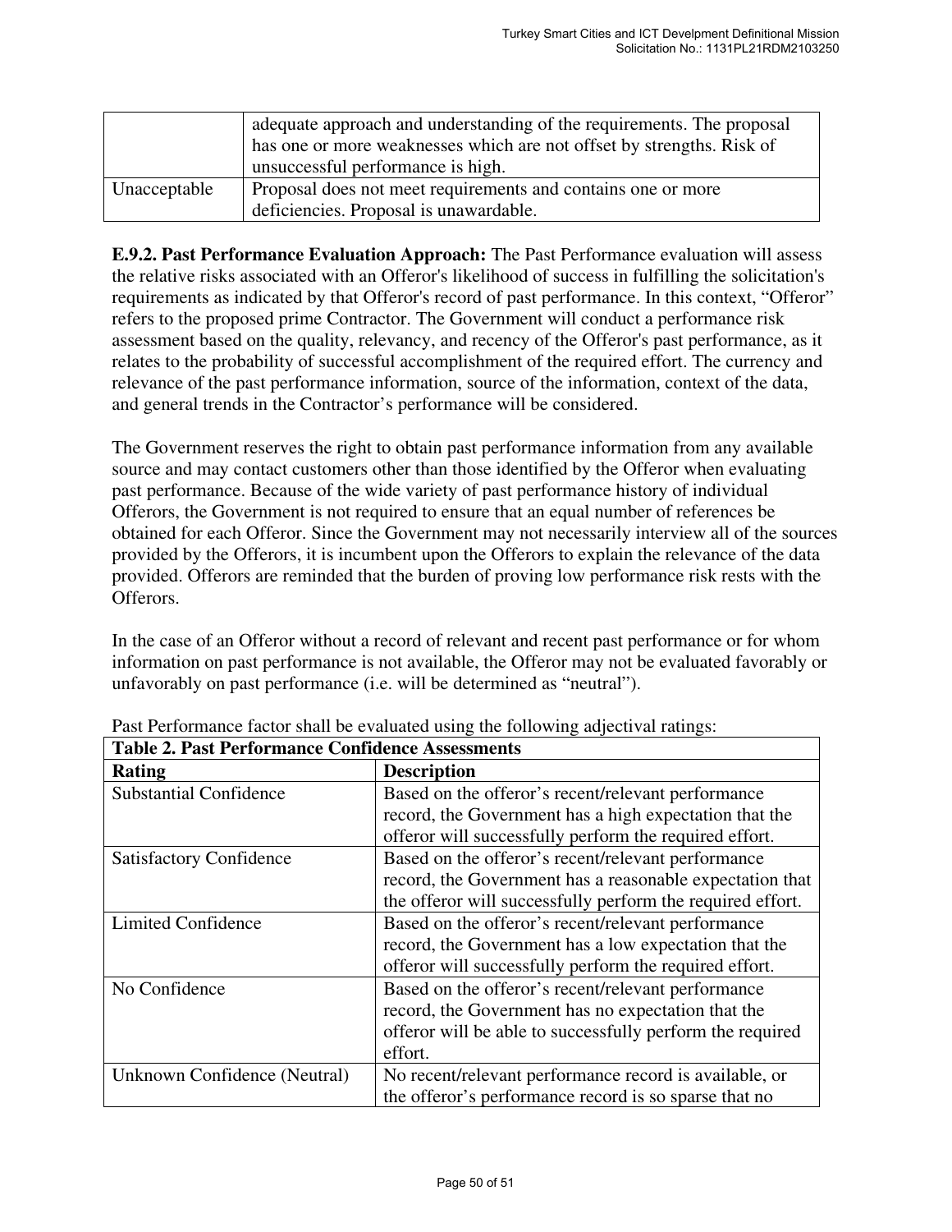| | |
|---|---|
| | adequate approach and understanding of the requirements. The proposal has one or more weaknesses which are not offset by strengths. Risk of unsuccessful performance is high. |
| Unacceptable | Proposal does not meet requirements and contains one or more deficiencies. Proposal is unawardable. |

**E.9.2. Past Performance Evaluation Approach:** The Past Performance evaluation will assess the relative risks associated with an Offeror's likelihood of success in fulfilling the solicitation's requirements as indicated by that Offeror's record of past performance. In this context, "Offeror" refers to the proposed prime Contractor. The Government will conduct a performance risk assessment based on the quality, relevancy, and recency of the Offeror's past performance, as it relates to the probability of successful accomplishment of the required effort. The currency and relevance of the past performance information, source of the information, context of the data, and general trends in the Contractor's performance will be considered.

The Government reserves the right to obtain past performance information from any available source and may contact customers other than those identified by the Offeror when evaluating past performance. Because of the wide variety of past performance history of individual Offerors, the Government is not required to ensure that an equal number of references be obtained for each Offeror. Since the Government may not necessarily interview all of the sources provided by the Offerors, it is incumbent upon the Offerors to explain the relevance of the data provided. Offerors are reminded that the burden of proving low performance risk rests with the Offerors.

In the case of an Offeror without a record of relevant and recent past performance or for whom information on past performance is not available, the Offeror may not be evaluated favorably or unfavorably on past performance (i.e. will be determined as "neutral").

Past Performance factor shall be evaluated using the following adjectival ratings:

**Table 2. Past Performance Confidence Assessments**

| Rating | Description |
|---|---|
| Substantial Confidence | Based on the offeror's recent/relevant performance record, the Government has a high expectation that the offeror will successfully perform the required effort. |
| Satisfactory Confidence | Based on the offeror's recent/relevant performance record, the Government has a reasonable expectation that the offeror will successfully perform the required effort. |
| Limited Confidence | Based on the offeror's recent/relevant performance record, the Government has a low expectation that the offeror will successfully perform the required effort. |
| No Confidence | Based on the offeror's recent/relevant performance record, the Government has no expectation that the offeror will be able to successfully perform the required effort. |
| Unknown Confidence (Neutral) | No recent/relevant performance record is available, or the offeror's performance record is so sparse that no |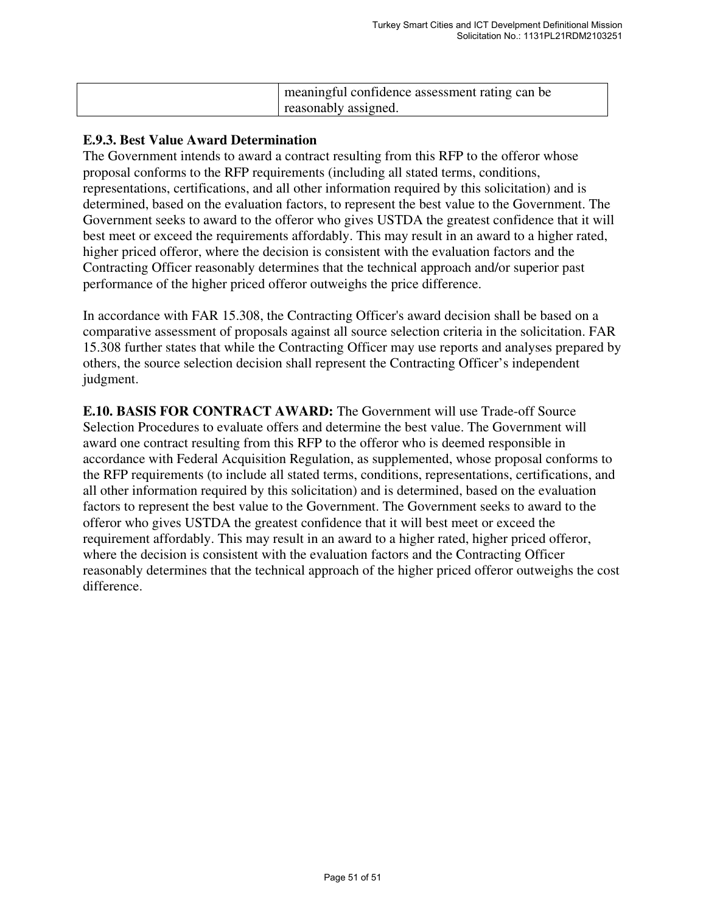| | |
|---|---|
| | meaningful confidence assessment rating can be reasonably assigned. |

**E.9.3. Best Value Award Determination**

The Government intends to award a contract resulting from this RFP to the offeror whose proposal conforms to the RFP requirements (including all stated terms, conditions, representations, certifications, and all other information required by this solicitation) and is determined, based on the evaluation factors, to represent the best value to the Government. The Government seeks to award to the offeror who gives USTDA the greatest confidence that it will best meet or exceed the requirements affordably. This may result in an award to a higher rated, higher priced offeror, where the decision is consistent with the evaluation factors and the Contracting Officer reasonably determines that the technical approach and/or superior past performance of the higher priced offeror outweighs the price difference.

In accordance with FAR 15.308, the Contracting Officer's award decision shall be based on a comparative assessment of proposals against all source selection criteria in the solicitation. FAR 15.308 further states that while the Contracting Officer may use reports and analyses prepared by others, the source selection decision shall represent the Contracting Officer's independent judgment.

**E.10. BASIS FOR CONTRACT AWARD:** The Government will use Trade-off Source Selection Procedures to evaluate offers and determine the best value. The Government will award one contract resulting from this RFP to the offeror who is deemed responsible in accordance with Federal Acquisition Regulation, as supplemented, whose proposal conforms to the RFP requirements (to include all stated terms, conditions, representations, certifications, and all other information required by this solicitation) and is determined, based on the evaluation factors to represent the best value to the Government. The Government seeks to award to the offeror who gives USTDA the greatest confidence that it will best meet or exceed the requirement affordably. This may result in an award to a higher rated, higher priced offeror, where the decision is consistent with the evaluation factors and the Contracting Officer reasonably determines that the technical approach of the higher priced offeror outweighs the cost difference.